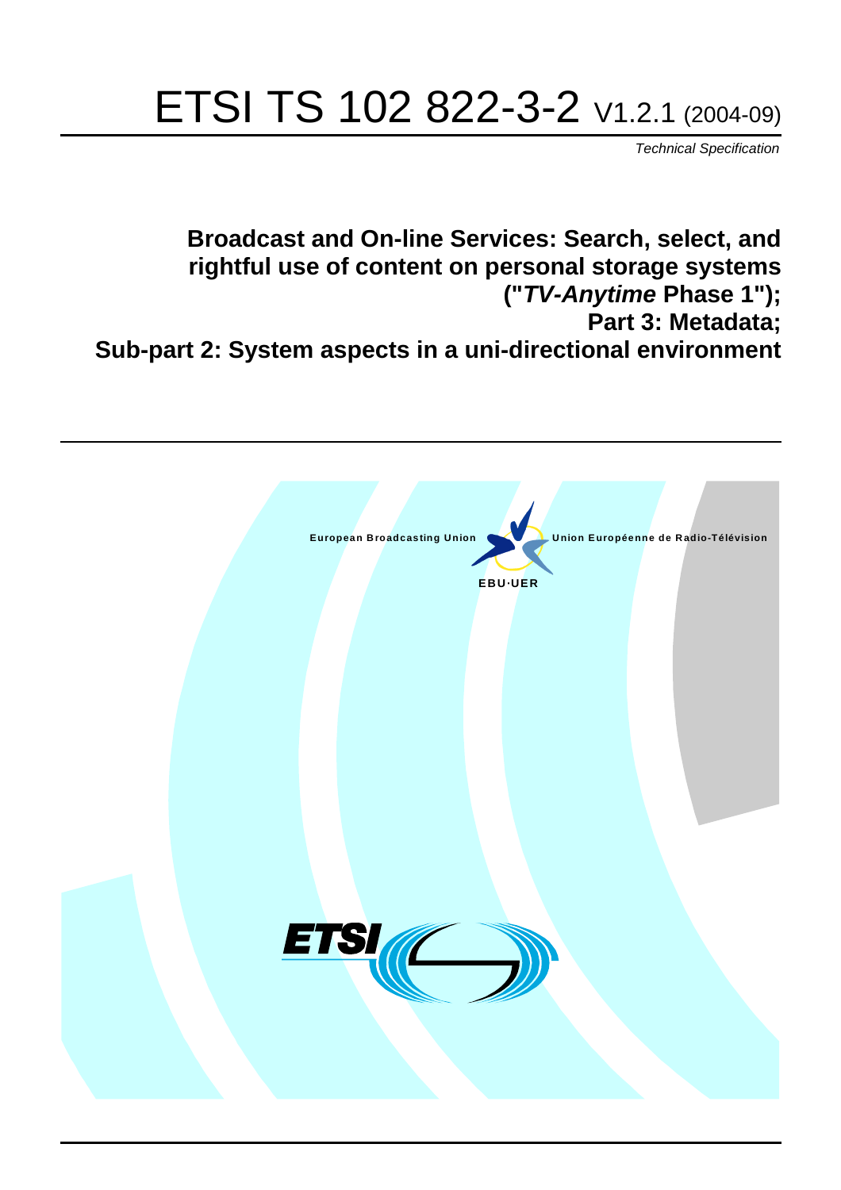# ETSI TS 102 822-3-2 V1.2.1 (2004-09)

*Technical Specification*

## Broadcast and On-line Services: Search, select, and rightful use of content on personal storage systems ("*TV-Anytime* Phase 1"); Part 3: Metadata; Sub-part 2: System aspects in a uni-directional environment

European Broadcasting Union    Union Européenne de Radio-Télévision

EBU·UER

ETSI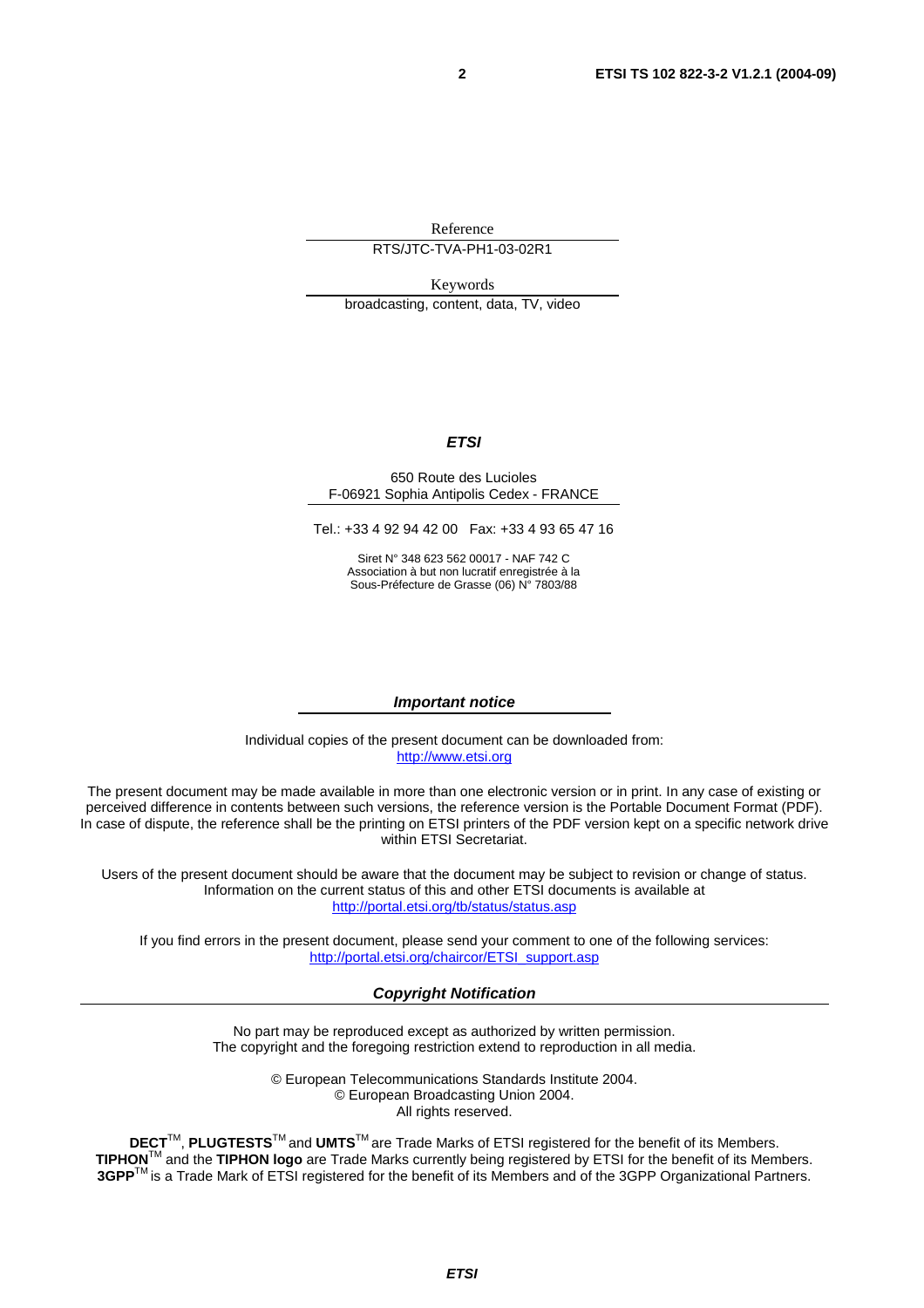Reference

RTS/JTC-TVA-PH1-03-02R1

Keywords

broadcasting, content, data, TV, video

***ETSI***

650 Route des Lucioles
F-06921 Sophia Antipolis Cedex - FRANCE

Tel.: +33 4 92 94 42 00 Fax: +33 4 93 65 47 16

Siret N° 348 623 562 00017 - NAF 742 C
Association à but non lucratif enregistrée à la
Sous-Préfecture de Grasse (06) N° 7803/88

***Important notice***

Individual copies of the present document can be downloaded from:
http://www.etsi.org

The present document may be made available in more than one electronic version or in print. In any case of existing or perceived difference in contents between such versions, the reference version is the Portable Document Format (PDF). In case of dispute, the reference shall be the printing on ETSI printers of the PDF version kept on a specific network drive within ETSI Secretariat.

Users of the present document should be aware that the document may be subject to revision or change of status. Information on the current status of this and other ETSI documents is available at
http://portal.etsi.org/tb/status/status.asp

If you find errors in the present document, please send your comment to one of the following services:
http://portal.etsi.org/chaircor/ETSI_support.asp

***Copyright Notification***

No part may be reproduced except as authorized by written permission.
The copyright and the foregoing restriction extend to reproduction in all media.

© European Telecommunications Standards Institute 2004.
© European Broadcasting Union 2004.
All rights reserved.

**DECT**TM, **PLUGTESTS**TM and **UMTS**TM are Trade Marks of ETSI registered for the benefit of its Members.
**TIPHON**TM and the **TIPHON logo** are Trade Marks currently being registered by ETSI for the benefit of its Members.
**3GPP**TM is a Trade Mark of ETSI registered for the benefit of its Members and of the 3GPP Organizational Partners.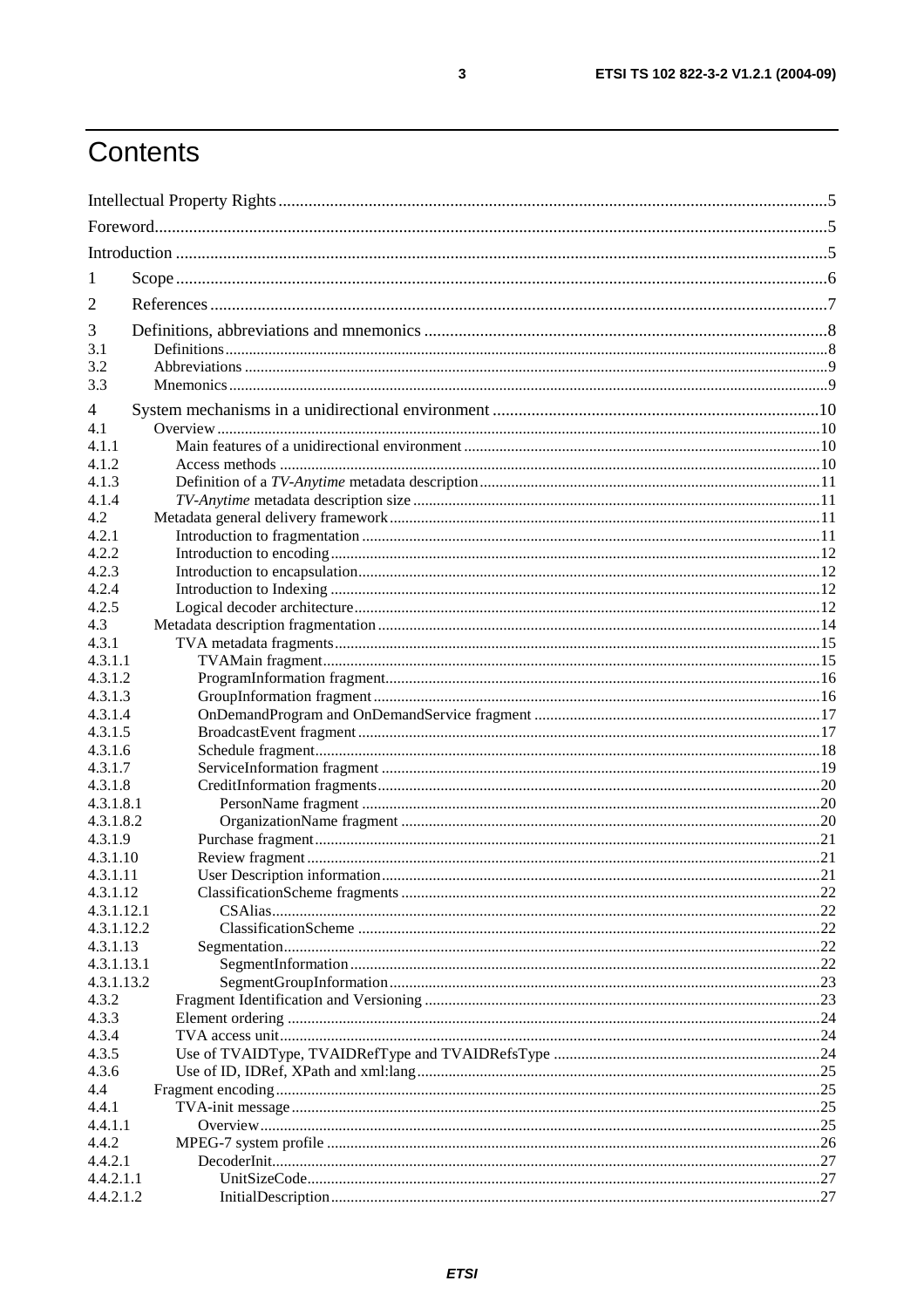# Contents

Intellectual Property Rights ....................................................................................................................5

Foreword....................................................................................................................................................5

Introduction ..............................................................................................................................................5

1 Scope ....................................................................................................................................................6

2 References .............................................................................................................................................7

3 Definitions, abbreviations and mnemonics ..........................................................................................8

3.1 Definitions.........................................................................................................................................8

3.2 Abbreviations ....................................................................................................................................9

3.3 Mnemonics ........................................................................................................................................9

4 System mechanisms in a unidirectional environment ........................................................................10

4.1 Overview .........................................................................................................................................10

4.1.1 Main features of a unidirectional environment ...........................................................................10

4.1.2 Access methods .........................................................................................................................10

4.1.3 Definition of a *TV-Anytime* metadata description .....................................................................11

4.1.4 *TV-Anytime* metadata description size ......................................................................................11

4.2 Metadata general delivery framework ...............................................................................................11

4.2.1 Introduction to fragmentation .....................................................................................................11

4.2.2 Introduction to encoding .............................................................................................................12

4.2.3 Introduction to encapsulation ......................................................................................................12

4.2.4 Introduction to Indexing .............................................................................................................12

4.2.5 Logical decoder architecture .......................................................................................................12

4.3 Metadata description fragmentation ..................................................................................................14

4.3.1 TVA metadata fragments ............................................................................................................15

4.3.1.1 TVAMain fragment ................................................................................................................15

4.3.1.2 ProgramInformation fragment .................................................................................................16

4.3.1.3 GroupInformation fragment ....................................................................................................16

4.3.1.4 OnDemandProgram and OnDemandService fragment .............................................................17

4.3.1.5 BroadcastEvent fragment ........................................................................................................17

4.3.1.6 Schedule fragment ..................................................................................................................18

4.3.1.7 ServiceInformation fragment ..................................................................................................19

4.3.1.8 CreditInformation fragments ...................................................................................................20

4.3.1.8.1 PersonName fragment .........................................................................................................20

4.3.1.8.2 OrganizationName fragment ...............................................................................................20

4.3.1.9 Purchase fragment ...................................................................................................................21

4.3.1.10 Review fragment ...................................................................................................................21

4.3.1.11 User Description information .................................................................................................21

4.3.1.12 ClassificationScheme fragments ............................................................................................22

4.3.1.12.1 CSAlias .............................................................................................................................22

4.3.1.12.2 ClassificationScheme ........................................................................................................22

4.3.1.13 Segmentation .........................................................................................................................22

4.3.1.13.1 SegmentInformation ..........................................................................................................22

4.3.1.13.2 SegmentGroupInformation .................................................................................................23

4.3.2 Fragment Identification and Versioning ......................................................................................23

4.3.3 Element ordering .......................................................................................................................24

4.3.4 TVA access unit .........................................................................................................................24

4.3.5 Use of TVAIDType, TVAIDRefType and TVAIDRefsType ........................................................24

4.3.6 Use of ID, IDRef, XPath and xml:lang .........................................................................................25

4.4 Fragment encoding ...........................................................................................................................25

4.4.1 TVA-init message .......................................................................................................................25

4.4.1.1 Overview ................................................................................................................................25

4.4.2 MPEG-7 system profile ..............................................................................................................26

4.4.2.1 DecoderInit ............................................................................................................................27

4.4.2.1.1 UnitSizeCode .....................................................................................................................27

4.4.2.1.2 InitialDescription ................................................................................................................27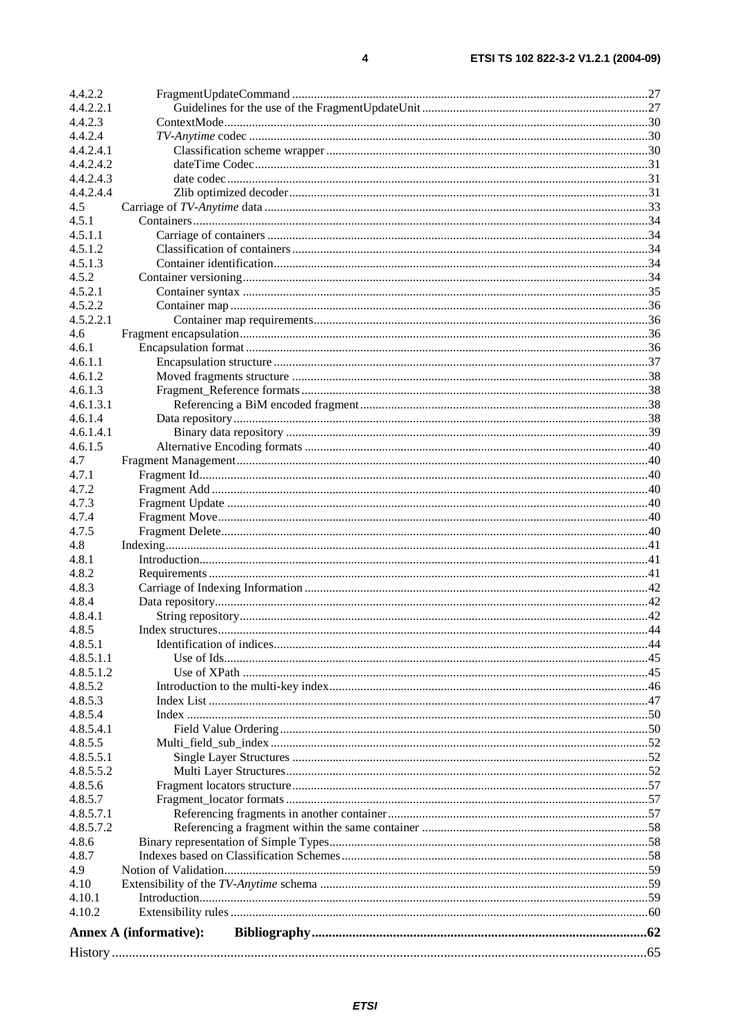4.4.2.2 FragmentUpdateCommand ..... 27
4.4.2.2.1 Guidelines for the use of the FragmentUpdateUnit ..... 27
4.4.2.3 ContextMode ..... 30
4.4.2.4 *TV-Anytime* codec ..... 30
4.4.2.4.1 Classification scheme wrapper ..... 30
4.4.2.4.2 dateTime Codec ..... 31
4.4.2.4.3 date codec ..... 31
4.4.2.4.4 Zlib optimized decoder ..... 31
4.5 Carriage of *TV-Anytime* data ..... 33
4.5.1 Containers ..... 34
4.5.1.1 Carriage of containers ..... 34
4.5.1.2 Classification of containers ..... 34
4.5.1.3 Container identification ..... 34
4.5.2 Container versioning ..... 34
4.5.2.1 Container syntax ..... 35
4.5.2.2 Container map ..... 36
4.5.2.2.1 Container map requirements ..... 36
4.6 Fragment encapsulation ..... 36
4.6.1 Encapsulation format ..... 36
4.6.1.1 Encapsulation structure ..... 37
4.6.1.2 Moved fragments structure ..... 38
4.6.1.3 Fragment_Reference formats ..... 38
4.6.1.3.1 Referencing a BiM encoded fragment ..... 38
4.6.1.4 Data repository ..... 38
4.6.1.4.1 Binary data repository ..... 39
4.6.1.5 Alternative Encoding formats ..... 40
4.7 Fragment Management ..... 40
4.7.1 Fragment Id ..... 40
4.7.2 Fragment Add ..... 40
4.7.3 Fragment Update ..... 40
4.7.4 Fragment Move ..... 40
4.7.5 Fragment Delete ..... 40
4.8 Indexing ..... 41
4.8.1 Introduction ..... 41
4.8.2 Requirements ..... 41
4.8.3 Carriage of Indexing Information ..... 42
4.8.4 Data repository ..... 42
4.8.4.1 String repository ..... 42
4.8.5 Index structures ..... 44
4.8.5.1 Identification of indices ..... 44
4.8.5.1.1 Use of Ids ..... 45
4.8.5.1.2 Use of XPath ..... 45
4.8.5.2 Introduction to the multi-key index ..... 46
4.8.5.3 Index List ..... 47
4.8.5.4 Index ..... 50
4.8.5.4.1 Field Value Ordering ..... 50
4.8.5.5 Multi_field_sub_index ..... 52
4.8.5.5.1 Single Layer Structures ..... 52
4.8.5.5.2 Multi Layer Structures ..... 52
4.8.5.6 Fragment locators structure ..... 57
4.8.5.7 Fragment_locator formats ..... 57
4.8.5.7.1 Referencing fragments in another container ..... 57
4.8.5.7.2 Referencing a fragment within the same container ..... 58
4.8.6 Binary representation of Simple Types ..... 58
4.8.7 Indexes based on Classification Schemes ..... 58
4.9 Notion of Validation ..... 59
4.10 Extensibility of the *TV-Anytime* schema ..... 59
4.10.1 Introduction ..... 59
4.10.2 Extensibility rules ..... 60

**Annex A (informative): Bibliography ..... 62**

History ..... 65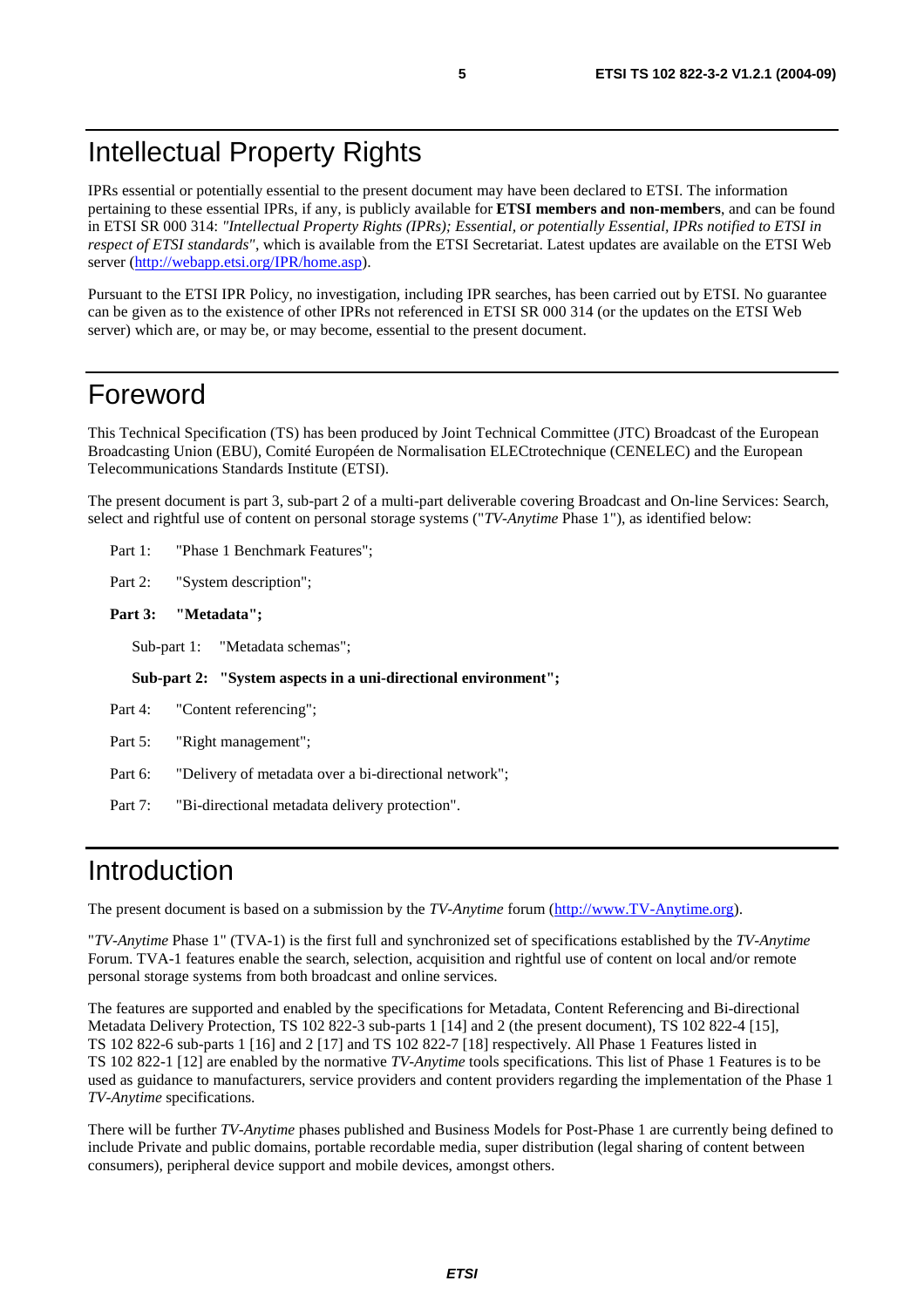# Intellectual Property Rights

IPRs essential or potentially essential to the present document may have been declared to ETSI. The information pertaining to these essential IPRs, if any, is publicly available for **ETSI members and non-members**, and can be found in ETSI SR 000 314: *"Intellectual Property Rights (IPRs); Essential, or potentially Essential, IPRs notified to ETSI in respect of ETSI standards"*, which is available from the ETSI Secretariat. Latest updates are available on the ETSI Web server (http://webapp.etsi.org/IPR/home.asp).

Pursuant to the ETSI IPR Policy, no investigation, including IPR searches, has been carried out by ETSI. No guarantee can be given as to the existence of other IPRs not referenced in ETSI SR 000 314 (or the updates on the ETSI Web server) which are, or may be, or may become, essential to the present document.

# Foreword

This Technical Specification (TS) has been produced by Joint Technical Committee (JTC) Broadcast of the European Broadcasting Union (EBU), Comité Européen de Normalisation ELECtrotechnique (CENELEC) and the European Telecommunications Standards Institute (ETSI).

The present document is part 3, sub-part 2 of a multi-part deliverable covering Broadcast and On-line Services: Search, select and rightful use of content on personal storage systems ("*TV-Anytime* Phase 1"), as identified below:

Part 1: "Phase 1 Benchmark Features";

Part 2: "System description";

**Part 3: "Metadata";**

  Sub-part 1: "Metadata schemas";

  **Sub-part 2: "System aspects in a uni-directional environment";**

Part 4: "Content referencing";

Part 5: "Right management";

Part 6: "Delivery of metadata over a bi-directional network";

Part 7: "Bi-directional metadata delivery protection".

# Introduction

The present document is based on a submission by the *TV-Anytime* forum (http://www.TV-Anytime.org).

"*TV-Anytime* Phase 1" (TVA-1) is the first full and synchronized set of specifications established by the *TV-Anytime* Forum. TVA-1 features enable the search, selection, acquisition and rightful use of content on local and/or remote personal storage systems from both broadcast and online services.

The features are supported and enabled by the specifications for Metadata, Content Referencing and Bi-directional Metadata Delivery Protection, TS 102 822-3 sub-parts 1 [14] and 2 (the present document), TS 102 822-4 [15], TS 102 822-6 sub-parts 1 [16] and 2 [17] and TS 102 822-7 [18] respectively. All Phase 1 Features listed in TS 102 822-1 [12] are enabled by the normative *TV-Anytime* tools specifications. This list of Phase 1 Features is to be used as guidance to manufacturers, service providers and content providers regarding the implementation of the Phase 1 *TV-Anytime* specifications.

There will be further *TV-Anytime* phases published and Business Models for Post-Phase 1 are currently being defined to include Private and public domains, portable recordable media, super distribution (legal sharing of content between consumers), peripheral device support and mobile devices, amongst others.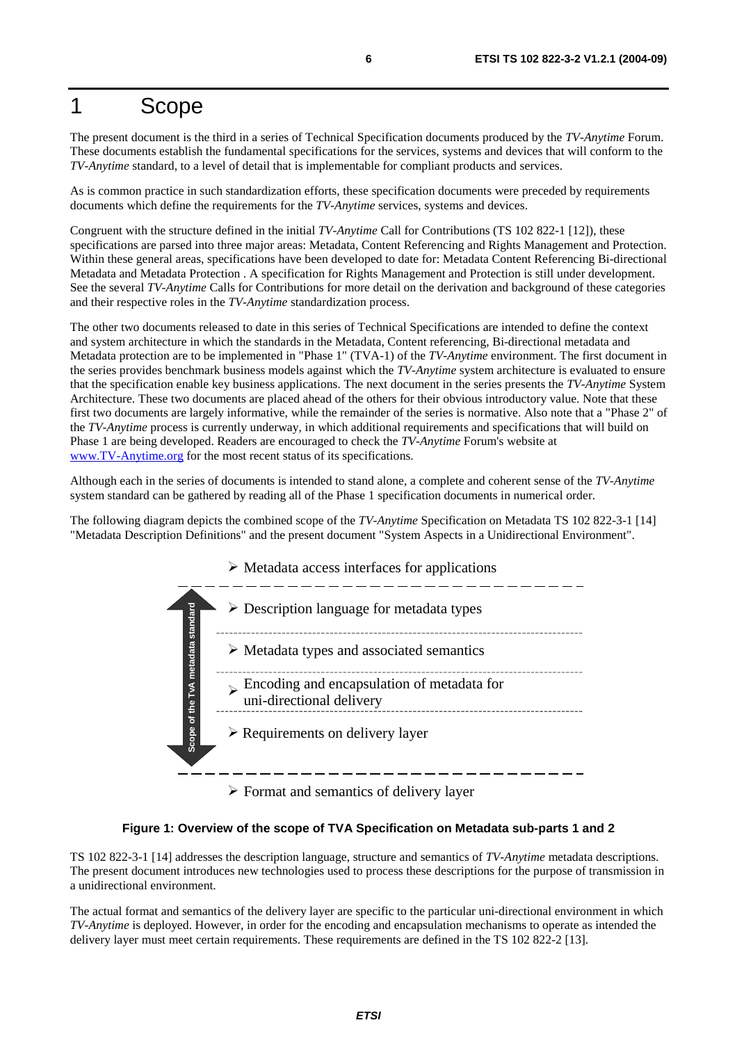# 1 Scope

The present document is the third in a series of Technical Specification documents produced by the *TV-Anytime* Forum. These documents establish the fundamental specifications for the services, systems and devices that will conform to the *TV-Anytime* standard, to a level of detail that is implementable for compliant products and services.

As is common practice in such standardization efforts, these specification documents were preceded by requirements documents which define the requirements for the *TV-Anytime* services, systems and devices.

Congruent with the structure defined in the initial *TV-Anytime* Call for Contributions (TS 102 822-1 [12]), these specifications are parsed into three major areas: Metadata, Content Referencing and Rights Management and Protection. Within these general areas, specifications have been developed to date for: Metadata Content Referencing Bi-directional Metadata and Metadata Protection . A specification for Rights Management and Protection is still under development. See the several *TV-Anytime* Calls for Contributions for more detail on the derivation and background of these categories and their respective roles in the *TV-Anytime* standardization process.

The other two documents released to date in this series of Technical Specifications are intended to define the context and system architecture in which the standards in the Metadata, Content referencing, Bi-directional metadata and Metadata protection are to be implemented in "Phase 1" (TVA-1) of the *TV-Anytime* environment. The first document in the series provides benchmark business models against which the *TV-Anytime* system architecture is evaluated to ensure that the specification enable key business applications. The next document in the series presents the *TV-Anytime* System Architecture. These two documents are placed ahead of the others for their obvious introductory value. Note that these first two documents are largely informative, while the remainder of the series is normative. Also note that a "Phase 2" of the *TV-Anytime* process is currently underway, in which additional requirements and specifications that will build on Phase 1 are being developed. Readers are encouraged to check the *TV-Anytime* Forum's website at www.TV-Anytime.org for the most recent status of its specifications.

Although each in the series of documents is intended to stand alone, a complete and coherent sense of the *TV-Anytime* system standard can be gathered by reading all of the Phase 1 specification documents in numerical order.

The following diagram depicts the combined scope of the *TV-Anytime* Specification on Metadata TS 102 822-3-1 [14] "Metadata Description Definitions" and the present document "System Aspects in a Unidirectional Environment".

- Metadata access interfaces for applications

Scope of the TvA metadata standard:

- Description language for metadata types
- Metadata types and associated semantics
- Encoding and encapsulation of metadata for uni-directional delivery
- Requirements on delivery layer

---

- Format and semantics of delivery layer

**Figure 1: Overview of the scope of TVA Specification on Metadata sub-parts 1 and 2**

TS 102 822-3-1 [14] addresses the description language, structure and semantics of *TV-Anytime* metadata descriptions. The present document introduces new technologies used to process these descriptions for the purpose of transmission in a unidirectional environment.

The actual format and semantics of the delivery layer are specific to the particular uni-directional environment in which *TV-Anytime* is deployed. However, in order for the encoding and encapsulation mechanisms to operate as intended the delivery layer must meet certain requirements. These requirements are defined in the TS 102 822-2 [13].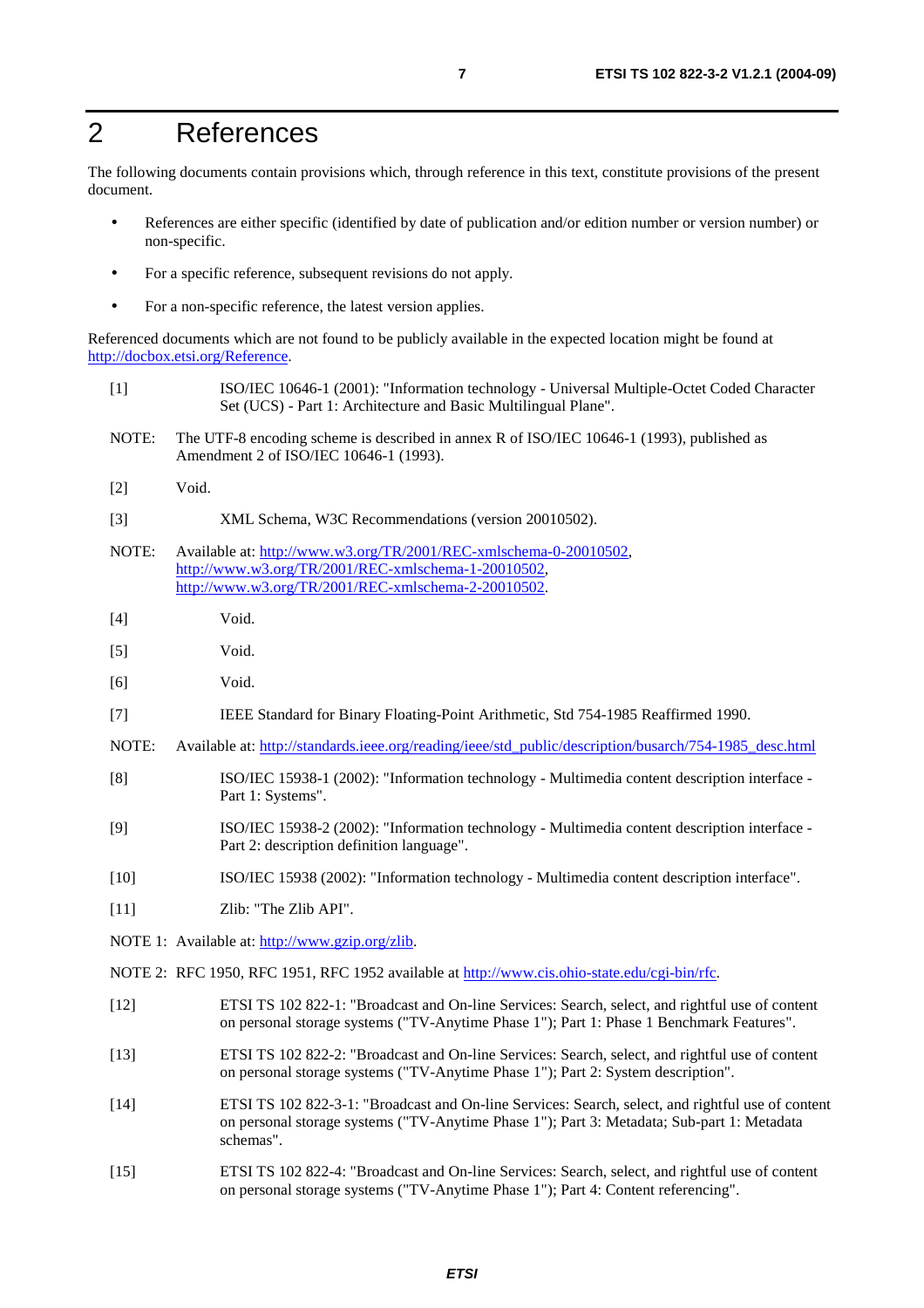# 2 References

The following documents contain provisions which, through reference in this text, constitute provisions of the present document.

- References are either specific (identified by date of publication and/or edition number or version number) or non-specific.
- For a specific reference, subsequent revisions do not apply.
- For a non-specific reference, the latest version applies.

Referenced documents which are not found to be publicly available in the expected location might be found at http://docbox.etsi.org/Reference.

[1] ISO/IEC 10646-1 (2001): "Information technology - Universal Multiple-Octet Coded Character Set (UCS) - Part 1: Architecture and Basic Multilingual Plane".

NOTE: The UTF-8 encoding scheme is described in annex R of ISO/IEC 10646-1 (1993), published as Amendment 2 of ISO/IEC 10646-1 (1993).

[2] Void.

[3] XML Schema, W3C Recommendations (version 20010502).

NOTE: Available at: http://www.w3.org/TR/2001/REC-xmlschema-0-20010502, http://www.w3.org/TR/2001/REC-xmlschema-1-20010502, http://www.w3.org/TR/2001/REC-xmlschema-2-20010502.

[4] Void.

[5] Void.

[6] Void.

[7] IEEE Standard for Binary Floating-Point Arithmetic, Std 754-1985 Reaffirmed 1990.

NOTE: Available at: http://standards.ieee.org/reading/ieee/std_public/description/busarch/754-1985_desc.html

[8] ISO/IEC 15938-1 (2002): "Information technology - Multimedia content description interface - Part 1: Systems".

[9] ISO/IEC 15938-2 (2002): "Information technology - Multimedia content description interface - Part 2: description definition language".

[10] ISO/IEC 15938 (2002): "Information technology - Multimedia content description interface".

[11] Zlib: "The Zlib API".

NOTE 1: Available at: http://www.gzip.org/zlib.

NOTE 2: RFC 1950, RFC 1951, RFC 1952 available at http://www.cis.ohio-state.edu/cgi-bin/rfc.

[12] ETSI TS 102 822-1: "Broadcast and On-line Services: Search, select, and rightful use of content on personal storage systems ("TV-Anytime Phase 1"); Part 1: Phase 1 Benchmark Features".

[13] ETSI TS 102 822-2: "Broadcast and On-line Services: Search, select, and rightful use of content on personal storage systems ("TV-Anytime Phase 1"); Part 2: System description".

[14] ETSI TS 102 822-3-1: "Broadcast and On-line Services: Search, select, and rightful use of content on personal storage systems ("TV-Anytime Phase 1"); Part 3: Metadata; Sub-part 1: Metadata schemas".

[15] ETSI TS 102 822-4: "Broadcast and On-line Services: Search, select, and rightful use of content on personal storage systems ("TV-Anytime Phase 1"); Part 4: Content referencing".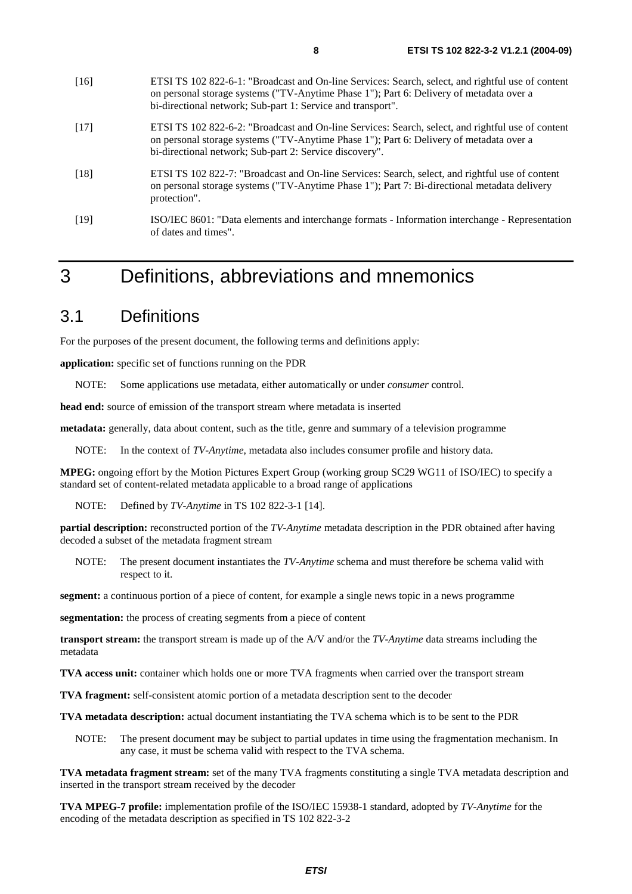[16] ETSI TS 102 822-6-1: "Broadcast and On-line Services: Search, select, and rightful use of content on personal storage systems ("TV-Anytime Phase 1"); Part 6: Delivery of metadata over a bi-directional network; Sub-part 1: Service and transport".

[17] ETSI TS 102 822-6-2: "Broadcast and On-line Services: Search, select, and rightful use of content on personal storage systems ("TV-Anytime Phase 1"); Part 6: Delivery of metadata over a bi-directional network; Sub-part 2: Service discovery".

[18] ETSI TS 102 822-7: "Broadcast and On-line Services: Search, select, and rightful use of content on personal storage systems ("TV-Anytime Phase 1"); Part 7: Bi-directional metadata delivery protection".

[19] ISO/IEC 8601: "Data elements and interchange formats - Information interchange - Representation of dates and times".

# 3 Definitions, abbreviations and mnemonics

## 3.1 Definitions

For the purposes of the present document, the following terms and definitions apply:

**application:** specific set of functions running on the PDR

NOTE: Some applications use metadata, either automatically or under *consumer* control.

**head end:** source of emission of the transport stream where metadata is inserted

**metadata:** generally, data about content, such as the title, genre and summary of a television programme

NOTE: In the context of *TV-Anytime*, metadata also includes consumer profile and history data.

**MPEG:** ongoing effort by the Motion Pictures Expert Group (working group SC29 WG11 of ISO/IEC) to specify a standard set of content-related metadata applicable to a broad range of applications

NOTE: Defined by *TV-Anytime* in TS 102 822-3-1 [14].

**partial description:** reconstructed portion of the *TV-Anytime* metadata description in the PDR obtained after having decoded a subset of the metadata fragment stream

NOTE: The present document instantiates the *TV-Anytime* schema and must therefore be schema valid with respect to it.

**segment:** a continuous portion of a piece of content, for example a single news topic in a news programme

**segmentation:** the process of creating segments from a piece of content

**transport stream:** the transport stream is made up of the A/V and/or the *TV-Anytime* data streams including the metadata

**TVA access unit:** container which holds one or more TVA fragments when carried over the transport stream

**TVA fragment:** self-consistent atomic portion of a metadata description sent to the decoder

**TVA metadata description:** actual document instantiating the TVA schema which is to be sent to the PDR

NOTE: The present document may be subject to partial updates in time using the fragmentation mechanism. In any case, it must be schema valid with respect to the TVA schema.

**TVA metadata fragment stream:** set of the many TVA fragments constituting a single TVA metadata description and inserted in the transport stream received by the decoder

**TVA MPEG-7 profile:** implementation profile of the ISO/IEC 15938-1 standard, adopted by *TV-Anytime* for the encoding of the metadata description as specified in TS 102 822-3-2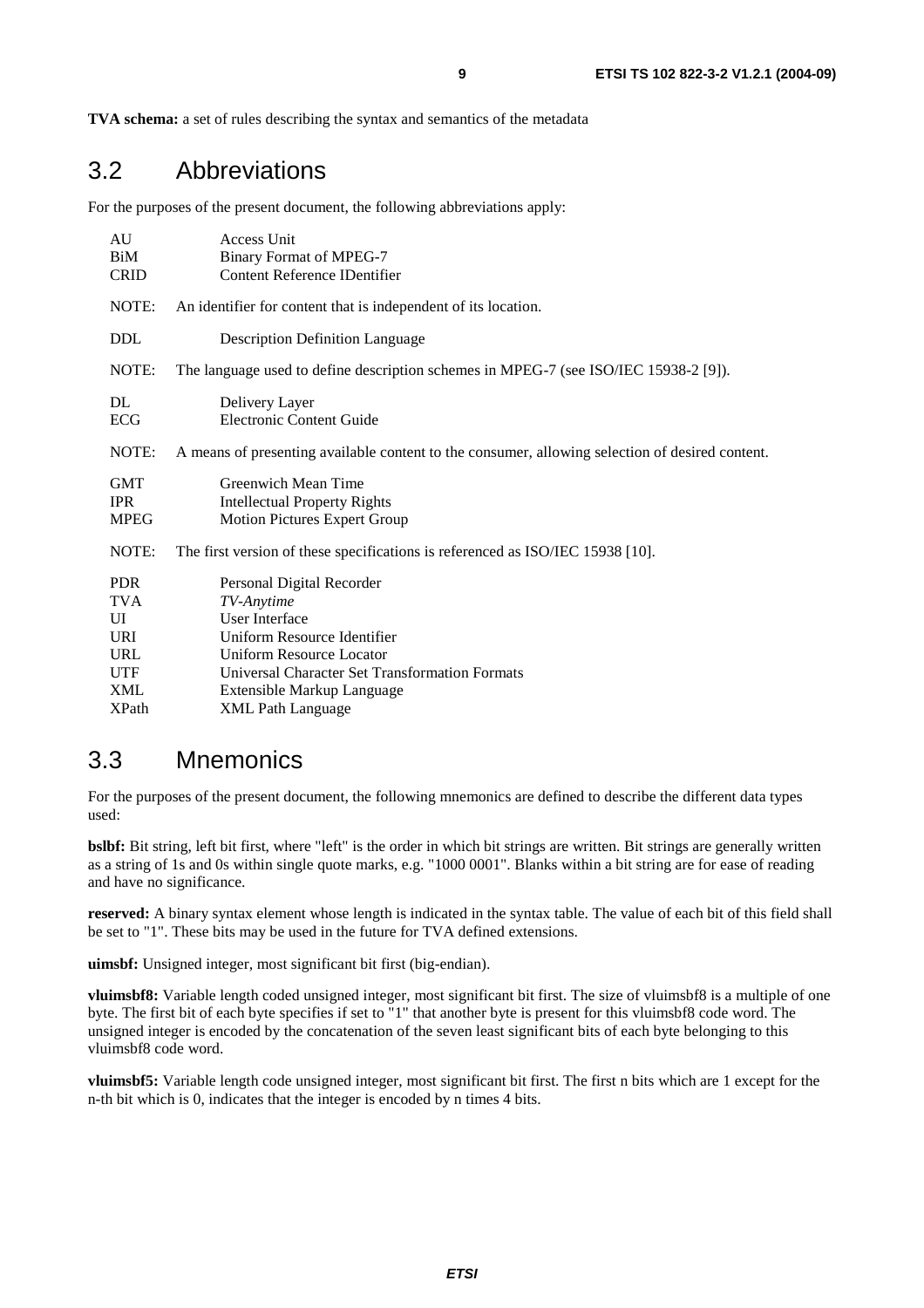**TVA schema:** a set of rules describing the syntax and semantics of the metadata

## 3.2 Abbreviations

For the purposes of the present document, the following abbreviations apply:

| | |
|---|---|
| AU | Access Unit |
| BiM | Binary Format of MPEG-7 |
| CRID | Content Reference IDentifier |

NOTE: An identifier for content that is independent of its location.

| | |
|---|---|
| DDL | Description Definition Language |

NOTE: The language used to define description schemes in MPEG-7 (see ISO/IEC 15938-2 [9]).

| | |
|---|---|
| DL | Delivery Layer |
| ECG | Electronic Content Guide |

NOTE: A means of presenting available content to the consumer, allowing selection of desired content.

| | |
|---|---|
| GMT | Greenwich Mean Time |
| IPR | Intellectual Property Rights |
| MPEG | Motion Pictures Expert Group |

NOTE: The first version of these specifications is referenced as ISO/IEC 15938 [10].

| | |
|---|---|
| PDR | Personal Digital Recorder |
| TVA | *TV-Anytime* |
| UI | User Interface |
| URI | Uniform Resource Identifier |
| URL | Uniform Resource Locator |
| UTF | Universal Character Set Transformation Formats |
| XML | Extensible Markup Language |
| XPath | XML Path Language |

## 3.3 Mnemonics

For the purposes of the present document, the following mnemonics are defined to describe the different data types used:

**bslbf:** Bit string, left bit first, where "left" is the order in which bit strings are written. Bit strings are generally written as a string of 1s and 0s within single quote marks, e.g. "1000 0001". Blanks within a bit string are for ease of reading and have no significance.

**reserved:** A binary syntax element whose length is indicated in the syntax table. The value of each bit of this field shall be set to "1". These bits may be used in the future for TVA defined extensions.

**uimsbf:** Unsigned integer, most significant bit first (big-endian).

**vluimsbf8:** Variable length coded unsigned integer, most significant bit first. The size of vluimsbf8 is a multiple of one byte. The first bit of each byte specifies if set to "1" that another byte is present for this vluimsbf8 code word. The unsigned integer is encoded by the concatenation of the seven least significant bits of each byte belonging to this vluimsbf8 code word.

**vluimsbf5:** Variable length code unsigned integer, most significant bit first. The first n bits which are 1 except for the n-th bit which is 0, indicates that the integer is encoded by n times 4 bits.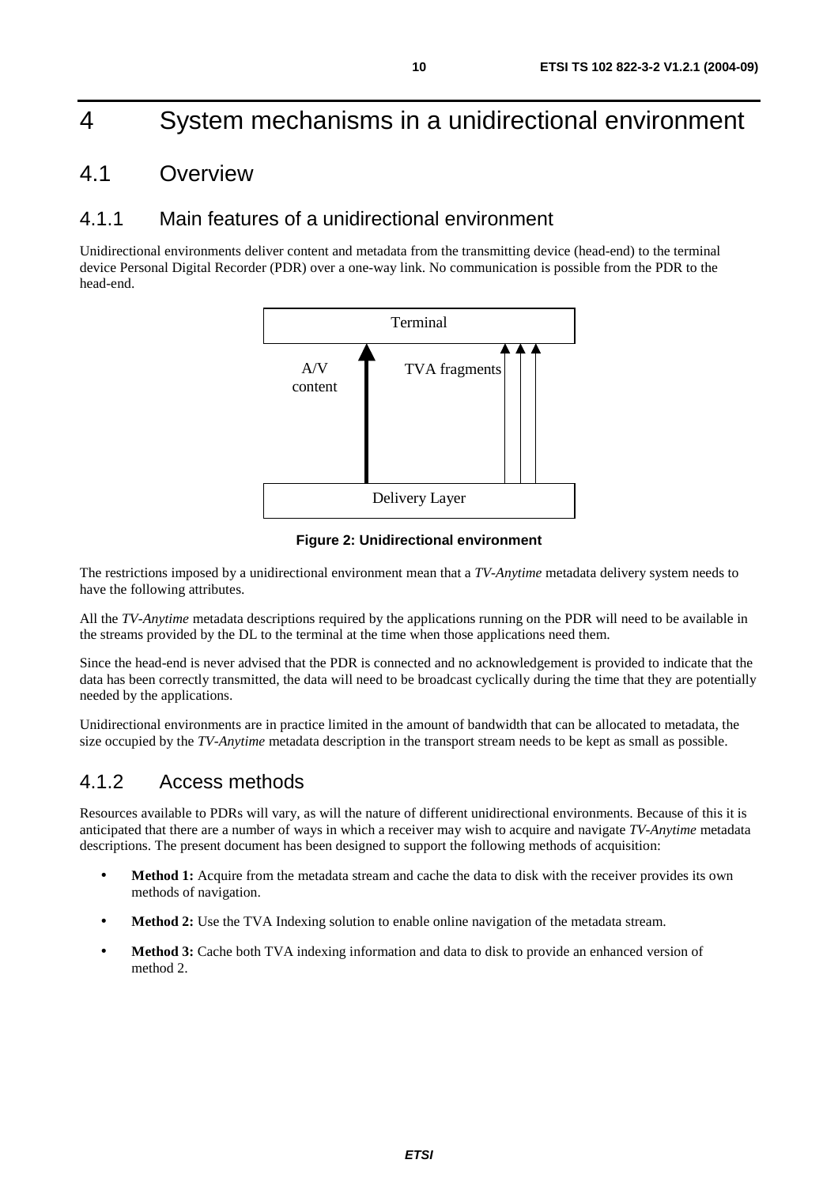# 4 System mechanisms in a unidirectional environment

## 4.1 Overview

### 4.1.1 Main features of a unidirectional environment

Unidirectional environments deliver content and metadata from the transmitting device (head-end) to the terminal device Personal Digital Recorder (PDR) over a one-way link. No communication is possible from the PDR to the head-end.

Terminal

A/V content

TVA fragments

Delivery Layer

**Figure 2: Unidirectional environment**

The restrictions imposed by a unidirectional environment mean that a *TV-Anytime* metadata delivery system needs to have the following attributes.

All the *TV-Anytime* metadata descriptions required by the applications running on the PDR will need to be available in the streams provided by the DL to the terminal at the time when those applications need them.

Since the head-end is never advised that the PDR is connected and no acknowledgement is provided to indicate that the data has been correctly transmitted, the data will need to be broadcast cyclically during the time that they are potentially needed by the applications.

Unidirectional environments are in practice limited in the amount of bandwidth that can be allocated to metadata, the size occupied by the *TV-Anytime* metadata description in the transport stream needs to be kept as small as possible.

### 4.1.2 Access methods

Resources available to PDRs will vary, as will the nature of different unidirectional environments. Because of this it is anticipated that there are a number of ways in which a receiver may wish to acquire and navigate *TV-Anytime* metadata descriptions. The present document has been designed to support the following methods of acquisition:

- **Method 1:** Acquire from the metadata stream and cache the data to disk with the receiver provides its own methods of navigation.
- **Method 2:** Use the TVA Indexing solution to enable online navigation of the metadata stream.
- **Method 3:** Cache both TVA indexing information and data to disk to provide an enhanced version of method 2.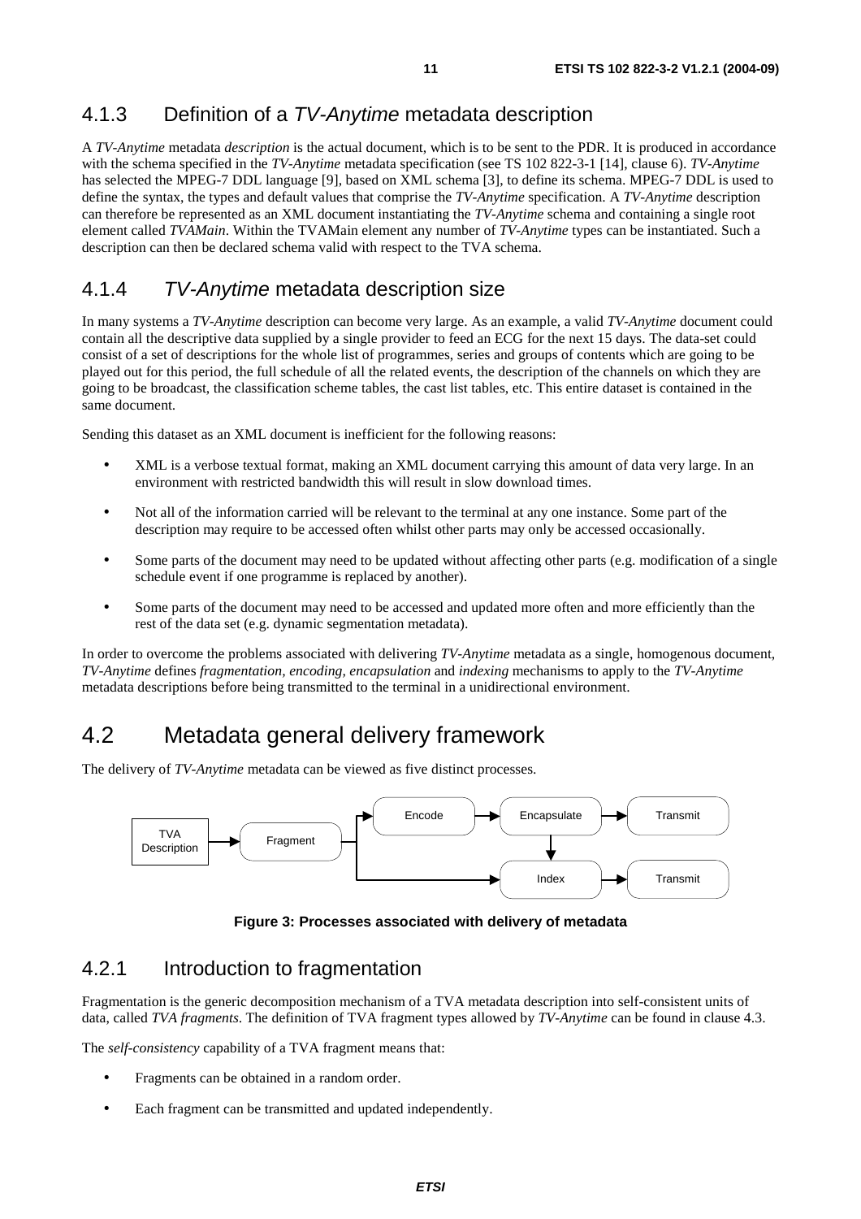### 4.1.3 Definition of a *TV-Anytime* metadata description

A *TV-Anytime* metadata *description* is the actual document, which is to be sent to the PDR. It is produced in accordance with the schema specified in the *TV-Anytime* metadata specification (see TS 102 822-3-1 [14], clause 6). *TV-Anytime* has selected the MPEG-7 DDL language [9], based on XML schema [3], to define its schema. MPEG-7 DDL is used to define the syntax, the types and default values that comprise the *TV-Anytime* specification. A *TV-Anytime* description can therefore be represented as an XML document instantiating the *TV-Anytime* schema and containing a single root element called *TVAMain*. Within the TVAMain element any number of *TV-Anytime* types can be instantiated. Such a description can then be declared schema valid with respect to the TVA schema.

### 4.1.4 *TV-Anytime* metadata description size

In many systems a *TV-Anytime* description can become very large. As an example, a valid *TV-Anytime* document could contain all the descriptive data supplied by a single provider to feed an ECG for the next 15 days. The data-set could consist of a set of descriptions for the whole list of programmes, series and groups of contents which are going to be played out for this period, the full schedule of all the related events, the description of the channels on which they are going to be broadcast, the classification scheme tables, the cast list tables, etc. This entire dataset is contained in the same document.

Sending this dataset as an XML document is inefficient for the following reasons:

- XML is a verbose textual format, making an XML document carrying this amount of data very large. In an environment with restricted bandwidth this will result in slow download times.
- Not all of the information carried will be relevant to the terminal at any one instance. Some part of the description may require to be accessed often whilst other parts may only be accessed occasionally.
- Some parts of the document may need to be updated without affecting other parts (e.g. modification of a single schedule event if one programme is replaced by another).
- Some parts of the document may need to be accessed and updated more often and more efficiently than the rest of the data set (e.g. dynamic segmentation metadata).

In order to overcome the problems associated with delivering *TV-Anytime* metadata as a single, homogenous document, *TV-Anytime* defines *fragmentation, encoding, encapsulation* and *indexing* mechanisms to apply to the *TV-Anytime* metadata descriptions before being transmitted to the terminal in a unidirectional environment.

## 4.2 Metadata general delivery framework

The delivery of *TV-Anytime* metadata can be viewed as five distinct processes.

TVA Description → Fragment → Encode → Encapsulate → Transmit

Fragment → Index → Transmit; Encapsulate → Index

**Figure 3: Processes associated with delivery of metadata**

### 4.2.1 Introduction to fragmentation

Fragmentation is the generic decomposition mechanism of a TVA metadata description into self-consistent units of data, called *TVA fragments*. The definition of TVA fragment types allowed by *TV-Anytime* can be found in clause 4.3.

The *self-consistency* capability of a TVA fragment means that:

- Fragments can be obtained in a random order.
- Each fragment can be transmitted and updated independently.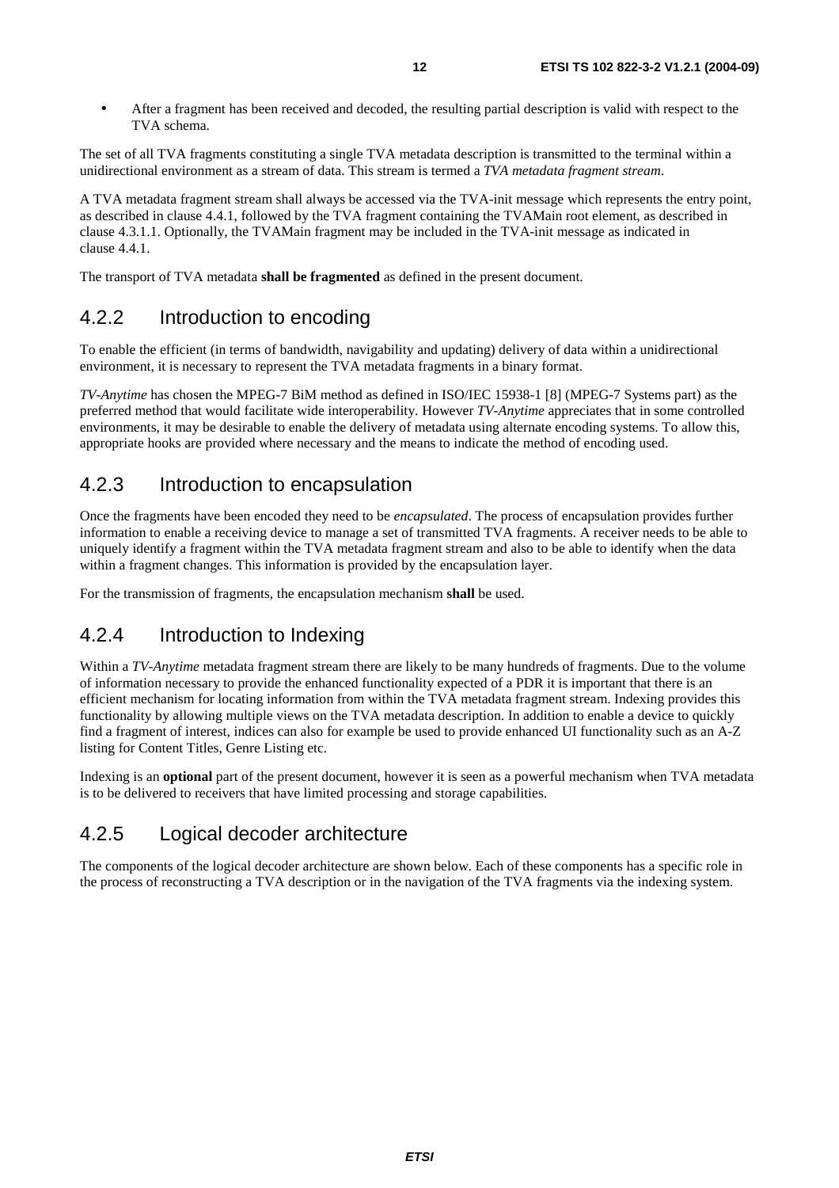- After a fragment has been received and decoded, the resulting partial description is valid with respect to the TVA schema.

The set of all TVA fragments constituting a single TVA metadata description is transmitted to the terminal within a unidirectional environment as a stream of data. This stream is termed a *TVA metadata fragment stream*.

A TVA metadata fragment stream shall always be accessed via the TVA-init message which represents the entry point, as described in clause 4.4.1, followed by the TVA fragment containing the TVAMain root element, as described in clause 4.3.1.1. Optionally, the TVAMain fragment may be included in the TVA-init message as indicated in clause 4.4.1.

The transport of TVA metadata **shall be fragmented** as defined in the present document.

### 4.2.2 Introduction to encoding

To enable the efficient (in terms of bandwidth, navigability and updating) delivery of data within a unidirectional environment, it is necessary to represent the TVA metadata fragments in a binary format.

*TV-Anytime* has chosen the MPEG-7 BiM method as defined in ISO/IEC 15938-1 [8] (MPEG-7 Systems part) as the preferred method that would facilitate wide interoperability. However *TV-Anytime* appreciates that in some controlled environments, it may be desirable to enable the delivery of metadata using alternate encoding systems. To allow this, appropriate hooks are provided where necessary and the means to indicate the method of encoding used.

### 4.2.3 Introduction to encapsulation

Once the fragments have been encoded they need to be *encapsulated*. The process of encapsulation provides further information to enable a receiving device to manage a set of transmitted TVA fragments. A receiver needs to be able to uniquely identify a fragment within the TVA metadata fragment stream and also to be able to identify when the data within a fragment changes. This information is provided by the encapsulation layer.

For the transmission of fragments, the encapsulation mechanism **shall** be used.

### 4.2.4 Introduction to Indexing

Within a *TV-Anytime* metadata fragment stream there are likely to be many hundreds of fragments. Due to the volume of information necessary to provide the enhanced functionality expected of a PDR it is important that there is an efficient mechanism for locating information from within the TVA metadata fragment stream. Indexing provides this functionality by allowing multiple views on the TVA metadata description. In addition to enable a device to quickly find a fragment of interest, indices can also for example be used to provide enhanced UI functionality such as an A-Z listing for Content Titles, Genre Listing etc.

Indexing is an **optional** part of the present document, however it is seen as a powerful mechanism when TVA metadata is to be delivered to receivers that have limited processing and storage capabilities.

### 4.2.5 Logical decoder architecture

The components of the logical decoder architecture are shown below. Each of these components has a specific role in the process of reconstructing a TVA description or in the navigation of the TVA fragments via the indexing system.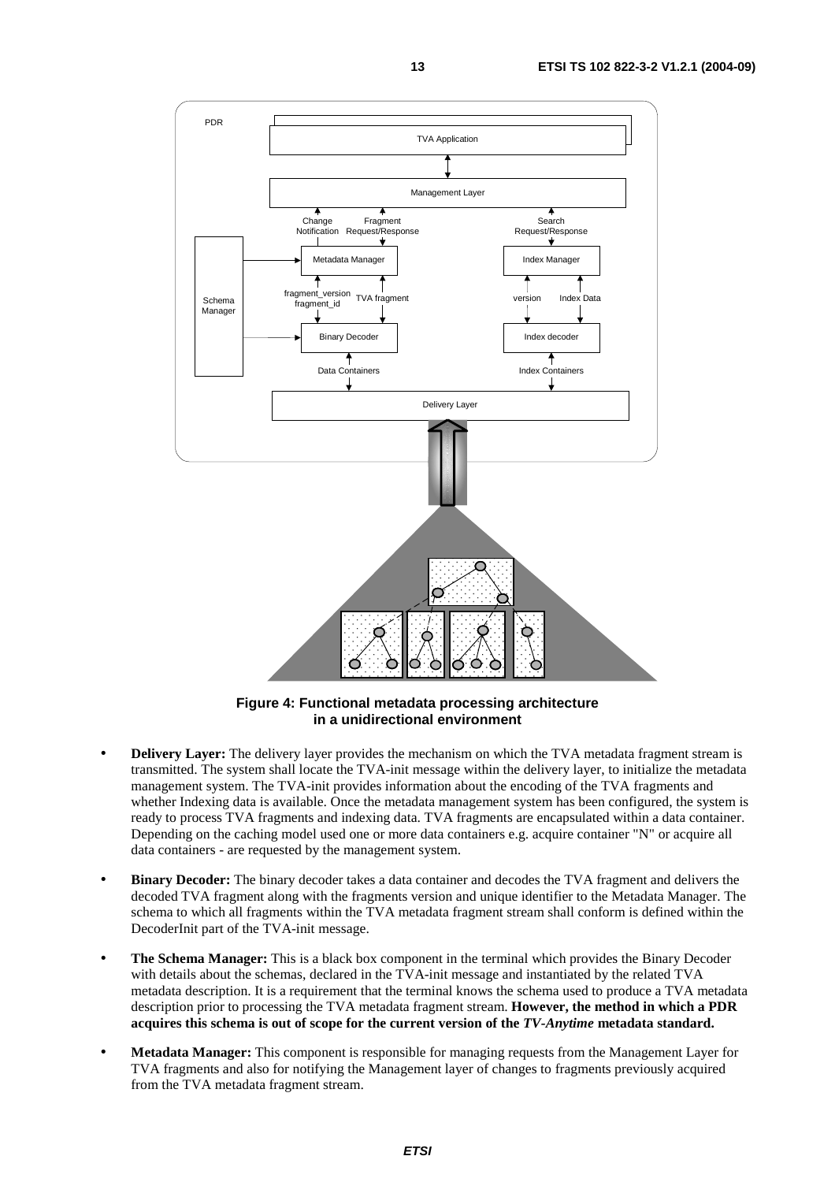**Figure 4: Functional metadata processing architecture in a unidirectional environment**

- **Delivery Layer:** The delivery layer provides the mechanism on which the TVA metadata fragment stream is transmitted. The system shall locate the TVA-init message within the delivery layer, to initialize the metadata management system. The TVA-init provides information about the encoding of the TVA fragments and whether Indexing data is available. Once the metadata management system has been configured, the system is ready to process TVA fragments and indexing data. TVA fragments are encapsulated within a data container. Depending on the caching model used one or more data containers e.g. acquire container "N" or acquire all data containers - are requested by the management system.

- **Binary Decoder:** The binary decoder takes a data container and decodes the TVA fragment and delivers the decoded TVA fragment along with the fragments version and unique identifier to the Metadata Manager. The schema to which all fragments within the TVA metadata fragment stream shall conform is defined within the DecoderInit part of the TVA-init message.

- **The Schema Manager:** This is a black box component in the terminal which provides the Binary Decoder with details about the schemas, declared in the TVA-init message and instantiated by the related TVA metadata description. It is a requirement that the terminal knows the schema used to produce a TVA metadata description prior to processing the TVA metadata fragment stream. **However, the method in which a PDR acquires this schema is out of scope for the current version of the *TV-Anytime* metadata standard.**

- **Metadata Manager:** This component is responsible for managing requests from the Management Layer for TVA fragments and also for notifying the Management layer of changes to fragments previously acquired from the TVA metadata fragment stream.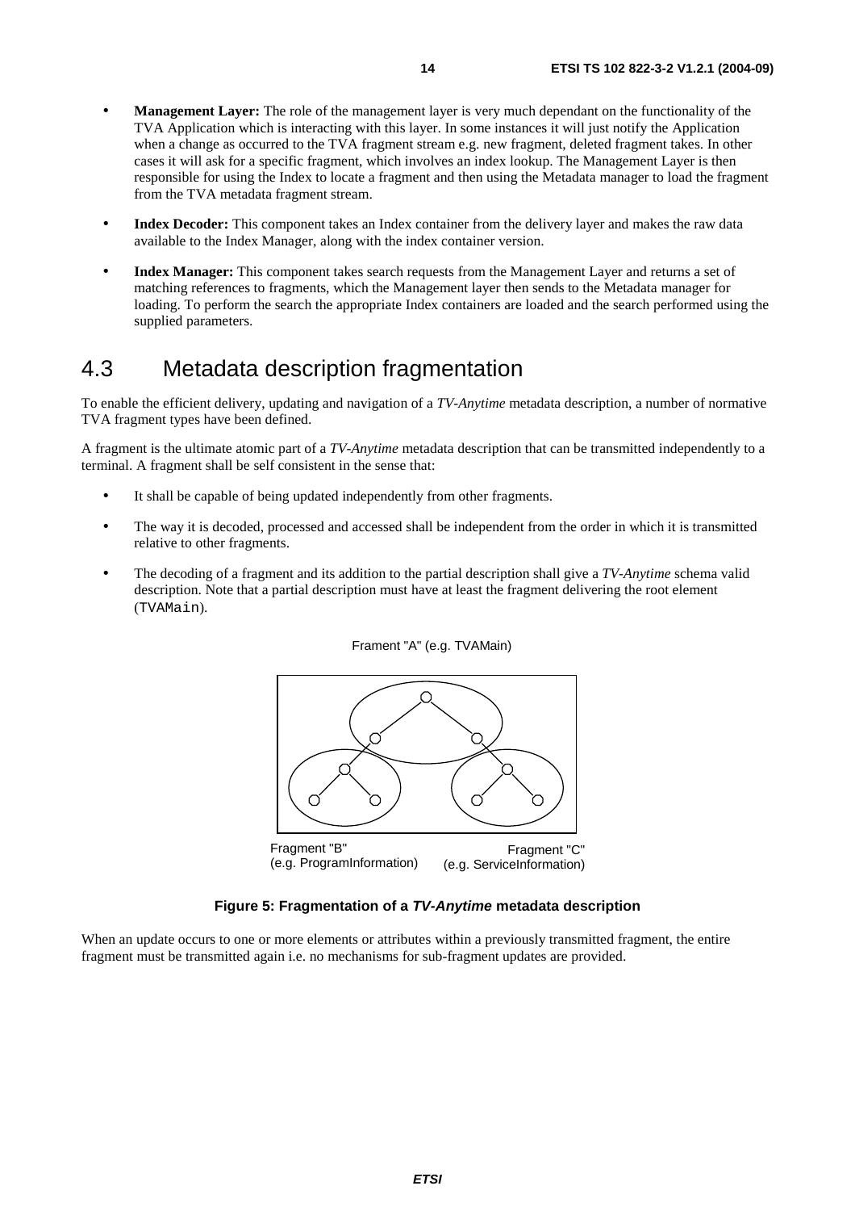- **Management Layer:** The role of the management layer is very much dependant on the functionality of the TVA Application which is interacting with this layer. In some instances it will just notify the Application when a change as occurred to the TVA fragment stream e.g. new fragment, deleted fragment takes. In other cases it will ask for a specific fragment, which involves an index lookup. The Management Layer is then responsible for using the Index to locate a fragment and then using the Metadata manager to load the fragment from the TVA metadata fragment stream.
- **Index Decoder:** This component takes an Index container from the delivery layer and makes the raw data available to the Index Manager, along with the index container version.
- **Index Manager:** This component takes search requests from the Management Layer and returns a set of matching references to fragments, which the Management layer then sends to the Metadata manager for loading. To perform the search the appropriate Index containers are loaded and the search performed using the supplied parameters.

## 4.3 Metadata description fragmentation

To enable the efficient delivery, updating and navigation of a *TV-Anytime* metadata description, a number of normative TVA fragment types have been defined.

A fragment is the ultimate atomic part of a *TV-Anytime* metadata description that can be transmitted independently to a terminal. A fragment shall be self consistent in the sense that:

- It shall be capable of being updated independently from other fragments.
- The way it is decoded, processed and accessed shall be independent from the order in which it is transmitted relative to other fragments.
- The decoding of a fragment and its addition to the partial description shall give a *TV-Anytime* schema valid description. Note that a partial description must have at least the fragment delivering the root element (`TVAMain`).

Frament "A" (e.g. TVAMain)

Fragment "B" (e.g. ProgramInformation)

Fragment "C" (e.g. ServiceInformation)

**Figure 5: Fragmentation of a *TV-Anytime* metadata description**

When an update occurs to one or more elements or attributes within a previously transmitted fragment, the entire fragment must be transmitted again i.e. no mechanisms for sub-fragment updates are provided.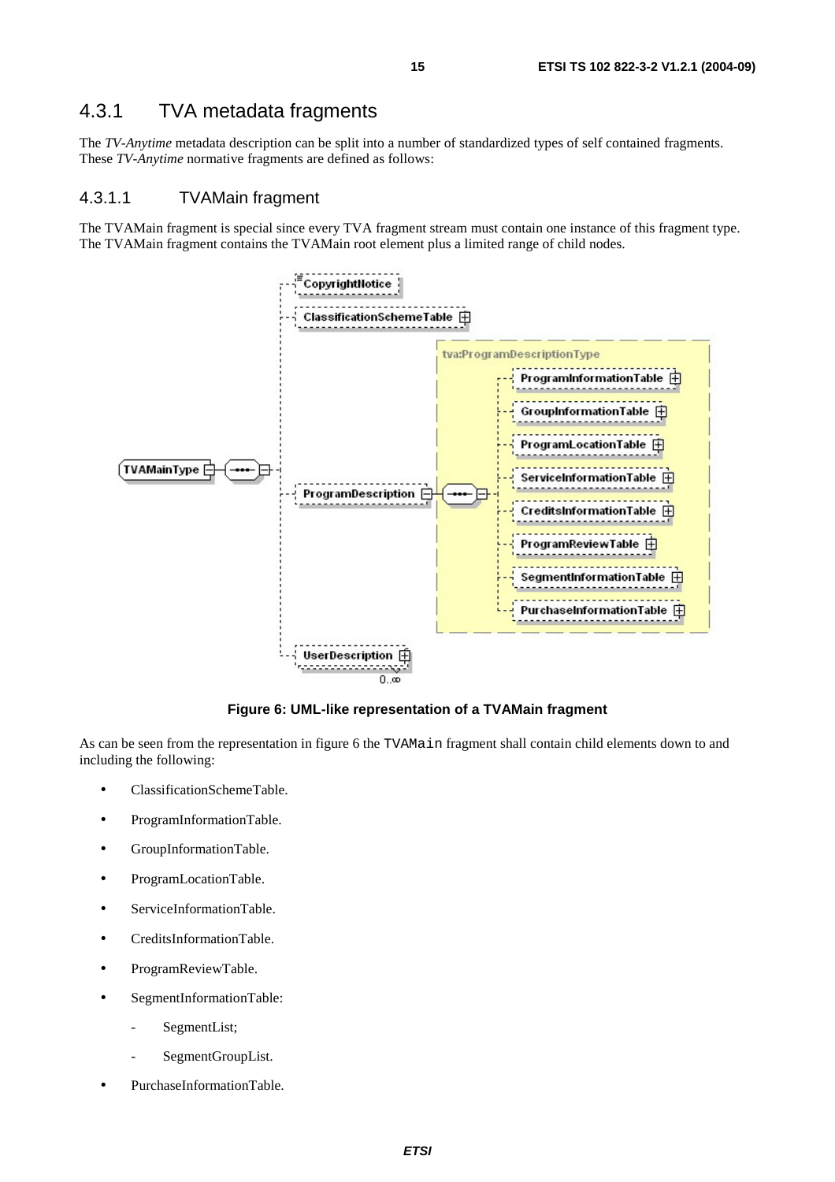### 4.3.1 TVA metadata fragments

The *TV-Anytime* metadata description can be split into a number of standardized types of self contained fragments. These *TV-Anytime* normative fragments are defined as follows:

#### 4.3.1.1 TVAMain fragment

The TVAMain fragment is special since every TVA fragment stream must contain one instance of this fragment type. The TVAMain fragment contains the TVAMain root element plus a limited range of child nodes.

**Figure 6: UML-like representation of a TVAMain fragment**

As can be seen from the representation in figure 6 the `TVAMain` fragment shall contain child elements down to and including the following:

- ClassificationSchemeTable.
- ProgramInformationTable.
- GroupInformationTable.
- ProgramLocationTable.
- ServiceInformationTable.
- CreditsInformationTable.
- ProgramReviewTable.
- SegmentInformationTable:
  - SegmentList;
  - SegmentGroupList.
- PurchaseInformationTable.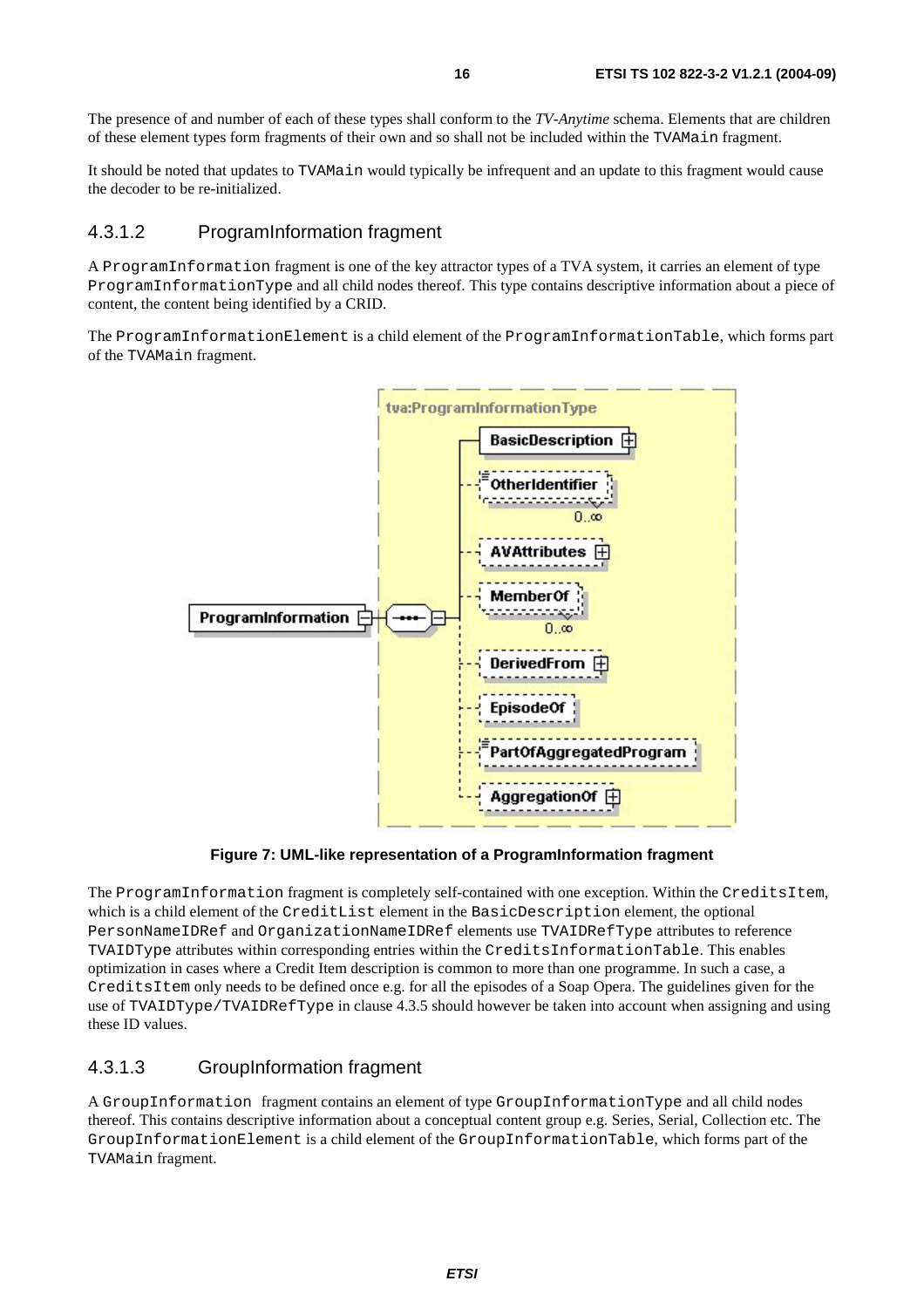The presence of and number of each of these types shall conform to the *TV-Anytime* schema. Elements that are children of these element types form fragments of their own and so shall not be included within the TVAMain fragment.

It should be noted that updates to TVAMain would typically be infrequent and an update to this fragment would cause the decoder to be re-initialized.

### 4.3.1.2 ProgramInformation fragment

A ProgramInformation fragment is one of the key attractor types of a TVA system, it carries an element of type ProgramInformationType and all child nodes thereof. This type contains descriptive information about a piece of content, the content being identified by a CRID.

The ProgramInformationElement is a child element of the ProgramInformationTable, which forms part of the TVAMain fragment.

**Figure 7: UML-like representation of a ProgramInformation fragment**

The ProgramInformation fragment is completely self-contained with one exception. Within the CreditsItem, which is a child element of the CreditList element in the BasicDescription element, the optional PersonNameIDRef and OrganizationNameIDRef elements use TVAIDRefType attributes to reference TVAIDType attributes within corresponding entries within the CreditsInformationTable. This enables optimization in cases where a Credit Item description is common to more than one programme. In such a case, a CreditsItem only needs to be defined once e.g. for all the episodes of a Soap Opera. The guidelines given for the use of TVAIDType/TVAIDRefType in clause 4.3.5 should however be taken into account when assigning and using these ID values.

### 4.3.1.3 GroupInformation fragment

A GroupInformation fragment contains an element of type GroupInformationType and all child nodes thereof. This contains descriptive information about a conceptual content group e.g. Series, Serial, Collection etc. The GroupInformationElement is a child element of the GroupInformationTable, which forms part of the TVAMain fragment.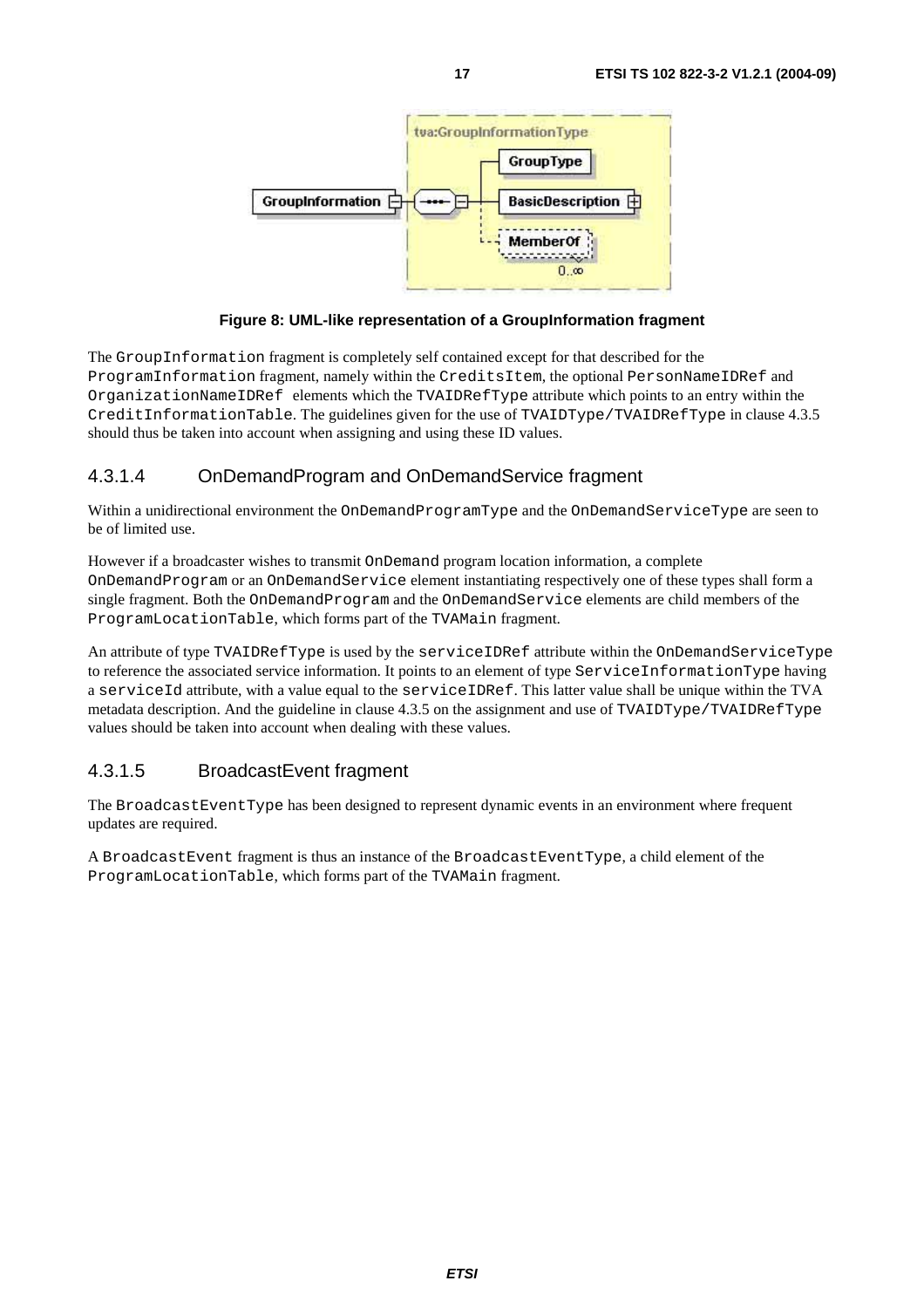**Figure 8: UML-like representation of a GroupInformation fragment**

The GroupInformation fragment is completely self contained except for that described for the ProgramInformation fragment, namely within the CreditsItem, the optional PersonNameIDRef and OrganizationNameIDRef elements which the TVAIDRefType attribute which points to an entry within the CreditInformationTable. The guidelines given for the use of TVAIDType/TVAIDRefType in clause 4.3.5 should thus be taken into account when assigning and using these ID values.

### 4.3.1.4 OnDemandProgram and OnDemandService fragment

Within a unidirectional environment the OnDemandProgramType and the OnDemandServiceType are seen to be of limited use.

However if a broadcaster wishes to transmit OnDemand program location information, a complete OnDemandProgram or an OnDemandService element instantiating respectively one of these types shall form a single fragment. Both the OnDemandProgram and the OnDemandService elements are child members of the ProgramLocationTable, which forms part of the TVAMain fragment.

An attribute of type TVAIDRefType is used by the serviceIDRef attribute within the OnDemandServiceType to reference the associated service information. It points to an element of type ServiceInformationType having a serviceId attribute, with a value equal to the serviceIDRef. This latter value shall be unique within the TVA metadata description. And the guideline in clause 4.3.5 on the assignment and use of TVAIDType/TVAIDRefType values should be taken into account when dealing with these values.

### 4.3.1.5 BroadcastEvent fragment

The BroadcastEventType has been designed to represent dynamic events in an environment where frequent updates are required.

A BroadcastEvent fragment is thus an instance of the BroadcastEventType, a child element of the ProgramLocationTable, which forms part of the TVAMain fragment.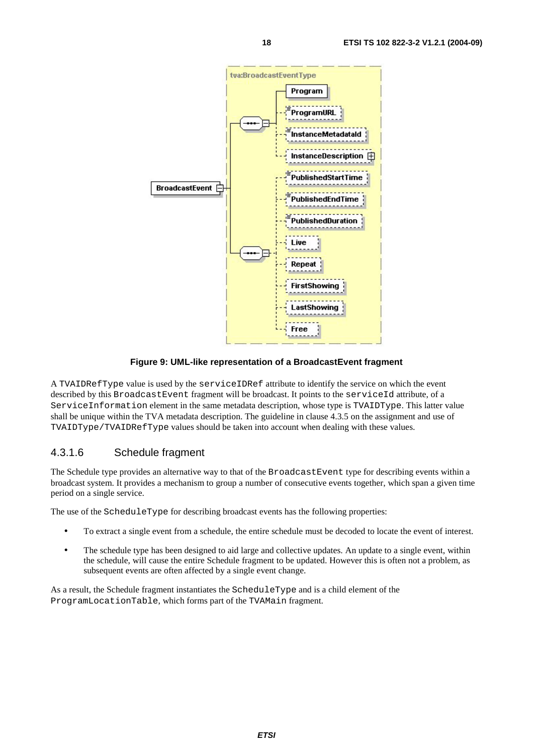Figure 9: UML-like representation of a BroadcastEvent fragment

A TVAIDRefType value is used by the serviceIDRef attribute to identify the service on which the event described by this BroadcastEvent fragment will be broadcast. It points to the serviceId attribute, of a ServiceInformation element in the same metadata description, whose type is TVAIDType. This latter value shall be unique within the TVA metadata description. The guideline in clause 4.3.5 on the assignment and use of TVAIDType/TVAIDRefType values should be taken into account when dealing with these values.

#### 4.3.1.6 Schedule fragment

The Schedule type provides an alternative way to that of the BroadcastEvent type for describing events within a broadcast system. It provides a mechanism to group a number of consecutive events together, which span a given time period on a single service.

The use of the ScheduleType for describing broadcast events has the following properties:

- To extract a single event from a schedule, the entire schedule must be decoded to locate the event of interest.
- The schedule type has been designed to aid large and collective updates. An update to a single event, within the schedule, will cause the entire Schedule fragment to be updated. However this is often not a problem, as subsequent events are often affected by a single event change.

As a result, the Schedule fragment instantiates the ScheduleType and is a child element of the ProgramLocationTable, which forms part of the TVAMain fragment.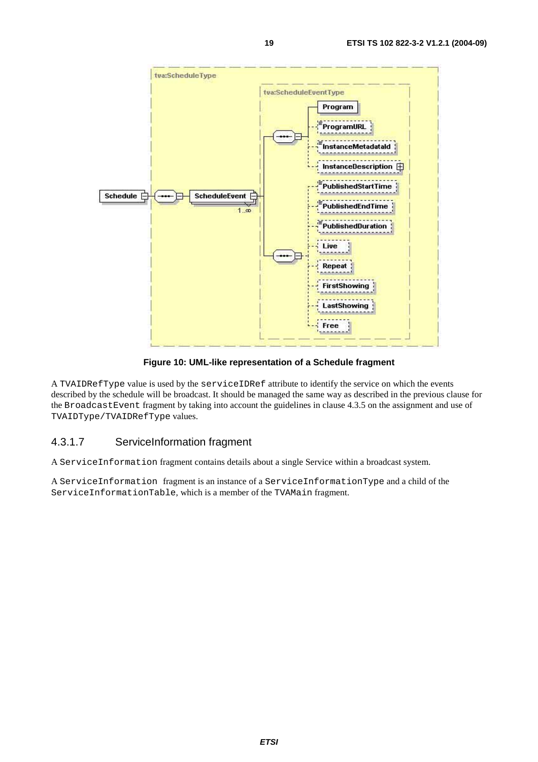**Figure 10: UML-like representation of a Schedule fragment**

A TVAIDRefType value is used by the serviceIDRef attribute to identify the service on which the events described by the schedule will be broadcast. It should be managed the same way as described in the previous clause for the BroadcastEvent fragment by taking into account the guidelines in clause 4.3.5 on the assignment and use of TVAIDType/TVAIDRefType values.

#### 4.3.1.7 ServiceInformation fragment

A ServiceInformation fragment contains details about a single Service within a broadcast system.

A ServiceInformation fragment is an instance of a ServiceInformationType and a child of the ServiceInformationTable, which is a member of the TVAMain fragment.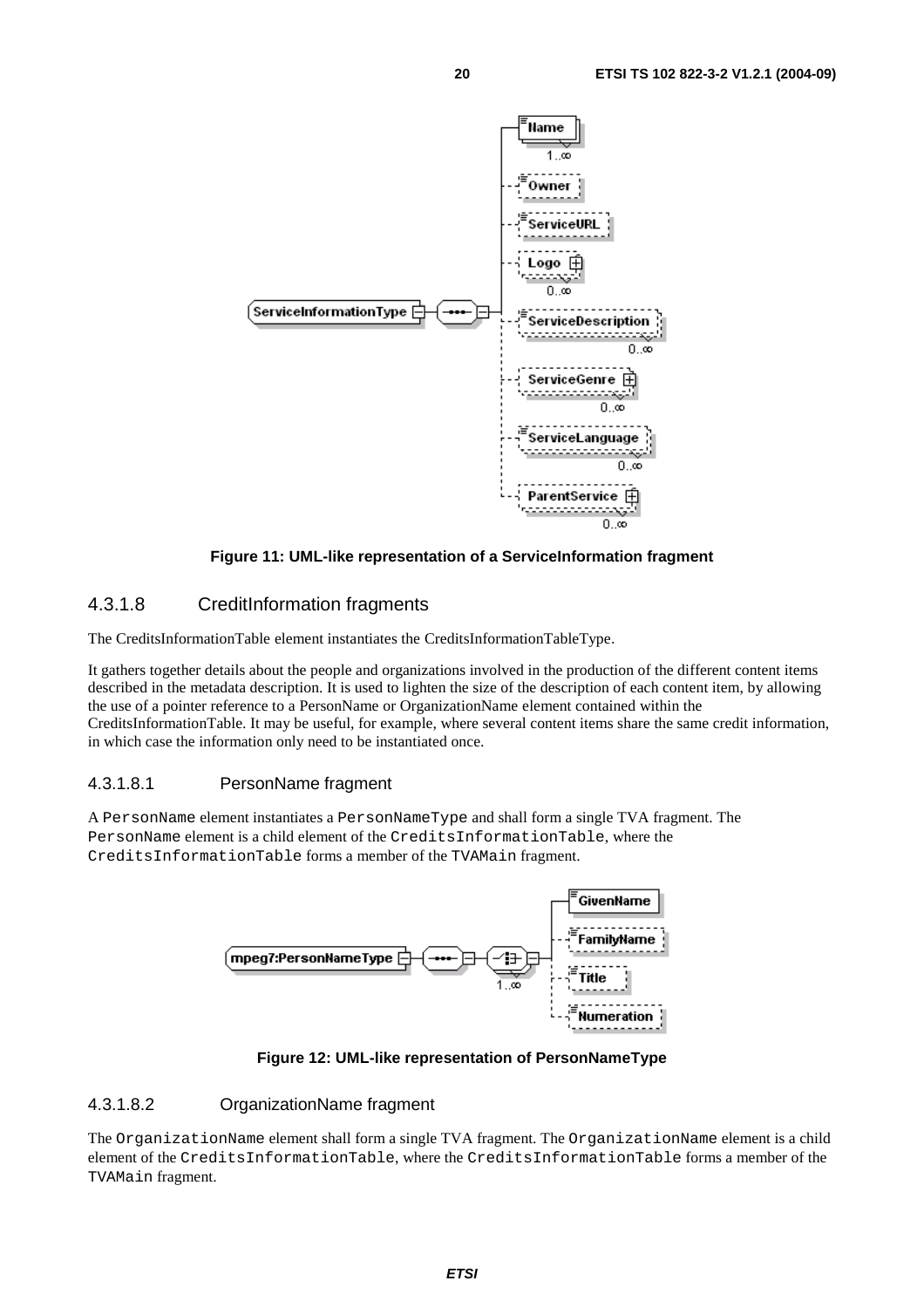Figure 11: UML-like representation of a ServiceInformation fragment

### 4.3.1.8 CreditInformation fragments

The CreditsInformationTable element instantiates the CreditsInformationTableType.

It gathers together details about the people and organizations involved in the production of the different content items described in the metadata description. It is used to lighten the size of the description of each content item, by allowing the use of a pointer reference to a PersonName or OrganizationName element contained within the CreditsInformationTable. It may be useful, for example, where several content items share the same credit information, in which case the information only need to be instantiated once.

#### 4.3.1.8.1 PersonName fragment

A PersonName element instantiates a PersonNameType and shall form a single TVA fragment. The PersonName element is a child element of the CreditsInformationTable, where the CreditsInformationTable forms a member of the TVAMain fragment.

Figure 12: UML-like representation of PersonNameType

#### 4.3.1.8.2 OrganizationName fragment

The OrganizationName element shall form a single TVA fragment. The OrganizationName element is a child element of the CreditsInformationTable, where the CreditsInformationTable forms a member of the TVAMain fragment.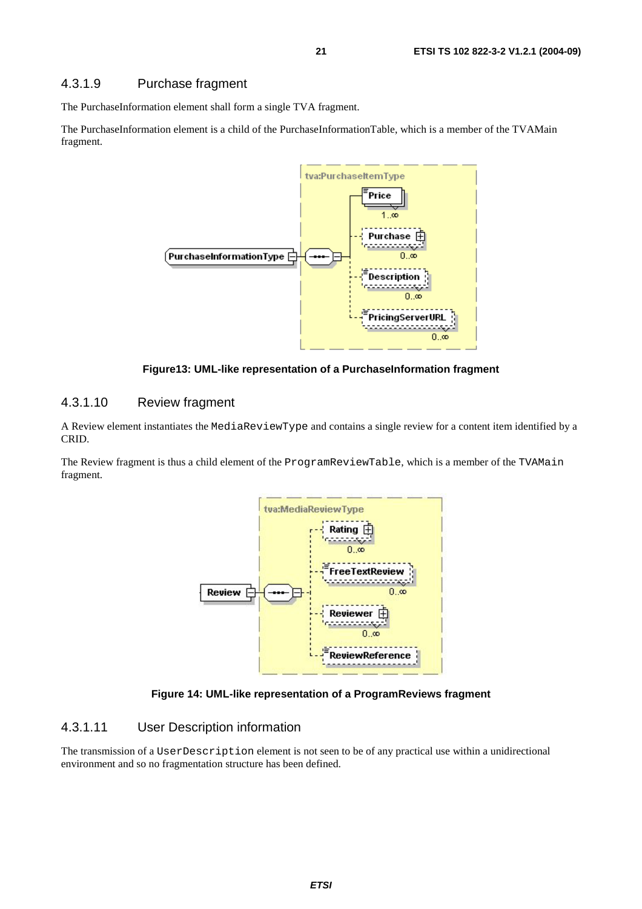### 4.3.1.9 Purchase fragment

The PurchaseInformation element shall form a single TVA fragment.

The PurchaseInformation element is a child of the PurchaseInformationTable, which is a member of the TVAMain fragment.

**Figure13: UML-like representation of a PurchaseInformation fragment**

### 4.3.1.10 Review fragment

A Review element instantiates the `MediaReviewType` and contains a single review for a content item identified by a CRID.

The Review fragment is thus a child element of the `ProgramReviewTable`, which is a member of the `TVAMain` fragment.

**Figure 14: UML-like representation of a ProgramReviews fragment**

### 4.3.1.11 User Description information

The transmission of a `UserDescription` element is not seen to be of any practical use within a unidirectional environment and so no fragmentation structure has been defined.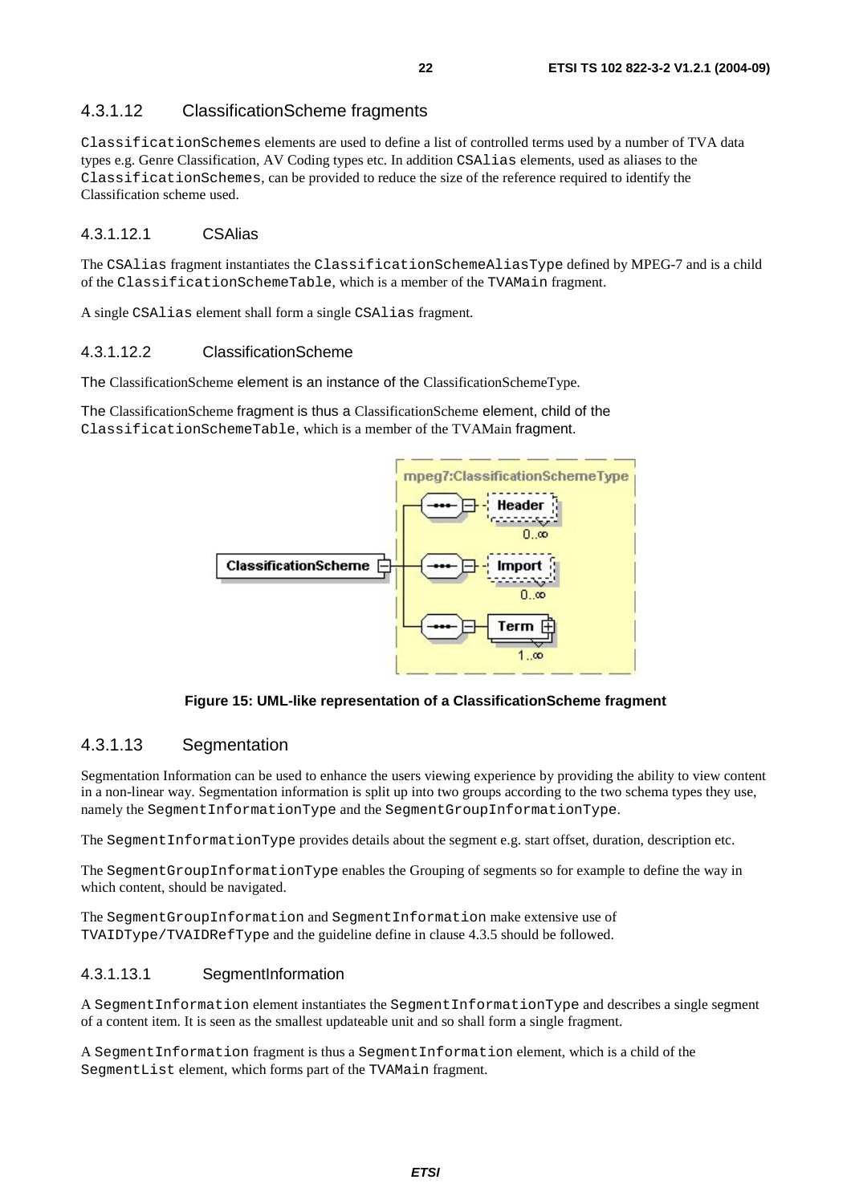#### 4.3.1.12 ClassificationScheme fragments

ClassificationSchemes elements are used to define a list of controlled terms used by a number of TVA data types e.g. Genre Classification, AV Coding types etc. In addition CSAlias elements, used as aliases to the ClassificationSchemes, can be provided to reduce the size of the reference required to identify the Classification scheme used.

##### 4.3.1.12.1 CSAlias

The CSAlias fragment instantiates the ClassificationSchemeAliasType defined by MPEG-7 and is a child of the ClassificationSchemeTable, which is a member of the TVAMain fragment.

A single CSAlias element shall form a single CSAlias fragment.

##### 4.3.1.12.2 ClassificationScheme

The ClassificationScheme element is an instance of the ClassificationSchemeType.

The ClassificationScheme fragment is thus a ClassificationScheme element, child of the ClassificationSchemeTable, which is a member of the TVAMain fragment.

**Figure 15: UML-like representation of a ClassificationScheme fragment**

#### 4.3.1.13 Segmentation

Segmentation Information can be used to enhance the users viewing experience by providing the ability to view content in a non-linear way. Segmentation information is split up into two groups according to the two schema types they use, namely the SegmentInformationType and the SegmentGroupInformationType.

The SegmentInformationType provides details about the segment e.g. start offset, duration, description etc.

The SegmentGroupInformationType enables the Grouping of segments so for example to define the way in which content, should be navigated.

The SegmentGroupInformation and SegmentInformation make extensive use of TVAIDType/TVAIDRefType and the guideline define in clause 4.3.5 should be followed.

##### 4.3.1.13.1 SegmentInformation

A SegmentInformation element instantiates the SegmentInformationType and describes a single segment of a content item. It is seen as the smallest updateable unit and so shall form a single fragment.

A SegmentInformation fragment is thus a SegmentInformation element, which is a child of the SegmentList element, which forms part of the TVAMain fragment.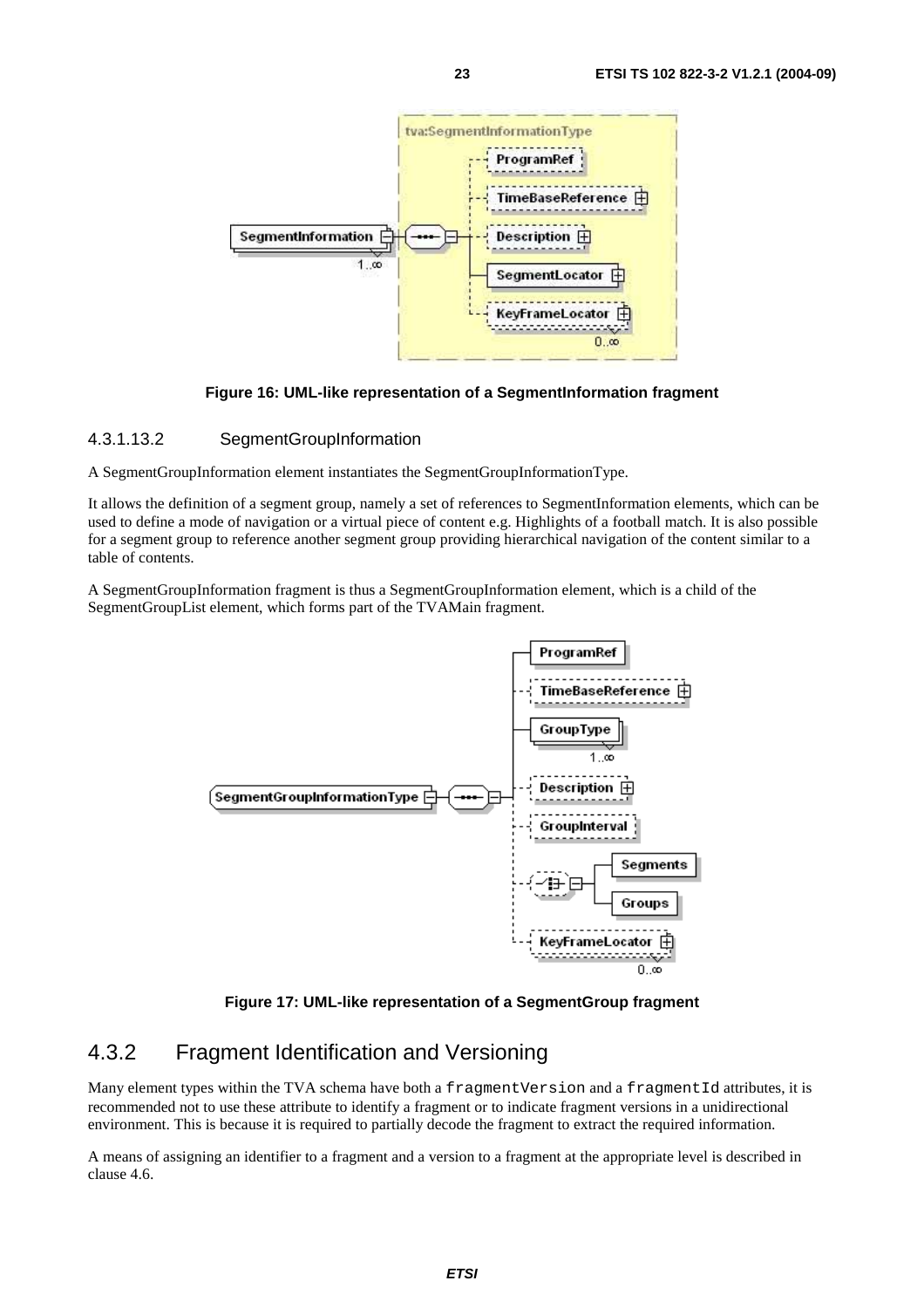**Figure 16: UML-like representation of a SegmentInformation fragment**

#### 4.3.1.13.2 SegmentGroupInformation

A SegmentGroupInformation element instantiates the SegmentGroupInformationType.

It allows the definition of a segment group, namely a set of references to SegmentInformation elements, which can be used to define a mode of navigation or a virtual piece of content e.g. Highlights of a football match. It is also possible for a segment group to reference another segment group providing hierarchical navigation of the content similar to a table of contents.

A SegmentGroupInformation fragment is thus a SegmentGroupInformation element, which is a child of the SegmentGroupList element, which forms part of the TVAMain fragment.

**Figure 17: UML-like representation of a SegmentGroup fragment**

### 4.3.2 Fragment Identification and Versioning

Many element types within the TVA schema have both a `fragmentVersion` and a `fragmentId` attributes, it is recommended not to use these attribute to identify a fragment or to indicate fragment versions in a unidirectional environment. This is because it is required to partially decode the fragment to extract the required information.

A means of assigning an identifier to a fragment and a version to a fragment at the appropriate level is described in clause 4.6.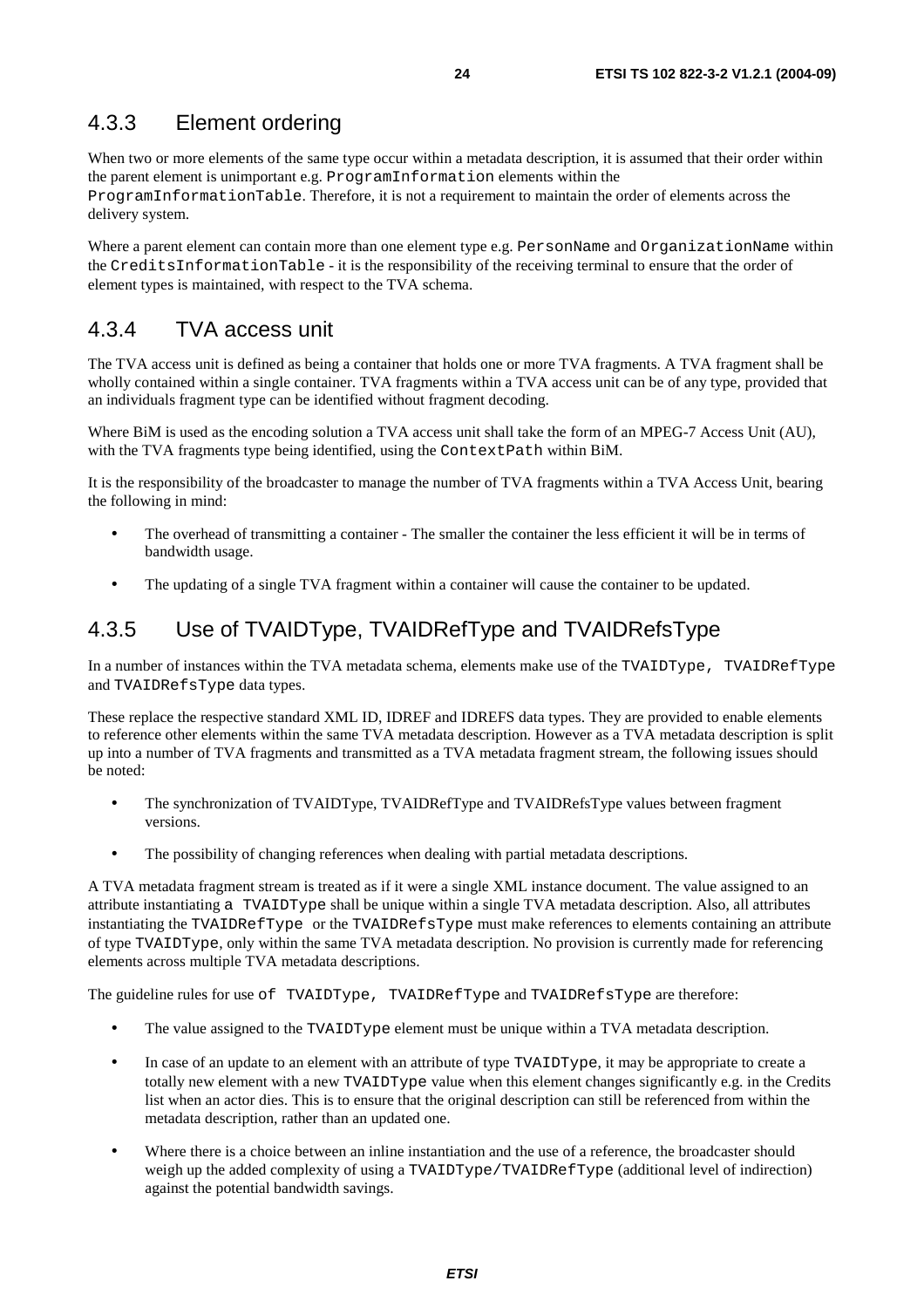### 4.3.3 Element ordering

When two or more elements of the same type occur within a metadata description, it is assumed that their order within the parent element is unimportant e.g. `ProgramInformation` elements within the `ProgramInformationTable`. Therefore, it is not a requirement to maintain the order of elements across the delivery system.

Where a parent element can contain more than one element type e.g. `PersonName` and `OrganizationName` within the `CreditsInformationTable` - it is the responsibility of the receiving terminal to ensure that the order of element types is maintained, with respect to the TVA schema.

### 4.3.4 TVA access unit

The TVA access unit is defined as being a container that holds one or more TVA fragments. A TVA fragment shall be wholly contained within a single container. TVA fragments within a TVA access unit can be of any type, provided that an individuals fragment type can be identified without fragment decoding.

Where BiM is used as the encoding solution a TVA access unit shall take the form of an MPEG-7 Access Unit (AU), with the TVA fragments type being identified, using the `ContextPath` within BiM.

It is the responsibility of the broadcaster to manage the number of TVA fragments within a TVA Access Unit, bearing the following in mind:

- The overhead of transmitting a container - The smaller the container the less efficient it will be in terms of bandwidth usage.
- The updating of a single TVA fragment within a container will cause the container to be updated.

### 4.3.5 Use of TVAIDType, TVAIDRefType and TVAIDRefsType

In a number of instances within the TVA metadata schema, elements make use of the `TVAIDType, TVAIDRefType` and `TVAIDRefsType` data types.

These replace the respective standard XML ID, IDREF and IDREFS data types. They are provided to enable elements to reference other elements within the same TVA metadata description. However as a TVA metadata description is split up into a number of TVA fragments and transmitted as a TVA metadata fragment stream, the following issues should be noted:

- The synchronization of TVAIDType, TVAIDRefType and TVAIDRefsType values between fragment versions.
- The possibility of changing references when dealing with partial metadata descriptions.

A TVA metadata fragment stream is treated as if it were a single XML instance document. The value assigned to an attribute instantiating a `TVAIDType` shall be unique within a single TVA metadata description. Also, all attributes instantiating the `TVAIDRefType` or the `TVAIDRefsType` must make references to elements containing an attribute of type `TVAIDType`, only within the same TVA metadata description. No provision is currently made for referencing elements across multiple TVA metadata descriptions.

The guideline rules for use of `TVAIDType, TVAIDRefType` and `TVAIDRefsType` are therefore:

- The value assigned to the `TVAIDType` element must be unique within a TVA metadata description.
- In case of an update to an element with an attribute of type `TVAIDType`, it may be appropriate to create a totally new element with a new `TVAIDType` value when this element changes significantly e.g. in the Credits list when an actor dies. This is to ensure that the original description can still be referenced from within the metadata description, rather than an updated one.
- Where there is a choice between an inline instantiation and the use of a reference, the broadcaster should weigh up the added complexity of using a `TVAIDType/TVAIDRefType` (additional level of indirection) against the potential bandwidth savings.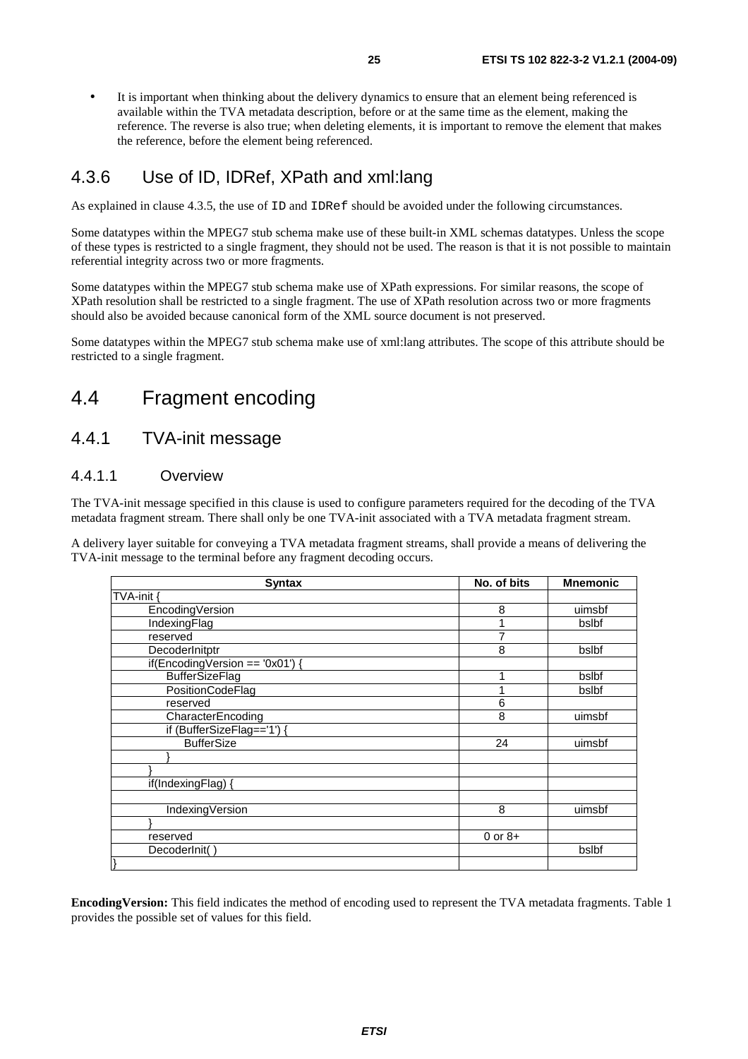- It is important when thinking about the delivery dynamics to ensure that an element being referenced is available within the TVA metadata description, before or at the same time as the element, making the reference. The reverse is also true; when deleting elements, it is important to remove the element that makes the reference, before the element being referenced.

### 4.3.6 Use of ID, IDRef, XPath and xml:lang

As explained in clause 4.3.5, the use of `ID` and `IDRef` should be avoided under the following circumstances.

Some datatypes within the MPEG7 stub schema make use of these built-in XML schemas datatypes. Unless the scope of these types is restricted to a single fragment, they should not be used. The reason is that it is not possible to maintain referential integrity across two or more fragments.

Some datatypes within the MPEG7 stub schema make use of XPath expressions. For similar reasons, the scope of XPath resolution shall be restricted to a single fragment. The use of XPath resolution across two or more fragments should also be avoided because canonical form of the XML source document is not preserved.

Some datatypes within the MPEG7 stub schema make use of xml:lang attributes. The scope of this attribute should be restricted to a single fragment.

## 4.4 Fragment encoding

### 4.4.1 TVA-init message

#### 4.4.1.1 Overview

The TVA-init message specified in this clause is used to configure parameters required for the decoding of the TVA metadata fragment stream. There shall only be one TVA-init associated with a TVA metadata fragment stream.

A delivery layer suitable for conveying a TVA metadata fragment streams, shall provide a means of delivering the TVA-init message to the terminal before any fragment decoding occurs.

| Syntax | No. of bits | Mnemonic |
|---|---|---|
| TVA-init { | | |
| EncodingVersion | 8 | uimsbf |
| IndexingFlag | 1 | bslbf |
| reserved | 7 | |
| DecoderInitptr | 8 | bslbf |
| if(EncodingVersion == '0x01') { | | |
| BufferSizeFlag | 1 | bslbf |
| PositionCodeFlag | 1 | bslbf |
| reserved | 6 | |
| CharacterEncoding | 8 | uimsbf |
| if (BufferSizeFlag=='1') { | | |
| BufferSize | 24 | uimsbf |
| } | | |
| } | | |
| if(IndexingFlag) { | | |
| | | |
| IndexingVersion | 8 | uimsbf |
| } | | |
| reserved | 0 or 8+ | |
| DecoderInit( ) | | bslbf |
| } | | |

**EncodingVersion:** This field indicates the method of encoding used to represent the TVA metadata fragments. Table 1 provides the possible set of values for this field.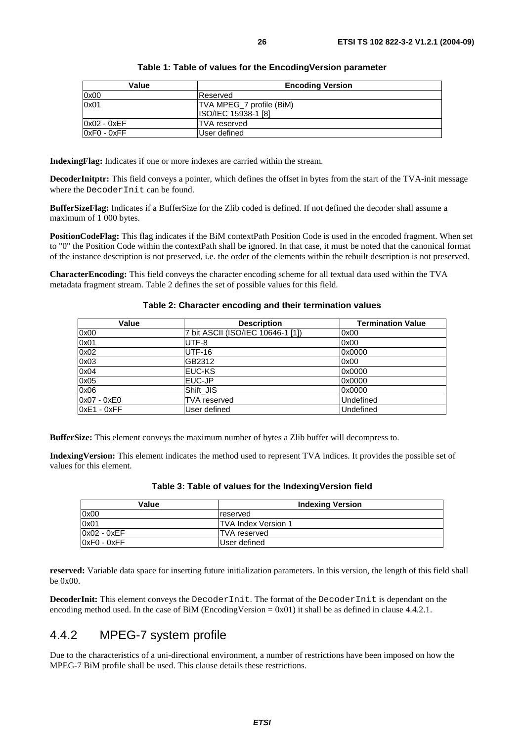**Table 1: Table of values for the EncodingVersion parameter**

| Value | Encoding Version |
|---|---|
| 0x00 | Reserved |
| 0x01 | TVA MPEG_7 profile (BiM)<br>ISO/IEC 15938-1 [8] |
| 0x02 - 0xEF | TVA reserved |
| 0xF0 - 0xFF | User defined |

**IndexingFlag:** Indicates if one or more indexes are carried within the stream.

**DecoderInitptr:** This field conveys a pointer, which defines the offset in bytes from the start of the TVA-init message where the DecoderInit can be found.

**BufferSizeFlag:** Indicates if a BufferSize for the Zlib coded is defined. If not defined the decoder shall assume a maximum of 1 000 bytes.

**PositionCodeFlag:** This flag indicates if the BiM contextPath Position Code is used in the encoded fragment. When set to "0" the Position Code within the contextPath shall be ignored. In that case, it must be noted that the canonical format of the instance description is not preserved, i.e. the order of the elements within the rebuilt description is not preserved.

**CharacterEncoding:** This field conveys the character encoding scheme for all textual data used within the TVA metadata fragment stream. Table 2 defines the set of possible values for this field.

**Table 2: Character encoding and their termination values**

| Value | Description | Termination Value |
|---|---|---|
| 0x00 | 7 bit ASCII (ISO/IEC 10646-1 [1]) | 0x00 |
| 0x01 | UTF-8 | 0x00 |
| 0x02 | UTF-16 | 0x0000 |
| 0x03 | GB2312 | 0x00 |
| 0x04 | EUC-KS | 0x0000 |
| 0x05 | EUC-JP | 0x0000 |
| 0x06 | Shift_JIS | 0x0000 |
| 0x07 - 0xE0 | TVA reserved | Undefined |
| 0xE1 - 0xFF | User defined | Undefined |

**BufferSize:** This element conveys the maximum number of bytes a Zlib buffer will decompress to.

**IndexingVersion:** This element indicates the method used to represent TVA indices. It provides the possible set of values for this element.

**Table 3: Table of values for the IndexingVersion field**

| Value | Indexing Version |
|---|---|
| 0x00 | reserved |
| 0x01 | TVA Index Version 1 |
| 0x02 - 0xEF | TVA reserved |
| 0xF0 - 0xFF | User defined |

**reserved:** Variable data space for inserting future initialization parameters. In this version, the length of this field shall be 0x00.

**DecoderInit:** This element conveys the DecoderInit. The format of the DecoderInit is dependant on the encoding method used. In the case of BiM (EncodingVersion = 0x01) it shall be as defined in clause 4.4.2.1.

### 4.4.2 MPEG-7 system profile

Due to the characteristics of a uni-directional environment, a number of restrictions have been imposed on how the MPEG-7 BiM profile shall be used. This clause details these restrictions.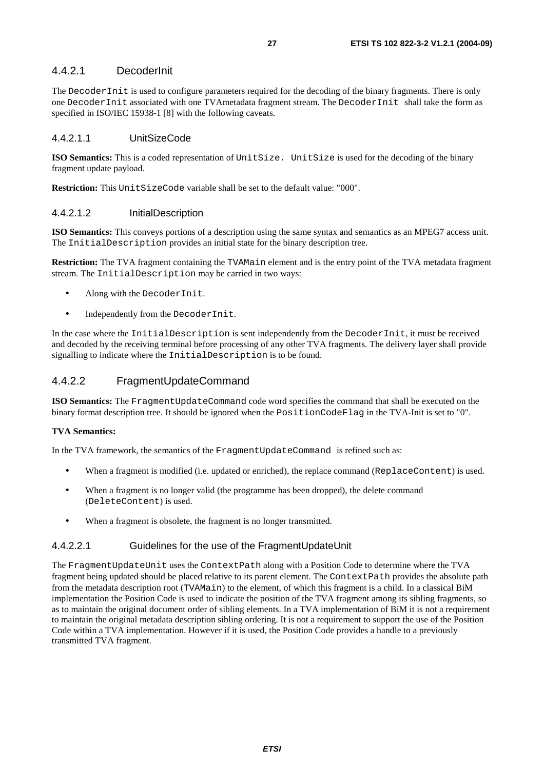#### 4.4.2.1 DecoderInit

The `DecoderInit` is used to configure parameters required for the decoding of the binary fragments. There is only one `DecoderInit` associated with one TVAmetadata fragment stream. The `DecoderInit` shall take the form as specified in ISO/IEC 15938-1 [8] with the following caveats.

##### 4.4.2.1.1 UnitSizeCode

**ISO Semantics:** This is a coded representation of `UnitSize.` `UnitSize` is used for the decoding of the binary fragment update payload.

**Restriction:** This `UnitSizeCode` variable shall be set to the default value: "000".

##### 4.4.2.1.2 InitialDescription

**ISO Semantics:** This conveys portions of a description using the same syntax and semantics as an MPEG7 access unit. The `InitialDescription` provides an initial state for the binary description tree.

**Restriction:** The TVA fragment containing the `TVAMain` element and is the entry point of the TVA metadata fragment stream. The `InitialDescription` may be carried in two ways:

- Along with the `DecoderInit`.
- Independently from the `DecoderInit`.

In the case where the `InitialDescription` is sent independently from the `DecoderInit`, it must be received and decoded by the receiving terminal before processing of any other TVA fragments. The delivery layer shall provide signalling to indicate where the `InitialDescription` is to be found.

#### 4.4.2.2 FragmentUpdateCommand

**ISO Semantics:** The `FragmentUpdateCommand` code word specifies the command that shall be executed on the binary format description tree. It should be ignored when the `PositionCodeFlag` in the TVA-Init is set to "0".

**TVA Semantics:**

In the TVA framework, the semantics of the `FragmentUpdateCommand` is refined such as:

- When a fragment is modified (i.e. updated or enriched), the replace command (`ReplaceContent`) is used.
- When a fragment is no longer valid (the programme has been dropped), the delete command (`DeleteContent`) is used.
- When a fragment is obsolete, the fragment is no longer transmitted.

##### 4.4.2.2.1 Guidelines for the use of the FragmentUpdateUnit

The `FragmentUpdateUnit` uses the `ContextPath` along with a Position Code to determine where the TVA fragment being updated should be placed relative to its parent element. The `ContextPath` provides the absolute path from the metadata description root (`TVAMain`) to the element, of which this fragment is a child. In a classical BiM implementation the Position Code is used to indicate the position of the TVA fragment among its sibling fragments, so as to maintain the original document order of sibling elements. In a TVA implementation of BiM it is not a requirement to maintain the original metadata description sibling ordering. It is not a requirement to support the use of the Position Code within a TVA implementation. However if it is used, the Position Code provides a handle to a previously transmitted TVA fragment.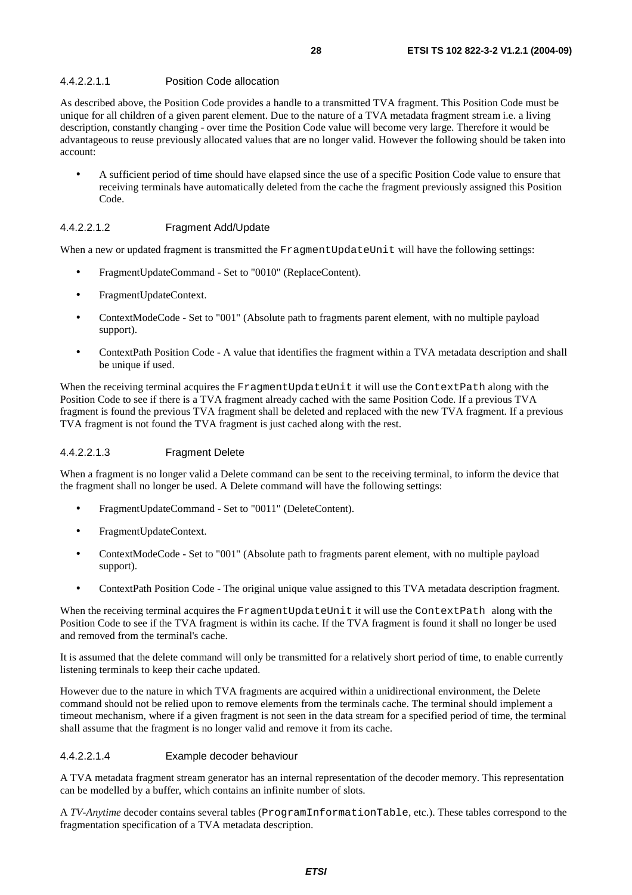#### 4.4.2.2.1.1 Position Code allocation

As described above, the Position Code provides a handle to a transmitted TVA fragment. This Position Code must be unique for all children of a given parent element. Due to the nature of a TVA metadata fragment stream i.e. a living description, constantly changing - over time the Position Code value will become very large. Therefore it would be advantageous to reuse previously allocated values that are no longer valid. However the following should be taken into account:

- A sufficient period of time should have elapsed since the use of a specific Position Code value to ensure that receiving terminals have automatically deleted from the cache the fragment previously assigned this Position Code.

#### 4.4.2.2.1.2 Fragment Add/Update

When a new or updated fragment is transmitted the `FragmentUpdateUnit` will have the following settings:

- FragmentUpdateCommand - Set to "0010" (ReplaceContent).
- FragmentUpdateContext.
- ContextModeCode - Set to "001" (Absolute path to fragments parent element, with no multiple payload support).
- ContextPath Position Code - A value that identifies the fragment within a TVA metadata description and shall be unique if used.

When the receiving terminal acquires the `FragmentUpdateUnit` it will use the `ContextPath` along with the Position Code to see if there is a TVA fragment already cached with the same Position Code. If a previous TVA fragment is found the previous TVA fragment shall be deleted and replaced with the new TVA fragment. If a previous TVA fragment is not found the TVA fragment is just cached along with the rest.

#### 4.4.2.2.1.3 Fragment Delete

When a fragment is no longer valid a Delete command can be sent to the receiving terminal, to inform the device that the fragment shall no longer be used. A Delete command will have the following settings:

- FragmentUpdateCommand - Set to "0011" (DeleteContent).
- FragmentUpdateContext.
- ContextModeCode - Set to "001" (Absolute path to fragments parent element, with no multiple payload support).
- ContextPath Position Code - The original unique value assigned to this TVA metadata description fragment.

When the receiving terminal acquires the `FragmentUpdateUnit` it will use the `ContextPath` along with the Position Code to see if the TVA fragment is within its cache. If the TVA fragment is found it shall no longer be used and removed from the terminal's cache.

It is assumed that the delete command will only be transmitted for a relatively short period of time, to enable currently listening terminals to keep their cache updated.

However due to the nature in which TVA fragments are acquired within a unidirectional environment, the Delete command should not be relied upon to remove elements from the terminals cache. The terminal should implement a timeout mechanism, where if a given fragment is not seen in the data stream for a specified period of time, the terminal shall assume that the fragment is no longer valid and remove it from its cache.

#### 4.4.2.2.1.4 Example decoder behaviour

A TVA metadata fragment stream generator has an internal representation of the decoder memory. This representation can be modelled by a buffer, which contains an infinite number of slots.

A *TV-Anytime* decoder contains several tables (`ProgramInformationTable`, etc.). These tables correspond to the fragmentation specification of a TVA metadata description.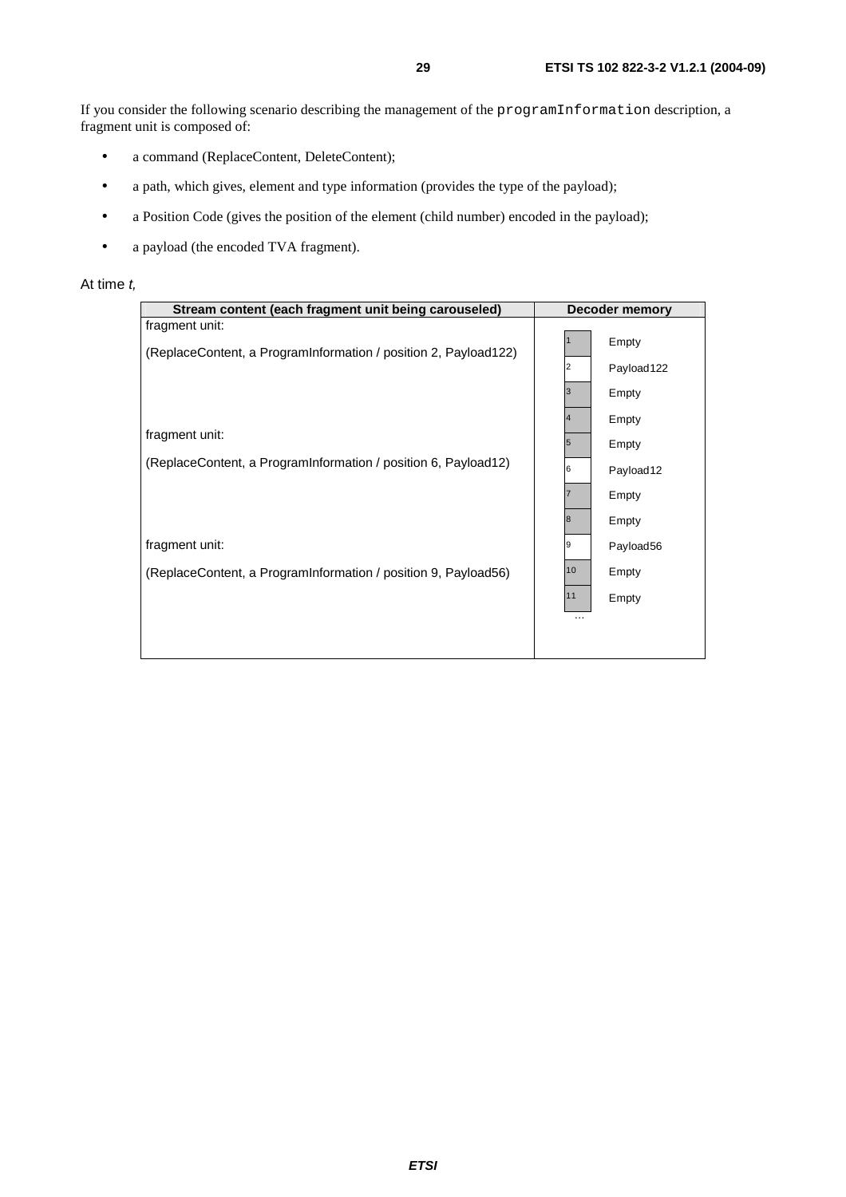If you consider the following scenario describing the management of the `programInformation` description, a fragment unit is composed of:

- a command (ReplaceContent, DeleteContent);
- a path, which gives, element and type information (provides the type of the payload);
- a Position Code (gives the position of the element (child number) encoded in the payload);
- a payload (the encoded TVA fragment).

At time *t,*

| Stream content (each fragment unit being carouseled) | Decoder memory |
| --- | --- |
| fragment unit:<br>(ReplaceContent, a ProgramInformation / position 2, Payload122)<br><br>fragment unit:<br>(ReplaceContent, a ProgramInformation / position 6, Payload12)<br><br>fragment unit:<br>(ReplaceContent, a ProgramInformation / position 9, Payload56) | 1 Empty<br>2 Payload122<br>3 Empty<br>4 Empty<br>5 Empty<br>6 Payload12<br>7 Empty<br>8 Empty<br>9 Payload56<br>10 Empty<br>11 Empty<br>... |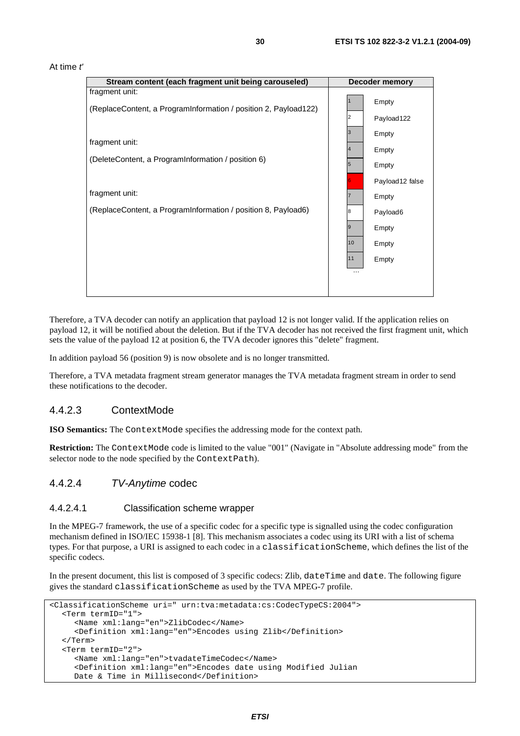At time *t'*

| Stream content (each fragment unit being carouseled) | Decoder memory | |
| --- | --- | --- |
| fragment unit: | 1 | Empty |
| (ReplaceContent, a ProgramInformation / position 2, Payload122) | 2 | Payload122 |
| | 3 | Empty |
| fragment unit: | 4 | Empty |
| (DeleteContent, a ProgramInformation / position 6) | 5 | Empty |
| | 6 | Payload12 false |
| fragment unit: | 7 | Empty |
| (ReplaceContent, a ProgramInformation / position 8, Payload6) | 8 | Payload6 |
| | 9 | Empty |
| | 10 | Empty |
| | 11 | Empty |
| | … | |

Therefore, a TVA decoder can notify an application that payload 12 is not longer valid. If the application relies on payload 12, it will be notified about the deletion. But if the TVA decoder has not received the first fragment unit, which sets the value of the payload 12 at position 6, the TVA decoder ignores this "delete" fragment.

In addition payload 56 (position 9) is now obsolete and is no longer transmitted.

Therefore, a TVA metadata fragment stream generator manages the TVA metadata fragment stream in order to send these notifications to the decoder.

### 4.4.2.3 ContextMode

**ISO Semantics:** The ContextMode specifies the addressing mode for the context path.

**Restriction:** The ContextMode code is limited to the value "001" (Navigate in "Absolute addressing mode" from the selector node to the node specified by the ContextPath).

### 4.4.2.4 *TV-Anytime* codec

#### 4.4.2.4.1 Classification scheme wrapper

In the MPEG-7 framework, the use of a specific codec for a specific type is signalled using the codec configuration mechanism defined in ISO/IEC 15938-1 [8]. This mechanism associates a codec using its URI with a list of schema types. For that purpose, a URI is assigned to each codec in a classificationScheme, which defines the list of the specific codecs.

In the present document, this list is composed of 3 specific codecs: Zlib, dateTime and date. The following figure gives the standard classificationScheme as used by the TVA MPEG-7 profile.

```
<ClassificationScheme uri=" urn:tva:metadata:cs:CodecTypeCS:2004">
   <Term termID="1">
      <Name xml:lang="en">ZlibCodec</Name>
      <Definition xml:lang="en">Encodes using Zlib</Definition>
   </Term>
   <Term termID="2">
      <Name xml:lang="en">tvadateTimeCodec</Name>
      <Definition xml:lang="en">Encodes date using Modified Julian
      Date & Time in Millisecond</Definition>
```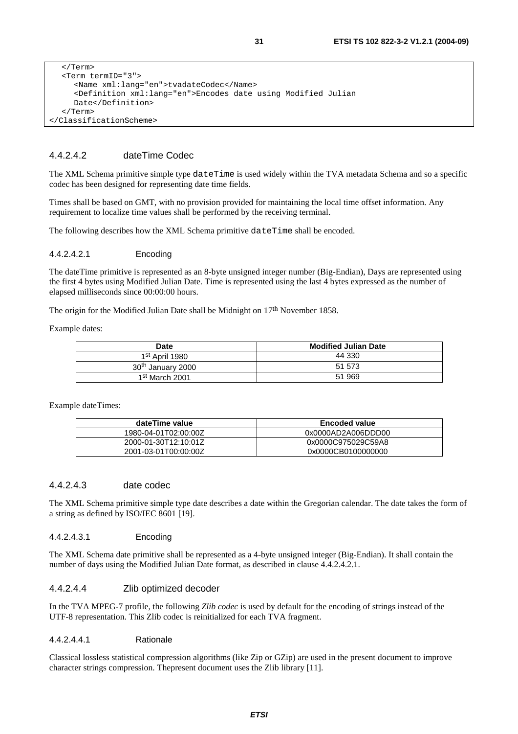```
   </Term>
   <Term termID="3">
      <Name xml:lang="en">tvadateCodec</Name>
      <Definition xml:lang="en">Encodes date using Modified Julian
      Date</Definition>
   </Term>
</ClassificationScheme>
```

#### 4.4.2.4.2 dateTime Codec

The XML Schema primitive simple type `dateTime` is used widely within the TVA metadata Schema and so a specific codec has been designed for representing date time fields.

Times shall be based on GMT, with no provision provided for maintaining the local time offset information. Any requirement to localize time values shall be performed by the receiving terminal.

The following describes how the XML Schema primitive `dateTime` shall be encoded.

##### 4.4.2.4.2.1 Encoding

The dateTime primitive is represented as an 8-byte unsigned integer number (Big-Endian), Days are represented using the first 4 bytes using Modified Julian Date. Time is represented using the last 4 bytes expressed as the number of elapsed milliseconds since 00:00:00 hours.

The origin for the Modified Julian Date shall be Midnight on 17th November 1858.

Example dates:

| Date | Modified Julian Date |
|---|---|
| 1st April 1980 | 44 330 |
| 30th January 2000 | 51 573 |
| 1st March 2001 | 51 969 |

Example dateTimes:

| dateTime value | Encoded value |
|---|---|
| 1980-04-01T02:00:00Z | 0x0000AD2A006DDD00 |
| 2000-01-30T12:10:01Z | 0x0000C975029C59A8 |
| 2001-03-01T00:00:00Z | 0x0000CB0100000000 |

#### 4.4.2.4.3 date codec

The XML Schema primitive simple type date describes a date within the Gregorian calendar. The date takes the form of a string as defined by ISO/IEC 8601 [19].

##### 4.4.2.4.3.1 Encoding

The XML Schema date primitive shall be represented as a 4-byte unsigned integer (Big-Endian). It shall contain the number of days using the Modified Julian Date format, as described in clause 4.4.2.4.2.1.

#### 4.4.2.4.4 Zlib optimized decoder

In the TVA MPEG-7 profile, the following *Zlib codec* is used by default for the encoding of strings instead of the UTF-8 representation. This Zlib codec is reinitialized for each TVA fragment.

##### 4.4.2.4.4.1 Rationale

Classical lossless statistical compression algorithms (like Zip or GZip) are used in the present document to improve character strings compression. Thepresent document uses the Zlib library [11].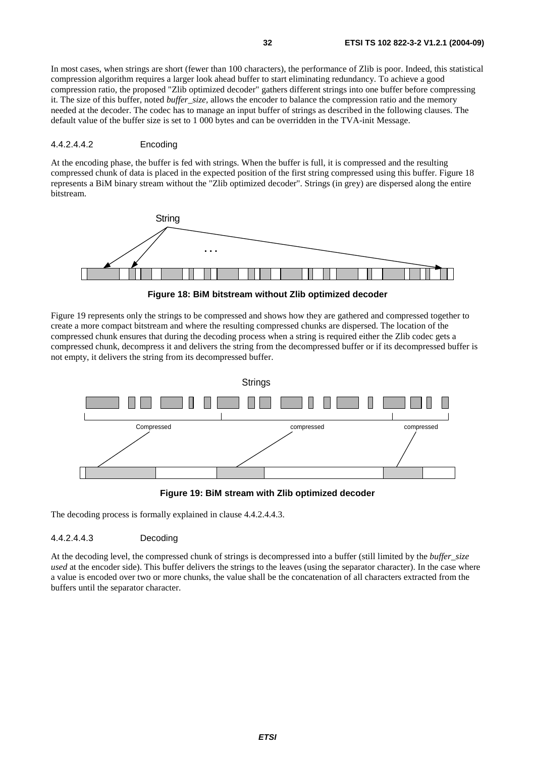In most cases, when strings are short (fewer than 100 characters), the performance of Zlib is poor. Indeed, this statistical compression algorithm requires a larger look ahead buffer to start eliminating redundancy. To achieve a good compression ratio, the proposed "Zlib optimized decoder" gathers different strings into one buffer before compressing it. The size of this buffer, noted *buffer_size*, allows the encoder to balance the compression ratio and the memory needed at the decoder. The codec has to manage an input buffer of strings as described in the following clauses. The default value of the buffer size is set to 1 000 bytes and can be overridden in the TVA-init Message.

#### 4.4.2.4.4.2 Encoding

At the encoding phase, the buffer is fed with strings. When the buffer is full, it is compressed and the resulting compressed chunk of data is placed in the expected position of the first string compressed using this buffer. Figure 18 represents a BiM binary stream without the "Zlib optimized decoder". Strings (in grey) are dispersed along the entire bitstream.

**Figure 18: BiM bitstream without Zlib optimized decoder**

Figure 19 represents only the strings to be compressed and shows how they are gathered and compressed together to create a more compact bitstream and where the resulting compressed chunks are dispersed. The location of the compressed chunk ensures that during the decoding process when a string is required either the Zlib codec gets a compressed chunk, decompress it and delivers the string from the decompressed buffer or if its decompressed buffer is not empty, it delivers the string from its decompressed buffer.

**Figure 19: BiM stream with Zlib optimized decoder**

The decoding process is formally explained in clause 4.4.2.4.4.3.

#### 4.4.2.4.4.3 Decoding

At the decoding level, the compressed chunk of strings is decompressed into a buffer (still limited by the *buffer_size used* at the encoder side). This buffer delivers the strings to the leaves (using the separator character). In the case where a value is encoded over two or more chunks, the value shall be the concatenation of all characters extracted from the buffers until the separator character.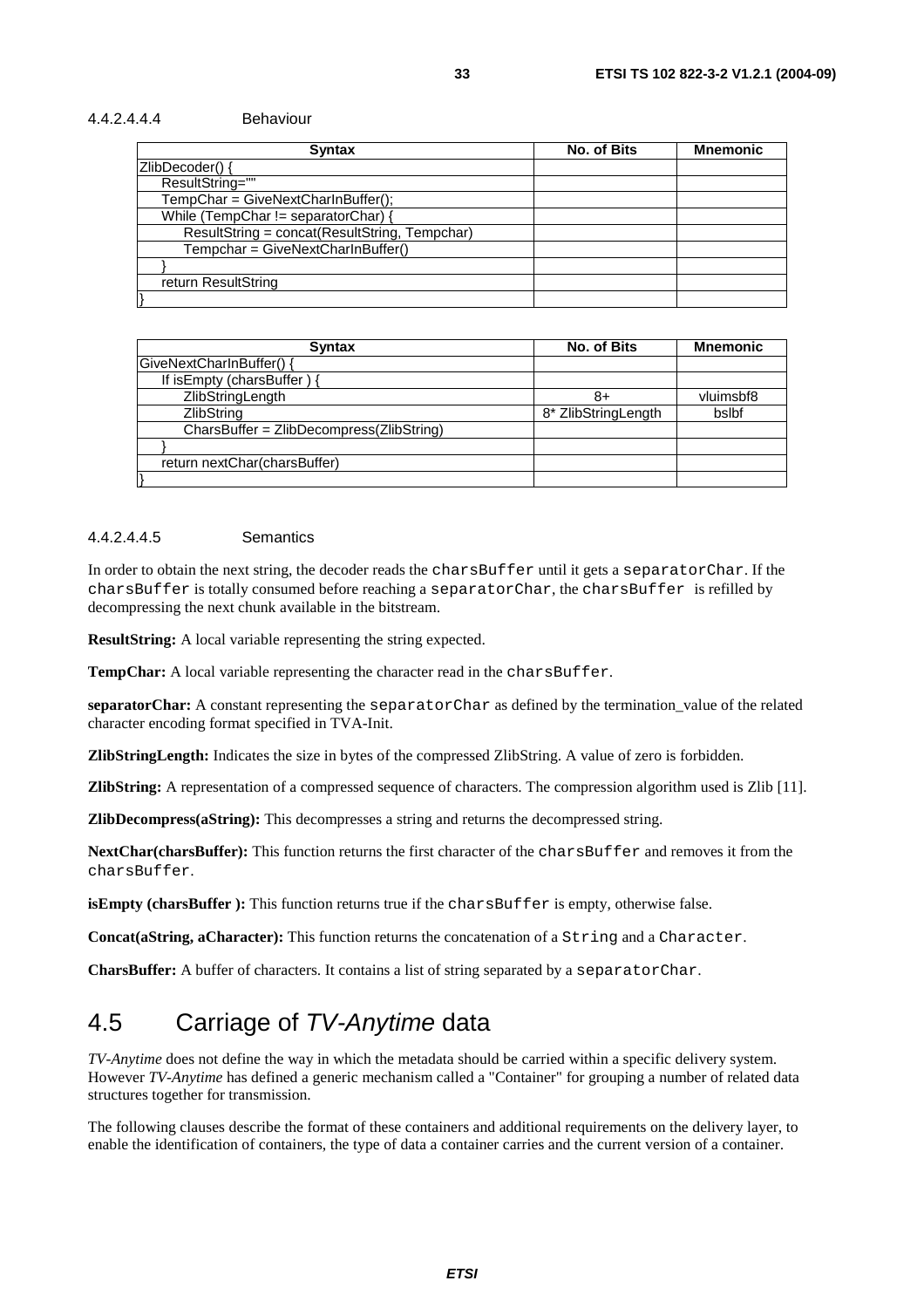#### 4.4.2.4.4.4 Behaviour

| Syntax | No. of Bits | Mnemonic |
|---|---|---|
| ZlibDecoder() { | | |
| ResultString="" | | |
| TempChar = GiveNextCharInBuffer(); | | |
| While (TempChar != separatorChar) { | | |
| ResultString = concat(ResultString, Tempchar) | | |
| Tempchar = GiveNextCharInBuffer() | | |
| } | | |
| return ResultString | | |
| } | | |

| Syntax | No. of Bits | Mnemonic |
|---|---|---|
| GiveNextCharInBuffer() { | | |
| If isEmpty (charsBuffer ) { | | |
| ZlibStringLength | 8+ | vluimsbf8 |
| ZlibString | 8* ZlibStringLength | bslbf |
| CharsBuffer = ZlibDecompress(ZlibString) | | |
| } | | |
| return nextChar(charsBuffer) | | |
| } | | |

#### 4.4.2.4.4.5 Semantics

In order to obtain the next string, the decoder reads the `charsBuffer` until it gets a `separatorChar`. If the `charsBuffer` is totally consumed before reaching a `separatorChar`, the `charsBuffer` is refilled by decompressing the next chunk available in the bitstream.

**ResultString:** A local variable representing the string expected.

**TempChar:** A local variable representing the character read in the `charsBuffer`.

**separatorChar:** A constant representing the `separatorChar` as defined by the termination_value of the related character encoding format specified in TVA-Init.

**ZlibStringLength:** Indicates the size in bytes of the compressed ZlibString. A value of zero is forbidden.

**ZlibString:** A representation of a compressed sequence of characters. The compression algorithm used is Zlib [11].

**ZlibDecompress(aString):** This decompresses a string and returns the decompressed string.

**NextChar(charsBuffer):** This function returns the first character of the `charsBuffer` and removes it from the `charsBuffer`.

**isEmpty (charsBuffer ):** This function returns true if the `charsBuffer` is empty, otherwise false.

**Concat(aString, aCharacter):** This function returns the concatenation of a `String` and a `Character`.

**CharsBuffer:** A buffer of characters. It contains a list of string separated by a `separatorChar`.

## 4.5 Carriage of *TV-Anytime* data

*TV-Anytime* does not define the way in which the metadata should be carried within a specific delivery system. However *TV-Anytime* has defined a generic mechanism called a "Container" for grouping a number of related data structures together for transmission.

The following clauses describe the format of these containers and additional requirements on the delivery layer, to enable the identification of containers, the type of data a container carries and the current version of a container.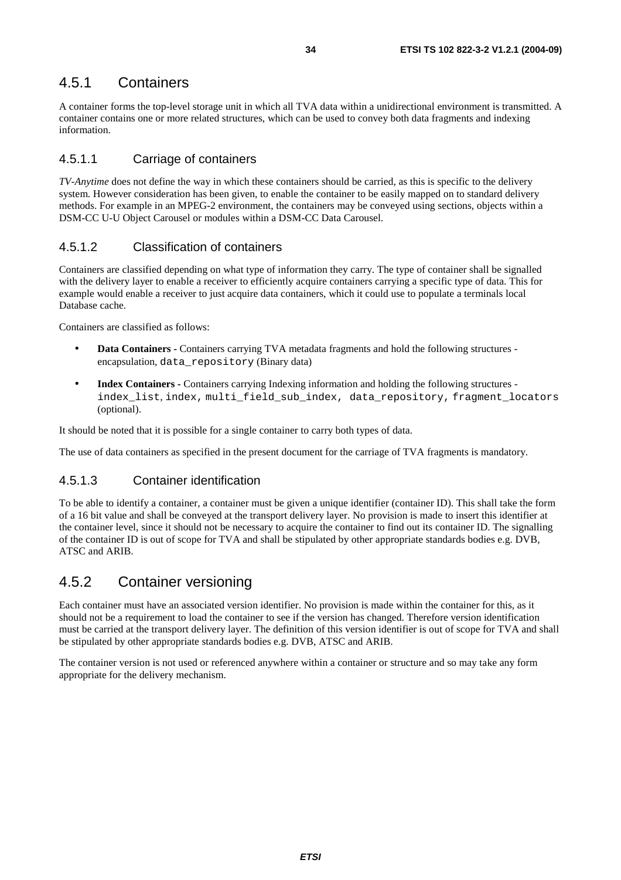### 4.5.1 Containers

A container forms the top-level storage unit in which all TVA data within a unidirectional environment is transmitted. A container contains one or more related structures, which can be used to convey both data fragments and indexing information.

#### 4.5.1.1 Carriage of containers

*TV-Anytime* does not define the way in which these containers should be carried, as this is specific to the delivery system. However consideration has been given, to enable the container to be easily mapped on to standard delivery methods. For example in an MPEG-2 environment, the containers may be conveyed using sections, objects within a DSM-CC U-U Object Carousel or modules within a DSM-CC Data Carousel.

#### 4.5.1.2 Classification of containers

Containers are classified depending on what type of information they carry. The type of container shall be signalled with the delivery layer to enable a receiver to efficiently acquire containers carrying a specific type of data. This for example would enable a receiver to just acquire data containers, which it could use to populate a terminals local Database cache.

Containers are classified as follows:

- **Data Containers -** Containers carrying TVA metadata fragments and hold the following structures - encapsulation, `data_repository` (Binary data)
- **Index Containers -** Containers carrying Indexing information and holding the following structures - `index_list`, `index`, `multi_field_sub_index`, `data_repository`, `fragment_locators` (optional).

It should be noted that it is possible for a single container to carry both types of data.

The use of data containers as specified in the present document for the carriage of TVA fragments is mandatory.

#### 4.5.1.3 Container identification

To be able to identify a container, a container must be given a unique identifier (container ID). This shall take the form of a 16 bit value and shall be conveyed at the transport delivery layer. No provision is made to insert this identifier at the container level, since it should not be necessary to acquire the container to find out its container ID. The signalling of the container ID is out of scope for TVA and shall be stipulated by other appropriate standards bodies e.g. DVB, ATSC and ARIB.

### 4.5.2 Container versioning

Each container must have an associated version identifier. No provision is made within the container for this, as it should not be a requirement to load the container to see if the version has changed. Therefore version identification must be carried at the transport delivery layer. The definition of this version identifier is out of scope for TVA and shall be stipulated by other appropriate standards bodies e.g. DVB, ATSC and ARIB.

The container version is not used or referenced anywhere within a container or structure and so may take any form appropriate for the delivery mechanism.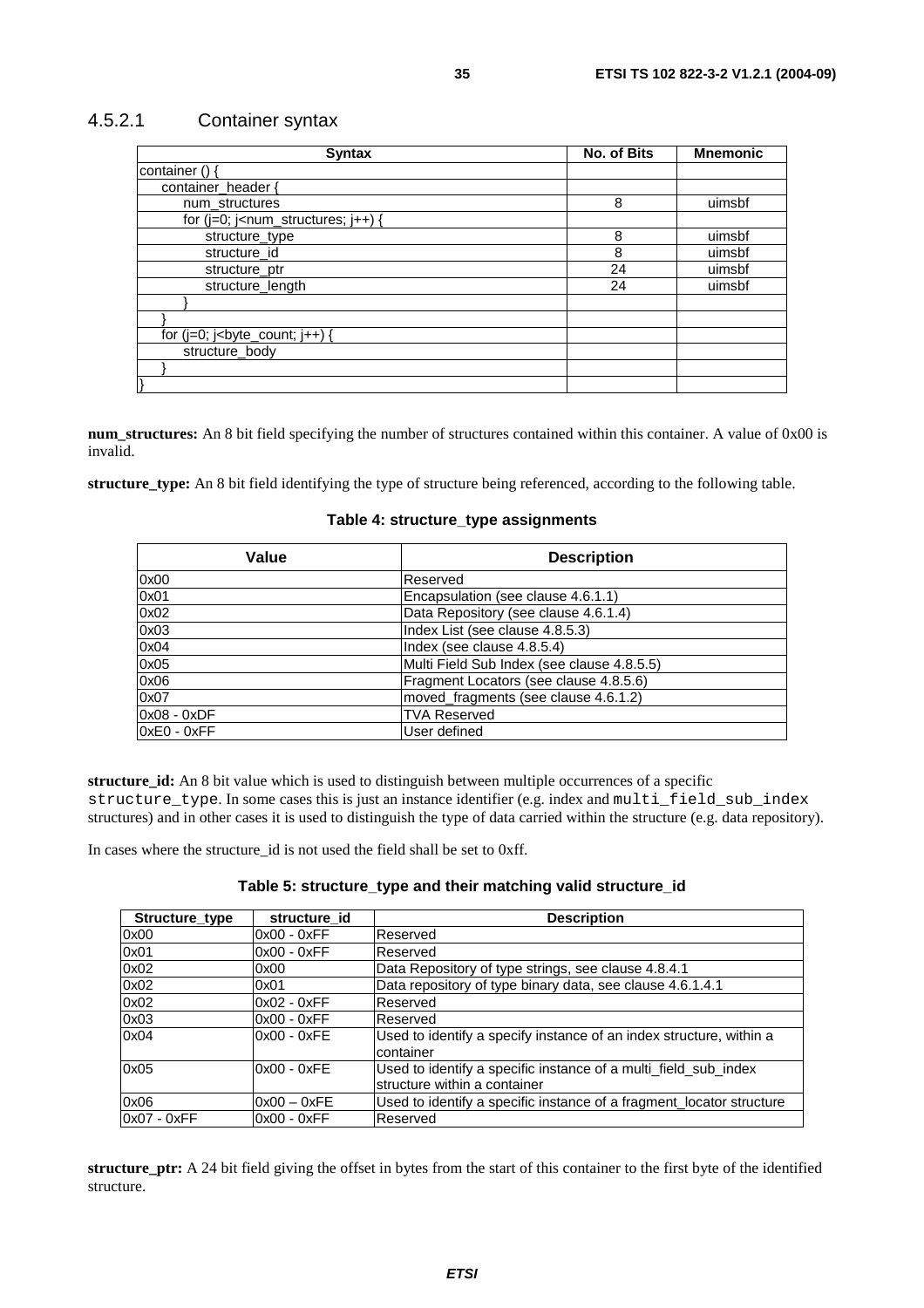### 4.5.2.1 Container syntax

| Syntax | No. of Bits | Mnemonic |
|---|---|---|
| container () { | | |
| container_header { | | |
| num_structures | 8 | uimsbf |
| for (j=0; j<num_structures; j++) { | | |
| structure_type | 8 | uimsbf |
| structure_id | 8 | uimsbf |
| structure_ptr | 24 | uimsbf |
| structure_length | 24 | uimsbf |
| } | | |
| } | | |
| for (j=0; j<byte_count; j++) { | | |
| structure_body | | |
| } | | |
| } | | |

**num_structures:** An 8 bit field specifying the number of structures contained within this container. A value of 0x00 is invalid.

**structure_type:** An 8 bit field identifying the type of structure being referenced, according to the following table.

**Table 4: structure_type assignments**

| Value | Description |
|---|---|
| 0x00 | Reserved |
| 0x01 | Encapsulation (see clause 4.6.1.1) |
| 0x02 | Data Repository (see clause 4.6.1.4) |
| 0x03 | Index List (see clause 4.8.5.3) |
| 0x04 | Index (see clause 4.8.5.4) |
| 0x05 | Multi Field Sub Index (see clause 4.8.5.5) |
| 0x06 | Fragment Locators (see clause 4.8.5.6) |
| 0x07 | moved_fragments (see clause 4.6.1.2) |
| 0x08 - 0xDF | TVA Reserved |
| 0xE0 - 0xFF | User defined |

**structure_id:** An 8 bit value which is used to distinguish between multiple occurrences of a specific `structure_type`. In some cases this is just an instance identifier (e.g. index and `multi_field_sub_index` structures) and in other cases it is used to distinguish the type of data carried within the structure (e.g. data repository).

In cases where the structure_id is not used the field shall be set to 0xff.

**Table 5: structure_type and their matching valid structure_id**

| Structure_type | structure_id | Description |
|---|---|---|
| 0x00 | 0x00 - 0xFF | Reserved |
| 0x01 | 0x00 - 0xFF | Reserved |
| 0x02 | 0x00 | Data Repository of type strings, see clause 4.8.4.1 |
| 0x02 | 0x01 | Data repository of type binary data, see clause 4.6.1.4.1 |
| 0x02 | 0x02 - 0xFF | Reserved |
| 0x03 | 0x00 - 0xFF | Reserved |
| 0x04 | 0x00 - 0xFE | Used to identify a specify instance of an index structure, within a container |
| 0x05 | 0x00 - 0xFE | Used to identify a specific instance of a multi_field_sub_index structure within a container |
| 0x06 | 0x00 – 0xFE | Used to identify a specific instance of a fragment_locator structure |
| 0x07 - 0xFF | 0x00 - 0xFF | Reserved |

**structure_ptr:** A 24 bit field giving the offset in bytes from the start of this container to the first byte of the identified structure.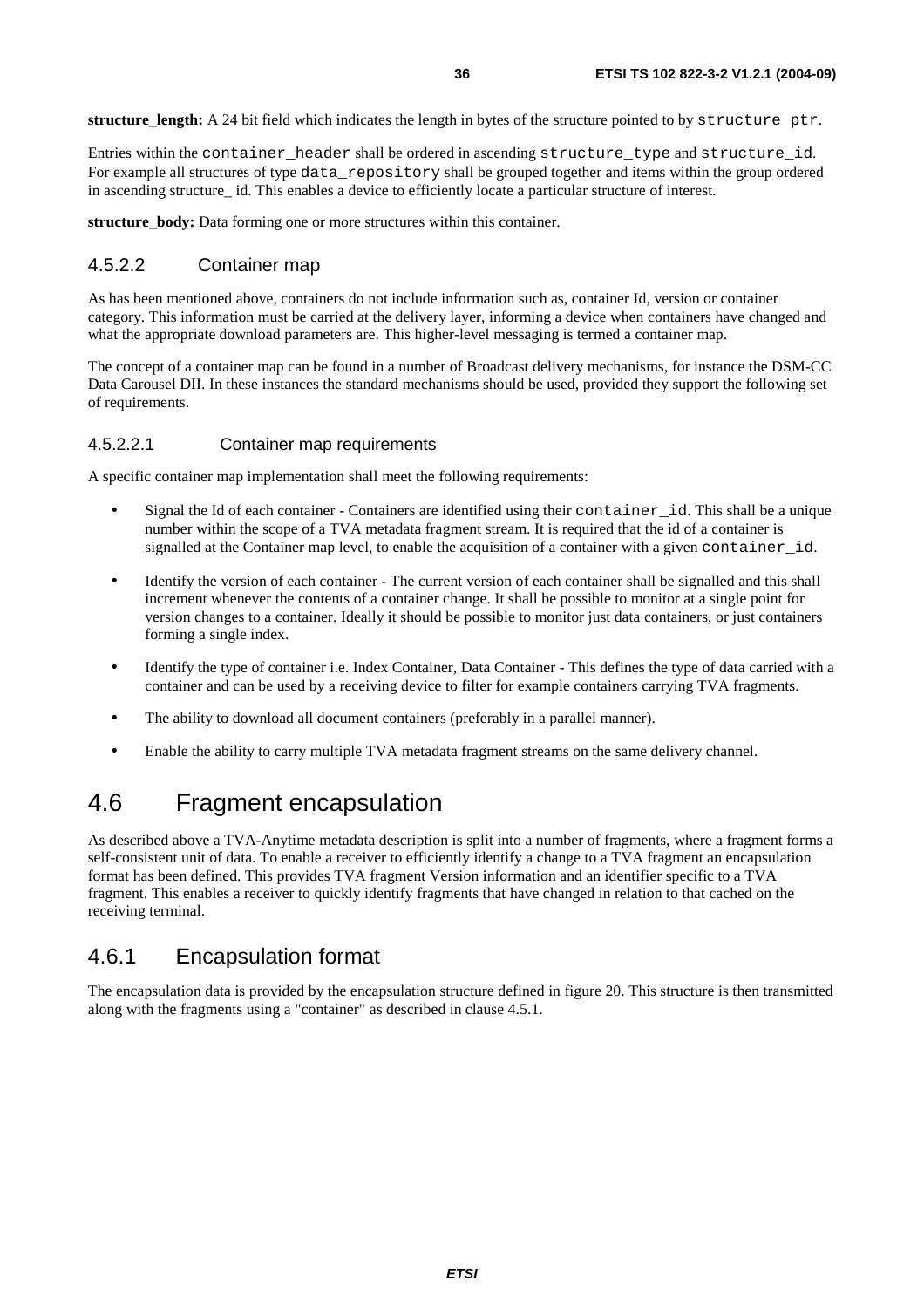**structure_length:** A 24 bit field which indicates the length in bytes of the structure pointed to by `structure_ptr`.

Entries within the `container_header` shall be ordered in ascending `structure_type` and `structure_id`. For example all structures of type `data_repository` shall be grouped together and items within the group ordered in ascending structure_ id. This enables a device to efficiently locate a particular structure of interest.

**structure_body:** Data forming one or more structures within this container.

#### 4.5.2.2 Container map

As has been mentioned above, containers do not include information such as, container Id, version or container category. This information must be carried at the delivery layer, informing a device when containers have changed and what the appropriate download parameters are. This higher-level messaging is termed a container map.

The concept of a container map can be found in a number of Broadcast delivery mechanisms, for instance the DSM-CC Data Carousel DII. In these instances the standard mechanisms should be used, provided they support the following set of requirements.

##### 4.5.2.2.1 Container map requirements

A specific container map implementation shall meet the following requirements:

- Signal the Id of each container - Containers are identified using their `container_id`. This shall be a unique number within the scope of a TVA metadata fragment stream. It is required that the id of a container is signalled at the Container map level, to enable the acquisition of a container with a given `container_id`.
- Identify the version of each container - The current version of each container shall be signalled and this shall increment whenever the contents of a container change. It shall be possible to monitor at a single point for version changes to a container. Ideally it should be possible to monitor just data containers, or just containers forming a single index.
- Identify the type of container i.e. Index Container, Data Container - This defines the type of data carried with a container and can be used by a receiving device to filter for example containers carrying TVA fragments.
- The ability to download all document containers (preferably in a parallel manner).
- Enable the ability to carry multiple TVA metadata fragment streams on the same delivery channel.

## 4.6 Fragment encapsulation

As described above a TVA-Anytime metadata description is split into a number of fragments, where a fragment forms a self-consistent unit of data. To enable a receiver to efficiently identify a change to a TVA fragment an encapsulation format has been defined. This provides TVA fragment Version information and an identifier specific to a TVA fragment. This enables a receiver to quickly identify fragments that have changed in relation to that cached on the receiving terminal.

### 4.6.1 Encapsulation format

The encapsulation data is provided by the encapsulation structure defined in figure 20. This structure is then transmitted along with the fragments using a "container" as described in clause 4.5.1.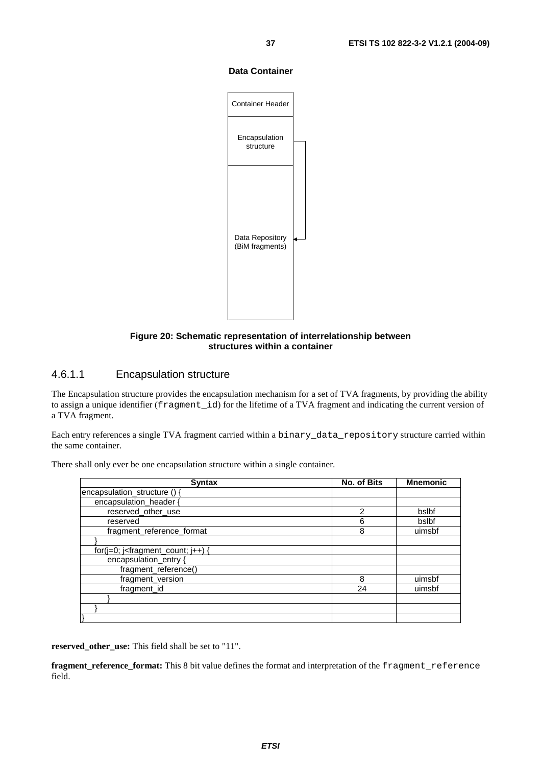**Data Container**

Container Header

Encapsulation structure

Data Repository (BiM fragments)

**Figure 20: Schematic representation of interrelationship between structures within a container**

### 4.6.1.1 Encapsulation structure

The Encapsulation structure provides the encapsulation mechanism for a set of TVA fragments, by providing the ability to assign a unique identifier (`fragment_id`) for the lifetime of a TVA fragment and indicating the current version of a TVA fragment.

Each entry references a single TVA fragment carried within a `binary_data_repository` structure carried within the same container.

There shall only ever be one encapsulation structure within a single container.

| Syntax | No. of Bits | Mnemonic |
|---|---|---|
| encapsulation_structure () { | | |
| encapsulation_header { | | |
| reserved_other_use | 2 | bslbf |
| reserved | 6 | bslbf |
| fragment_reference_format | 8 | uimsbf |
| } | | |
| for(j=0; j<fragment_count; j++) { | | |
| encapsulation_entry { | | |
| fragment_reference() | | |
| fragment_version | 8 | uimsbf |
| fragment_id | 24 | uimsbf |
| } | | |
| } | | |
| } | | |

**reserved_other_use:** This field shall be set to "11".

**fragment_reference_format:** This 8 bit value defines the format and interpretation of the `fragment_reference` field.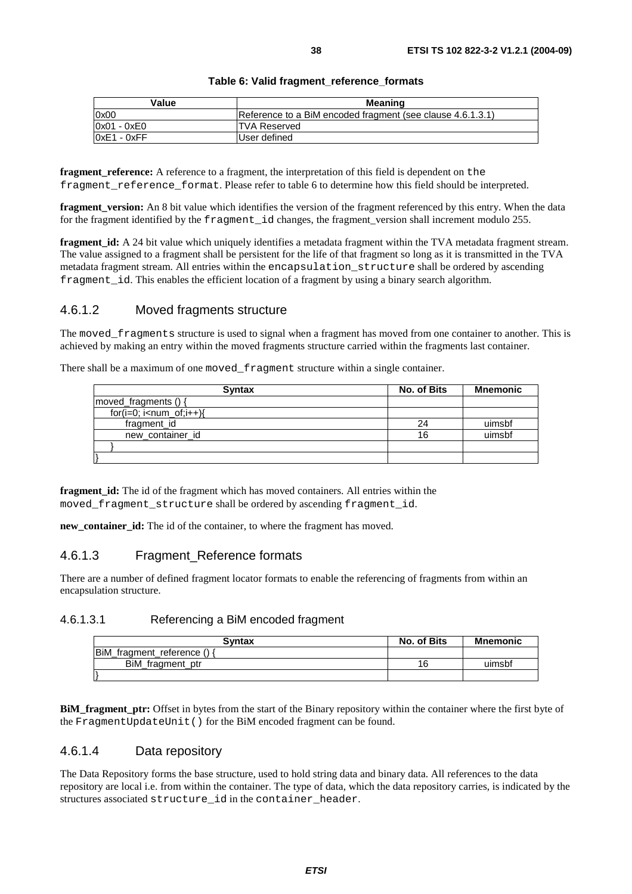**Table 6: Valid fragment_reference_formats**

| Value | Meaning |
| --- | --- |
| 0x00 | Reference to a BiM encoded fragment (see clause 4.6.1.3.1) |
| 0x01 - 0xE0 | TVA Reserved |
| 0xE1 - 0xFF | User defined |

**fragment_reference:** A reference to a fragment, the interpretation of this field is dependent on the fragment_reference_format. Please refer to table 6 to determine how this field should be interpreted.

**fragment_version:** An 8 bit value which identifies the version of the fragment referenced by this entry. When the data for the fragment identified by the fragment_id changes, the fragment_version shall increment modulo 255.

**fragment_id:** A 24 bit value which uniquely identifies a metadata fragment within the TVA metadata fragment stream. The value assigned to a fragment shall be persistent for the life of that fragment so long as it is transmitted in the TVA metadata fragment stream. All entries within the encapsulation_structure shall be ordered by ascending fragment_id. This enables the efficient location of a fragment by using a binary search algorithm.

### 4.6.1.2 Moved fragments structure

The moved_fragments structure is used to signal when a fragment has moved from one container to another. This is achieved by making an entry within the moved fragments structure carried within the fragments last container.

There shall be a maximum of one moved_fragment structure within a single container.

| Syntax | No. of Bits | Mnemonic |
| --- | --- | --- |
| moved_fragments () { | | |
| for(i=0; i<num_of;i++){ | | |
| fragment_id | 24 | uimsbf |
| new_container_id | 16 | uimsbf |
| } | | |
| } | | |

**fragment_id:** The id of the fragment which has moved containers. All entries within the moved_fragment_structure shall be ordered by ascending fragment_id.

**new_container_id:** The id of the container, to where the fragment has moved.

### 4.6.1.3 Fragment_Reference formats

There are a number of defined fragment locator formats to enable the referencing of fragments from within an encapsulation structure.

#### 4.6.1.3.1 Referencing a BiM encoded fragment

| Syntax | No. of Bits | Mnemonic |
| --- | --- | --- |
| BiM_fragment_reference () { | | |
| BiM_fragment_ptr | 16 | uimsbf |
| } | | |

**BiM_fragment_ptr:** Offset in bytes from the start of the Binary repository within the container where the first byte of the FragmentUpdateUnit() for the BiM encoded fragment can be found.

### 4.6.1.4 Data repository

The Data Repository forms the base structure, used to hold string data and binary data. All references to the data repository are local i.e. from within the container. The type of data, which the data repository carries, is indicated by the structures associated structure_id in the container_header.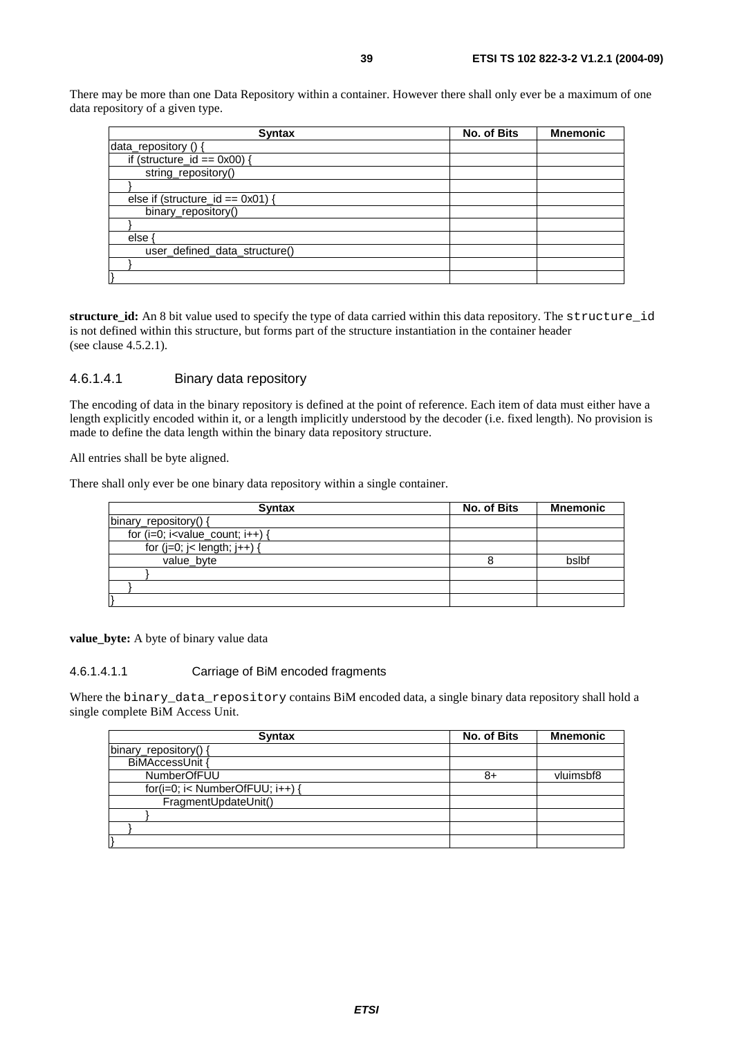There may be more than one Data Repository within a container. However there shall only ever be a maximum of one data repository of a given type.

| Syntax | No. of Bits | Mnemonic |
|---|---|---|
| data_repository () { | | |
| &nbsp;&nbsp;&nbsp;&nbsp;if (structure_id == 0x00) { | | |
| &nbsp;&nbsp;&nbsp;&nbsp;&nbsp;&nbsp;&nbsp;&nbsp;string_repository() | | |
| &nbsp;&nbsp;&nbsp;&nbsp;} | | |
| &nbsp;&nbsp;&nbsp;&nbsp;else if (structure_id == 0x01) { | | |
| &nbsp;&nbsp;&nbsp;&nbsp;&nbsp;&nbsp;&nbsp;&nbsp;binary_repository() | | |
| &nbsp;&nbsp;&nbsp;&nbsp;} | | |
| &nbsp;&nbsp;&nbsp;&nbsp;else { | | |
| &nbsp;&nbsp;&nbsp;&nbsp;&nbsp;&nbsp;&nbsp;&nbsp;user_defined_data_structure() | | |
| &nbsp;&nbsp;&nbsp;&nbsp;} | | |
| } | | |

**structure_id:** An 8 bit value used to specify the type of data carried within this data repository. The `structure_id` is not defined within this structure, but forms part of the structure instantiation in the container header (see clause 4.5.2.1).

#### 4.6.1.4.1 Binary data repository

The encoding of data in the binary repository is defined at the point of reference. Each item of data must either have a length explicitly encoded within it, or a length implicitly understood by the decoder (i.e. fixed length). No provision is made to define the data length within the binary data repository structure.

All entries shall be byte aligned.

There shall only ever be one binary data repository within a single container.

| Syntax | No. of Bits | Mnemonic |
|---|---|---|
| binary_repository() { | | |
| &nbsp;&nbsp;&nbsp;&nbsp;for (i=0; i<value_count; i++) { | | |
| &nbsp;&nbsp;&nbsp;&nbsp;&nbsp;&nbsp;&nbsp;&nbsp;for (j=0; j< length; j++) { | | |
| &nbsp;&nbsp;&nbsp;&nbsp;&nbsp;&nbsp;&nbsp;&nbsp;&nbsp;&nbsp;&nbsp;&nbsp;value_byte | 8 | bslbf |
| &nbsp;&nbsp;&nbsp;&nbsp;&nbsp;&nbsp;&nbsp;&nbsp;} | | |
| &nbsp;&nbsp;&nbsp;&nbsp;} | | |
| } | | |

**value_byte:** A byte of binary value data

##### 4.6.1.4.1.1 Carriage of BiM encoded fragments

Where the `binary_data_repository` contains BiM encoded data, a single binary data repository shall hold a single complete BiM Access Unit.

| Syntax | No. of Bits | Mnemonic |
|---|---|---|
| binary_repository() { | | |
| &nbsp;&nbsp;&nbsp;&nbsp;BiMAccessUnit { | | |
| &nbsp;&nbsp;&nbsp;&nbsp;&nbsp;&nbsp;&nbsp;&nbsp;NumberOfFUU | 8+ | vluimsbf8 |
| &nbsp;&nbsp;&nbsp;&nbsp;&nbsp;&nbsp;&nbsp;&nbsp;for(i=0; i< NumberOfFUU; i++) { | | |
| &nbsp;&nbsp;&nbsp;&nbsp;&nbsp;&nbsp;&nbsp;&nbsp;&nbsp;&nbsp;&nbsp;&nbsp;FragmentUpdateUnit() | | |
| &nbsp;&nbsp;&nbsp;&nbsp;&nbsp;&nbsp;&nbsp;&nbsp;} | | |
| &nbsp;&nbsp;&nbsp;&nbsp;} | | |
| } | | |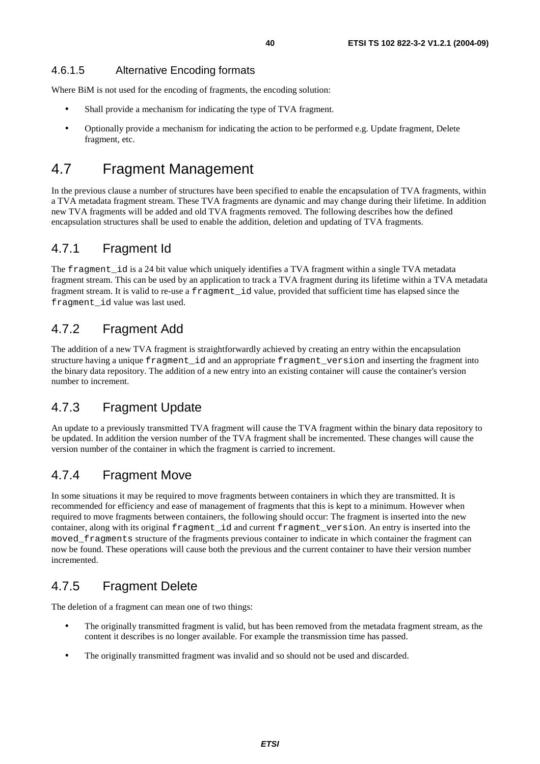#### 4.6.1.5 Alternative Encoding formats

Where BiM is not used for the encoding of fragments, the encoding solution:

- Shall provide a mechanism for indicating the type of TVA fragment.
- Optionally provide a mechanism for indicating the action to be performed e.g. Update fragment, Delete fragment, etc.

## 4.7 Fragment Management

In the previous clause a number of structures have been specified to enable the encapsulation of TVA fragments, within a TVA metadata fragment stream. These TVA fragments are dynamic and may change during their lifetime. In addition new TVA fragments will be added and old TVA fragments removed. The following describes how the defined encapsulation structures shall be used to enable the addition, deletion and updating of TVA fragments.

### 4.7.1 Fragment Id

The `fragment_id` is a 24 bit value which uniquely identifies a TVA fragment within a single TVA metadata fragment stream. This can be used by an application to track a TVA fragment during its lifetime within a TVA metadata fragment stream. It is valid to re-use a `fragment_id` value, provided that sufficient time has elapsed since the `fragment_id` value was last used.

### 4.7.2 Fragment Add

The addition of a new TVA fragment is straightforwardly achieved by creating an entry within the encapsulation structure having a unique `fragment_id` and an appropriate `fragment_version` and inserting the fragment into the binary data repository. The addition of a new entry into an existing container will cause the container's version number to increment.

### 4.7.3 Fragment Update

An update to a previously transmitted TVA fragment will cause the TVA fragment within the binary data repository to be updated. In addition the version number of the TVA fragment shall be incremented. These changes will cause the version number of the container in which the fragment is carried to increment.

### 4.7.4 Fragment Move

In some situations it may be required to move fragments between containers in which they are transmitted. It is recommended for efficiency and ease of management of fragments that this is kept to a minimum. However when required to move fragments between containers, the following should occur: The fragment is inserted into the new container, along with its original `fragment_id` and current `fragment_version`. An entry is inserted into the `moved_fragments` structure of the fragments previous container to indicate in which container the fragment can now be found. These operations will cause both the previous and the current container to have their version number incremented.

### 4.7.5 Fragment Delete

The deletion of a fragment can mean one of two things:

- The originally transmitted fragment is valid, but has been removed from the metadata fragment stream, as the content it describes is no longer available. For example the transmission time has passed.
- The originally transmitted fragment was invalid and so should not be used and discarded.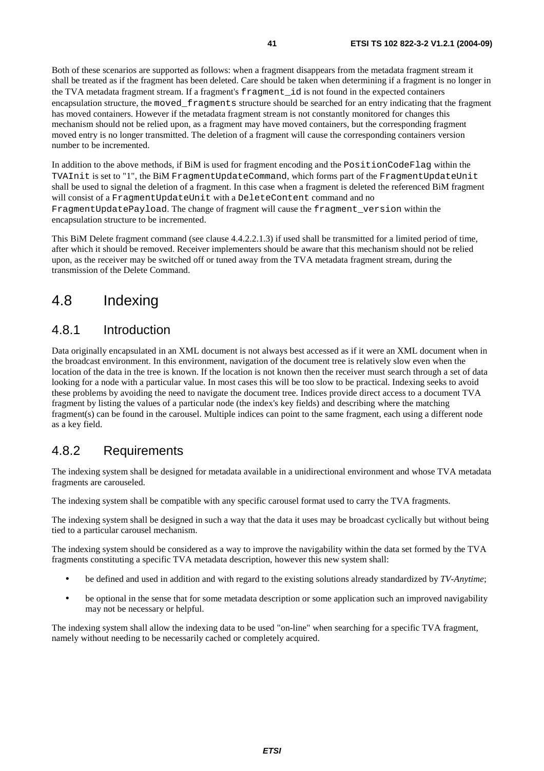Both of these scenarios are supported as follows: when a fragment disappears from the metadata fragment stream it shall be treated as if the fragment has been deleted. Care should be taken when determining if a fragment is no longer in the TVA metadata fragment stream. If a fragment's `fragment_id` is not found in the expected containers encapsulation structure, the `moved_fragments` structure should be searched for an entry indicating that the fragment has moved containers. However if the metadata fragment stream is not constantly monitored for changes this mechanism should not be relied upon, as a fragment may have moved containers, but the corresponding fragment moved entry is no longer transmitted. The deletion of a fragment will cause the corresponding containers version number to be incremented.

In addition to the above methods, if BiM is used for fragment encoding and the `PositionCodeFlag` within the `TVAInit` is set to "1", the BiM `FragmentUpdateCommand`, which forms part of the `FragmentUpdateUnit` shall be used to signal the deletion of a fragment. In this case when a fragment is deleted the referenced BiM fragment will consist of a `FragmentUpdateUnit` with a `DeleteContent` command and no `FragmentUpdatePayload`. The change of fragment will cause the `fragment_version` within the encapsulation structure to be incremented.

This BiM Delete fragment command (see clause 4.4.2.2.1.3) if used shall be transmitted for a limited period of time, after which it should be removed. Receiver implementers should be aware that this mechanism should not be relied upon, as the receiver may be switched off or tuned away from the TVA metadata fragment stream, during the transmission of the Delete Command.

# 4.8 Indexing

## 4.8.1 Introduction

Data originally encapsulated in an XML document is not always best accessed as if it were an XML document when in the broadcast environment. In this environment, navigation of the document tree is relatively slow even when the location of the data in the tree is known. If the location is not known then the receiver must search through a set of data looking for a node with a particular value. In most cases this will be too slow to be practical. Indexing seeks to avoid these problems by avoiding the need to navigate the document tree. Indices provide direct access to a document TVA fragment by listing the values of a particular node (the index's key fields) and describing where the matching fragment(s) can be found in the carousel. Multiple indices can point to the same fragment, each using a different node as a key field.

## 4.8.2 Requirements

The indexing system shall be designed for metadata available in a unidirectional environment and whose TVA metadata fragments are carouseled.

The indexing system shall be compatible with any specific carousel format used to carry the TVA fragments.

The indexing system shall be designed in such a way that the data it uses may be broadcast cyclically but without being tied to a particular carousel mechanism.

The indexing system should be considered as a way to improve the navigability within the data set formed by the TVA fragments constituting a specific TVA metadata description, however this new system shall:

- be defined and used in addition and with regard to the existing solutions already standardized by *TV-Anytime*;
- be optional in the sense that for some metadata description or some application such an improved navigability may not be necessary or helpful.

The indexing system shall allow the indexing data to be used "on-line" when searching for a specific TVA fragment, namely without needing to be necessarily cached or completely acquired.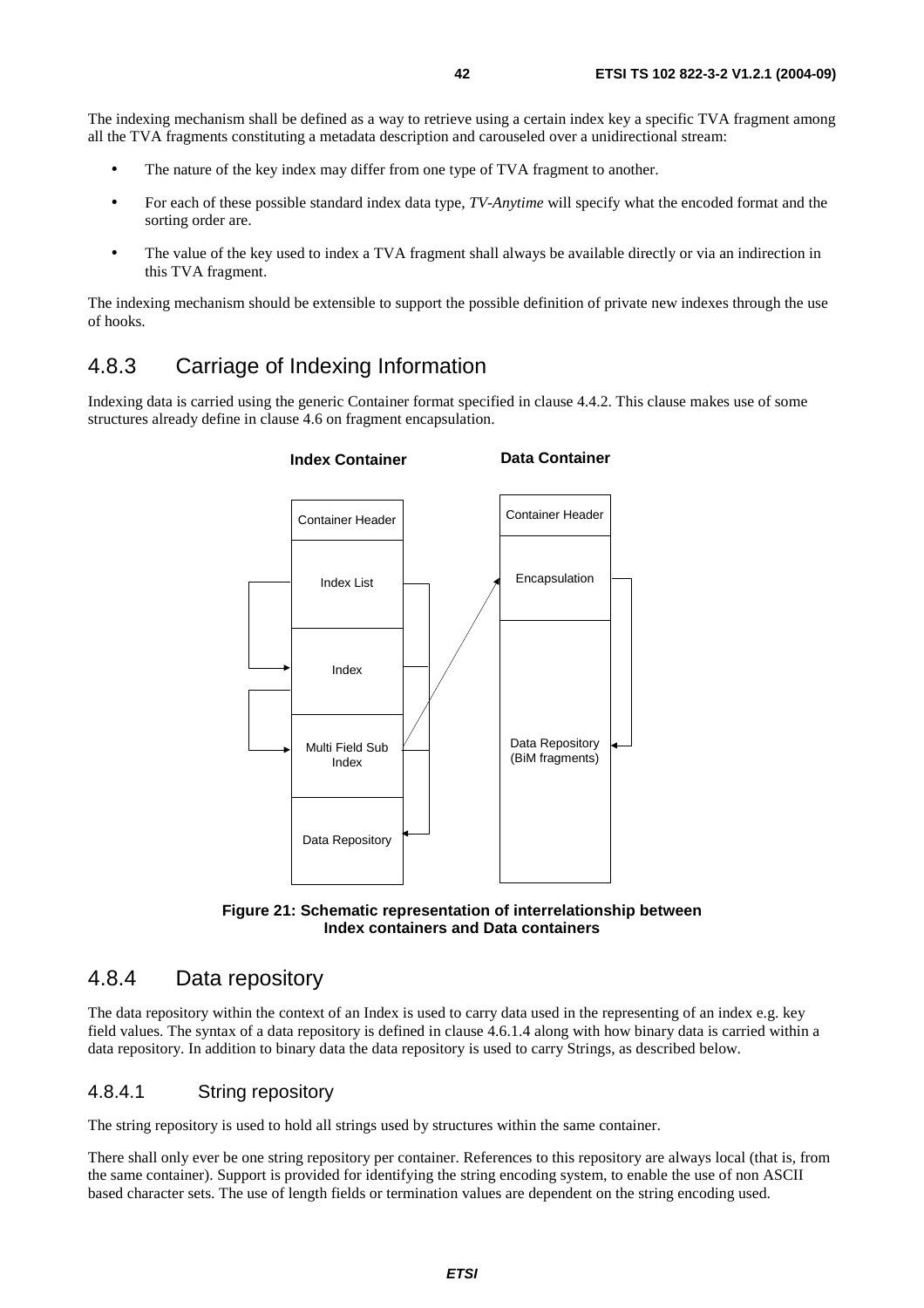The indexing mechanism shall be defined as a way to retrieve using a certain index key a specific TVA fragment among all the TVA fragments constituting a metadata description and carouseled over a unidirectional stream:

- The nature of the key index may differ from one type of TVA fragment to another.
- For each of these possible standard index data type, *TV-Anytime* will specify what the encoded format and the sorting order are.
- The value of the key used to index a TVA fragment shall always be available directly or via an indirection in this TVA fragment.

The indexing mechanism should be extensible to support the possible definition of private new indexes through the use of hooks.

## 4.8.3 Carriage of Indexing Information

Indexing data is carried using the generic Container format specified in clause 4.4.2. This clause makes use of some structures already define in clause 4.6 on fragment encapsulation.

**Figure 21: Schematic representation of interrelationship between Index containers and Data containers**

## 4.8.4 Data repository

The data repository within the context of an Index is used to carry data used in the representing of an index e.g. key field values. The syntax of a data repository is defined in clause 4.6.1.4 along with how binary data is carried within a data repository. In addition to binary data the data repository is used to carry Strings, as described below.

### 4.8.4.1 String repository

The string repository is used to hold all strings used by structures within the same container.

There shall only ever be one string repository per container. References to this repository are always local (that is, from the same container). Support is provided for identifying the string encoding system, to enable the use of non ASCII based character sets. The use of length fields or termination values are dependent on the string encoding used.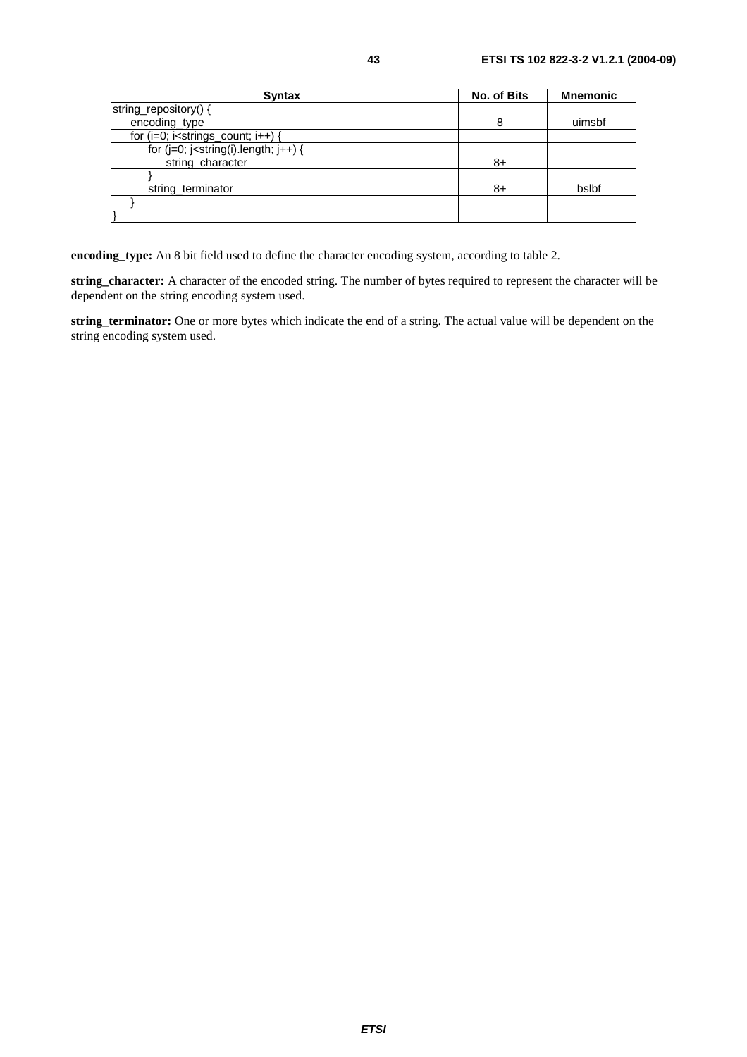| Syntax | No. of Bits | Mnemonic |
| --- | --- | --- |
| string_repository() { | | |
| encoding_type | 8 | uimsbf |
| for (i=0; i<strings_count; i++) { | | |
| for (j=0; j<string(i).length; j++) { | | |
| string_character | 8+ | |
| } | | |
| string_terminator | 8+ | bslbf |
| } | | |
| } | | |

**encoding_type:** An 8 bit field used to define the character encoding system, according to table 2.

**string_character:** A character of the encoded string. The number of bytes required to represent the character will be dependent on the string encoding system used.

**string_terminator:** One or more bytes which indicate the end of a string. The actual value will be dependent on the string encoding system used.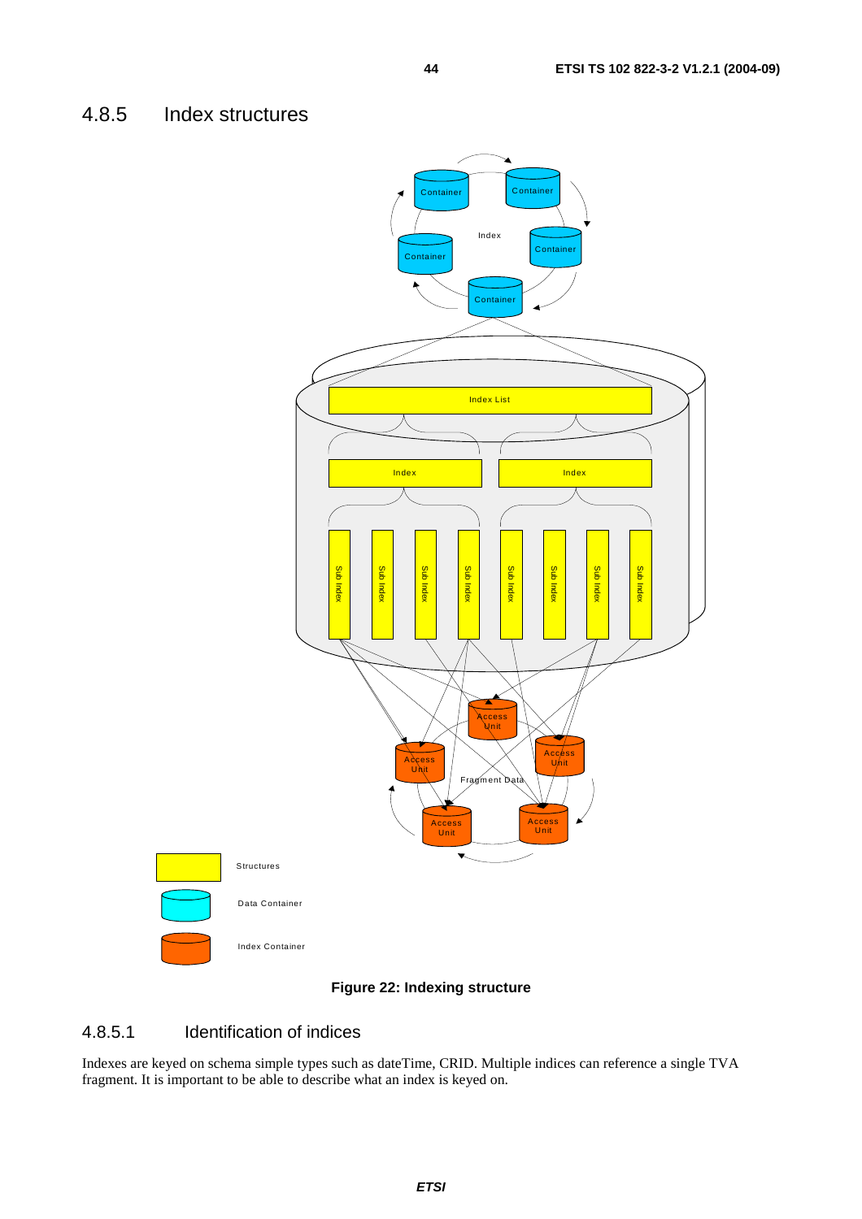## 4.8.5 Index structures

Figure 22: Indexing structure

### 4.8.5.1 Identification of indices

Indexes are keyed on schema simple types such as dateTime, CRID. Multiple indices can reference a single TVA fragment. It is important to be able to describe what an index is keyed on.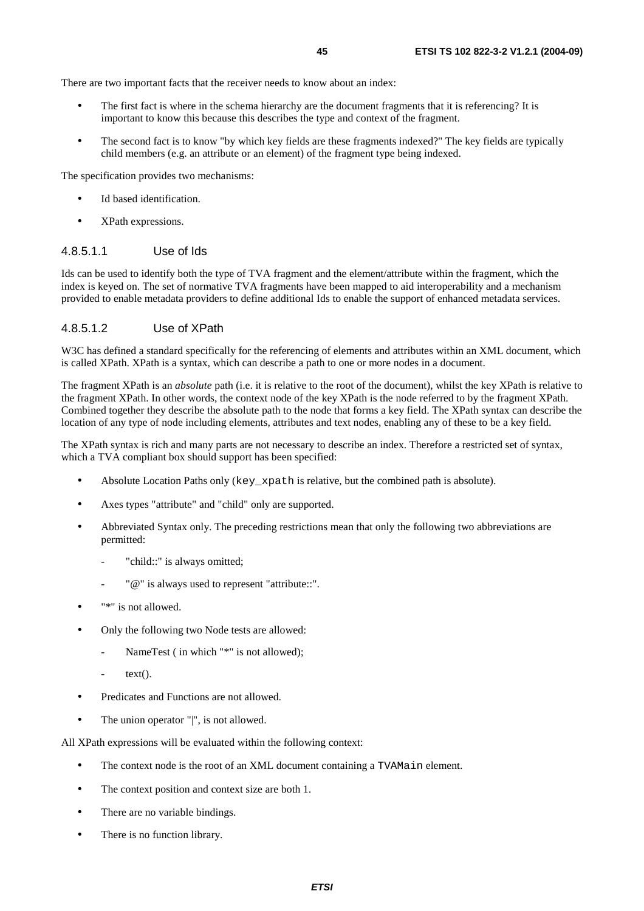There are two important facts that the receiver needs to know about an index:

- The first fact is where in the schema hierarchy are the document fragments that it is referencing? It is important to know this because this describes the type and context of the fragment.
- The second fact is to know "by which key fields are these fragments indexed?" The key fields are typically child members (e.g. an attribute or an element) of the fragment type being indexed.

The specification provides two mechanisms:

- Id based identification.
- XPath expressions.

#### 4.8.5.1.1 Use of Ids

Ids can be used to identify both the type of TVA fragment and the element/attribute within the fragment, which the index is keyed on. The set of normative TVA fragments have been mapped to aid interoperability and a mechanism provided to enable metadata providers to define additional Ids to enable the support of enhanced metadata services.

#### 4.8.5.1.2 Use of XPath

W3C has defined a standard specifically for the referencing of elements and attributes within an XML document, which is called XPath. XPath is a syntax, which can describe a path to one or more nodes in a document.

The fragment XPath is an *absolute* path (i.e. it is relative to the root of the document), whilst the key XPath is relative to the fragment XPath. In other words, the context node of the key XPath is the node referred to by the fragment XPath. Combined together they describe the absolute path to the node that forms a key field. The XPath syntax can describe the location of any type of node including elements, attributes and text nodes, enabling any of these to be a key field.

The XPath syntax is rich and many parts are not necessary to describe an index. Therefore a restricted set of syntax, which a TVA compliant box should support has been specified:

- Absolute Location Paths only (`key_xpath` is relative, but the combined path is absolute).
- Axes types "attribute" and "child" only are supported.
- Abbreviated Syntax only. The preceding restrictions mean that only the following two abbreviations are permitted:
  - "child::" is always omitted;
  - "@" is always used to represent "attribute::".
- "*" is not allowed.
- Only the following two Node tests are allowed:
  - NameTest ( in which "*" is not allowed);
  - text().
- Predicates and Functions are not allowed.
- The union operator "|", is not allowed.

All XPath expressions will be evaluated within the following context:

- The context node is the root of an XML document containing a `TVAMain` element.
- The context position and context size are both 1.
- There are no variable bindings.
- There is no function library.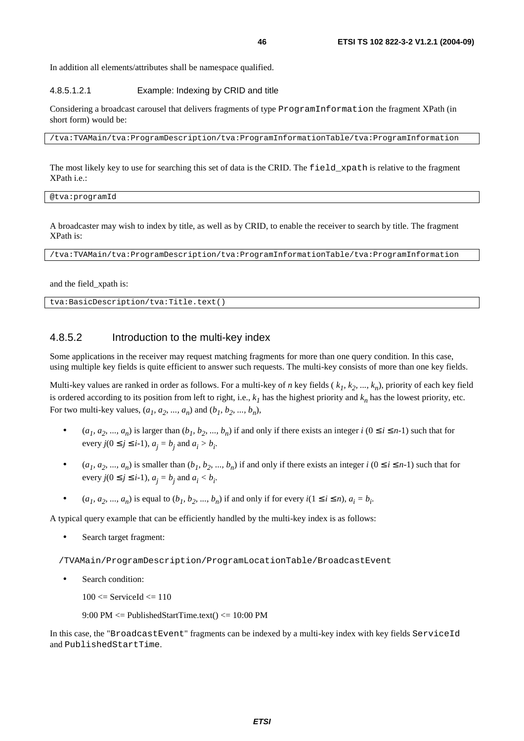In addition all elements/attributes shall be namespace qualified.

##### 4.8.5.1.2.1 Example: Indexing by CRID and title

Considering a broadcast carousel that delivers fragments of type `ProgramInformation` the fragment XPath (in short form) would be:

```
/tva:TVAMain/tva:ProgramDescription/tva:ProgramInformationTable/tva:ProgramInformation
```

The most likely key to use for searching this set of data is the CRID. The `field_xpath` is relative to the fragment XPath i.e.:

```
@tva:programId
```

A broadcaster may wish to index by title, as well as by CRID, to enable the receiver to search by title. The fragment XPath is:

```
/tva:TVAMain/tva:ProgramDescription/tva:ProgramInformationTable/tva:ProgramInformation
```

and the field_xpath is:

```
tva:BasicDescription/tva:Title.text()
```

### 4.8.5.2 Introduction to the multi-key index

Some applications in the receiver may request matching fragments for more than one query condition. In this case, using multiple key fields is quite efficient to answer such requests. The multi-key consists of more than one key fields.

Multi-key values are ranked in order as follows. For a multi-key of *n* key fields ( $k_1, k_2, ..., k_n$), priority of each key field is ordered according to its position from left to right, i.e., $k_1$ has the highest priority and $k_n$ has the lowest priority, etc. For two multi-key values, $(a_1, a_2, ..., a_n)$ and $(b_1, b_2, ..., b_n)$,

- $(a_1, a_2, ..., a_n)$ is larger than $(b_1, b_2, ..., b_n)$ if and only if there exists an integer $i$ ($0 \le i \le n$-1) such that for every $j$($0 \le j \le i$-1), $a_j = b_j$ and $a_i > b_i$.
- $(a_1, a_2, ..., a_n)$ is smaller than $(b_1, b_2, ..., b_n)$ if and only if there exists an integer $i$ ($0 \le i \le n$-1) such that for every $j$($0 \le j \le i$-1), $a_j = b_j$ and $a_i < b_i$.
- $(a_1, a_2, ..., a_n)$ is equal to $(b_1, b_2, ..., b_n)$ if and only if for every $i$($1 \le i \le n$), $a_i = b_i$.

A typical query example that can be efficiently handled by the multi-key index is as follows:

- Search target fragment:

`/TVAMain/ProgramDescription/ProgramLocationTable/BroadcastEvent`

- Search condition:

  100 <= ServiceId <= 110

  9:00 PM <= PublishedStartTime.text() <= 10:00 PM

In this case, the "`BroadcastEvent`" fragments can be indexed by a multi-key index with key fields `ServiceId` and `PublishedStartTime`.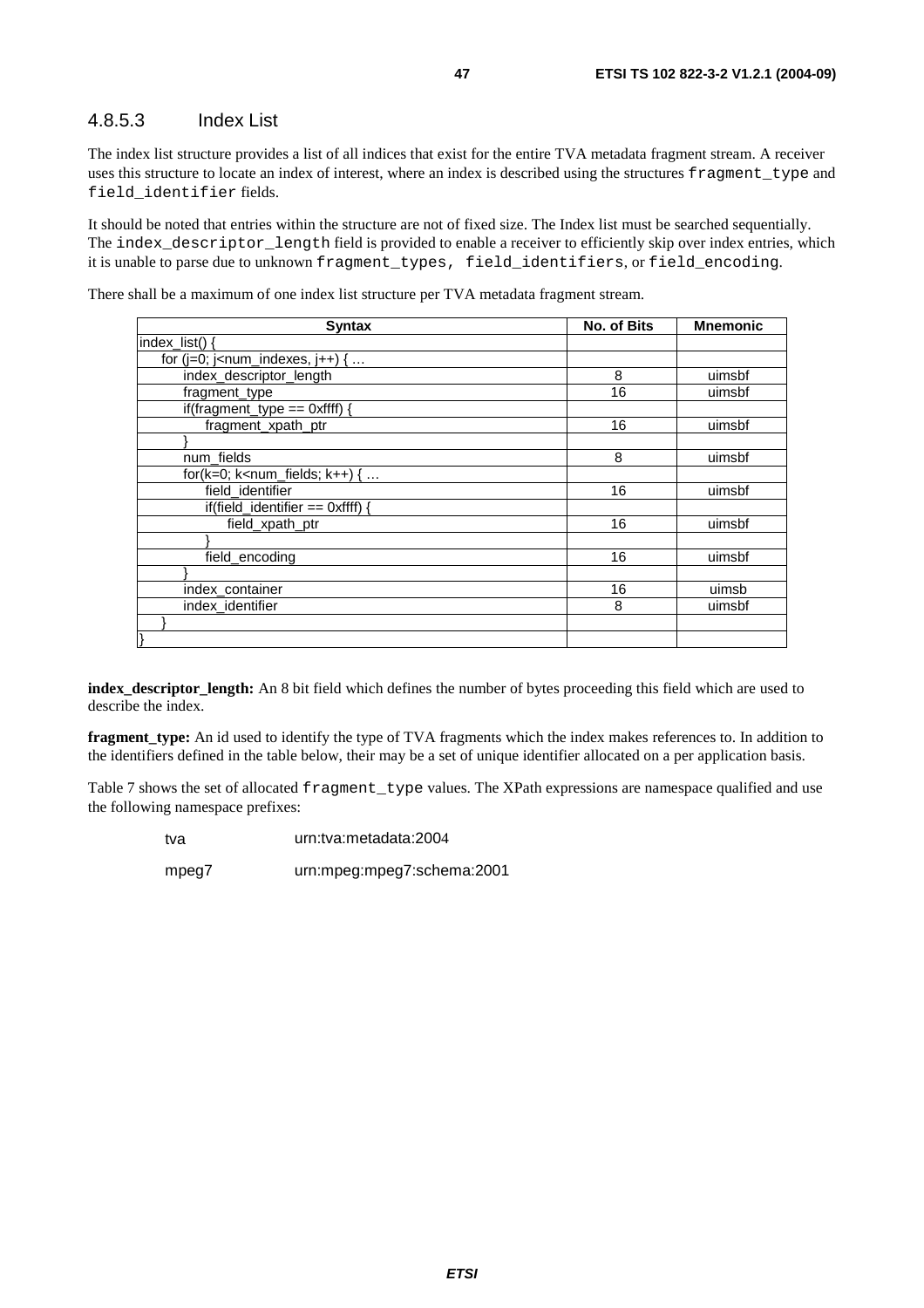### 4.8.5.3 Index List

The index list structure provides a list of all indices that exist for the entire TVA metadata fragment stream. A receiver uses this structure to locate an index of interest, where an index is described using the structures `fragment_type` and `field_identifier` fields.

It should be noted that entries within the structure are not of fixed size. The Index list must be searched sequentially. The `index_descriptor_length` field is provided to enable a receiver to efficiently skip over index entries, which it is unable to parse due to unknown `fragment_types, field_identifiers`, or `field_encoding`.

There shall be a maximum of one index list structure per TVA metadata fragment stream.

| Syntax | No. of Bits | Mnemonic |
|---|---|---|
| index_list() { | | |
| &nbsp;&nbsp;for (j=0; j<num_indexes, j++) { … | | |
| &nbsp;&nbsp;&nbsp;&nbsp;index_descriptor_length | 8 | uimsbf |
| &nbsp;&nbsp;&nbsp;&nbsp;fragment_type | 16 | uimsbf |
| &nbsp;&nbsp;&nbsp;&nbsp;if(fragment_type == 0xffff) { | | |
| &nbsp;&nbsp;&nbsp;&nbsp;&nbsp;&nbsp;fragment_xpath_ptr | 16 | uimsbf |
| &nbsp;&nbsp;&nbsp;&nbsp;} | | |
| &nbsp;&nbsp;&nbsp;&nbsp;num_fields | 8 | uimsbf |
| &nbsp;&nbsp;&nbsp;&nbsp;for(k=0; k<num_fields; k++) { … | | |
| &nbsp;&nbsp;&nbsp;&nbsp;&nbsp;&nbsp;field_identifier | 16 | uimsbf |
| &nbsp;&nbsp;&nbsp;&nbsp;&nbsp;&nbsp;if(field_identifier == 0xffff) { | | |
| &nbsp;&nbsp;&nbsp;&nbsp;&nbsp;&nbsp;&nbsp;&nbsp;field_xpath_ptr | 16 | uimsbf |
| &nbsp;&nbsp;&nbsp;&nbsp;&nbsp;&nbsp;} | | |
| &nbsp;&nbsp;&nbsp;&nbsp;&nbsp;&nbsp;field_encoding | 16 | uimsbf |
| &nbsp;&nbsp;&nbsp;&nbsp;} | | |
| &nbsp;&nbsp;&nbsp;&nbsp;index_container | 16 | uimsb |
| &nbsp;&nbsp;&nbsp;&nbsp;index_identifier | 8 | uimsbf |
| &nbsp;&nbsp;} | | |
| } | | |

**index_descriptor_length:** An 8 bit field which defines the number of bytes proceeding this field which are used to describe the index.

**fragment_type:** An id used to identify the type of TVA fragments which the index makes references to. In addition to the identifiers defined in the table below, their may be a set of unique identifier allocated on a per application basis.

Table 7 shows the set of allocated `fragment_type` values. The XPath expressions are namespace qualified and use the following namespace prefixes:

| | |
|---|---|
| tva | urn:tva:metadata:2004 |
| mpeg7 | urn:mpeg:mpeg7:schema:2001 |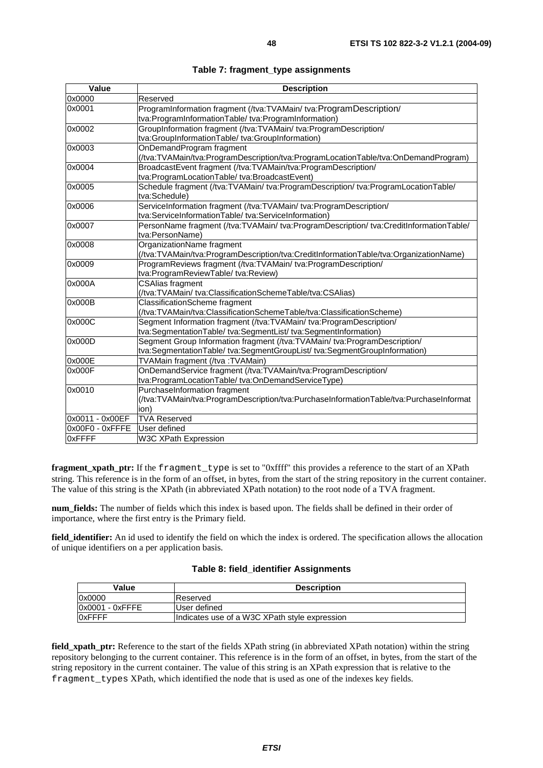**Table 7: fragment_type assignments**

| Value | Description |
|---|---|
| 0x0000 | Reserved |
| 0x0001 | ProgramInformation fragment (/tva:TVAMain/ tva:ProgramDescription/ tva:ProgramInformationTable/ tva:ProgramInformation) |
| 0x0002 | GroupInformation fragment (/tva:TVAMain/ tva:ProgramDescription/ tva:GroupInformationTable/ tva:GroupInformation) |
| 0x0003 | OnDemandProgram fragment (/tva:TVAMain/tva:ProgramDescription/tva:ProgramLocationTable/tva:OnDemandProgram) |
| 0x0004 | BroadcastEvent fragment (/tva:TVAMain/tva:ProgramDescription/ tva:ProgramLocationTable/ tva:BroadcastEvent) |
| 0x0005 | Schedule fragment (/tva:TVAMain/ tva:ProgramDescription/ tva:ProgramLocationTable/ tva:Schedule) |
| 0x0006 | ServiceInformation fragment (/tva:TVAMain/ tva:ProgramDescription/ tva:ServiceInformationTable/ tva:ServiceInformation) |
| 0x0007 | PersonName fragment (/tva:TVAMain/ tva:ProgramDescription/ tva:CreditInformationTable/ tva:PersonName) |
| 0x0008 | OrganizationName fragment (/tva:TVAMain/tva:ProgramDescription/tva:CreditInformationTable/tva:OrganizationName) |
| 0x0009 | ProgramReviews fragment (/tva:TVAMain/ tva:ProgramDescription/ tva:ProgramReviewTable/ tva:Review) |
| 0x000A | CSAlias fragment (/tva:TVAMain/ tva:ClassificationSchemeTable/tva:CSAlias) |
| 0x000B | ClassificationScheme fragment (/tva:TVAMain/tva:ClassificationSchemeTable/tva:ClassificationScheme) |
| 0x000C | Segment Information fragment (/tva:TVAMain/ tva:ProgramDescription/ tva:SegmentationTable/ tva:SegmentList/ tva:SegmentInformation) |
| 0x000D | Segment Group Information fragment (/tva:TVAMain/ tva:ProgramDescription/ tva:SegmentationTable/ tva:SegmentGroupList/ tva:SegmentGroupInformation) |
| 0x000E | TVAMain fragment (/tva :TVAMain) |
| 0x000F | OnDemandService fragment (/tva:TVAMain/tva:ProgramDescription/ tva:ProgramLocationTable/ tva:OnDemandServiceType) |
| 0x0010 | PurchaseInformation fragment (/tva:TVAMain/tva:ProgramDescription/tva:PurchaseInformationTable/tva:PurchaseInformation) |
| 0x0011 - 0x00EF | TVA Reserved |
| 0x00F0 - 0xFFFE | User defined |
| 0xFFFF | W3C XPath Expression |

**fragment_xpath_ptr:** If the fragment_type is set to "0xffff" this provides a reference to the start of an XPath string. This reference is in the form of an offset, in bytes, from the start of the string repository in the current container. The value of this string is the XPath (in abbreviated XPath notation) to the root node of a TVA fragment.

**num_fields:** The number of fields which this index is based upon. The fields shall be defined in their order of importance, where the first entry is the Primary field.

**field_identifier:** An id used to identify the field on which the index is ordered. The specification allows the allocation of unique identifiers on a per application basis.

**Table 8: field_identifier Assignments**

| Value | Description |
|---|---|
| 0x0000 | Reserved |
| 0x0001 - 0xFFFE | User defined |
| 0xFFFF | Indicates use of a W3C XPath style expression |

**field_xpath_ptr:** Reference to the start of the fields XPath string (in abbreviated XPath notation) within the string repository belonging to the current container. This reference is in the form of an offset, in bytes, from the start of the string repository in the current container. The value of this string is an XPath expression that is relative to the fragment_types XPath, which identified the node that is used as one of the indexes key fields.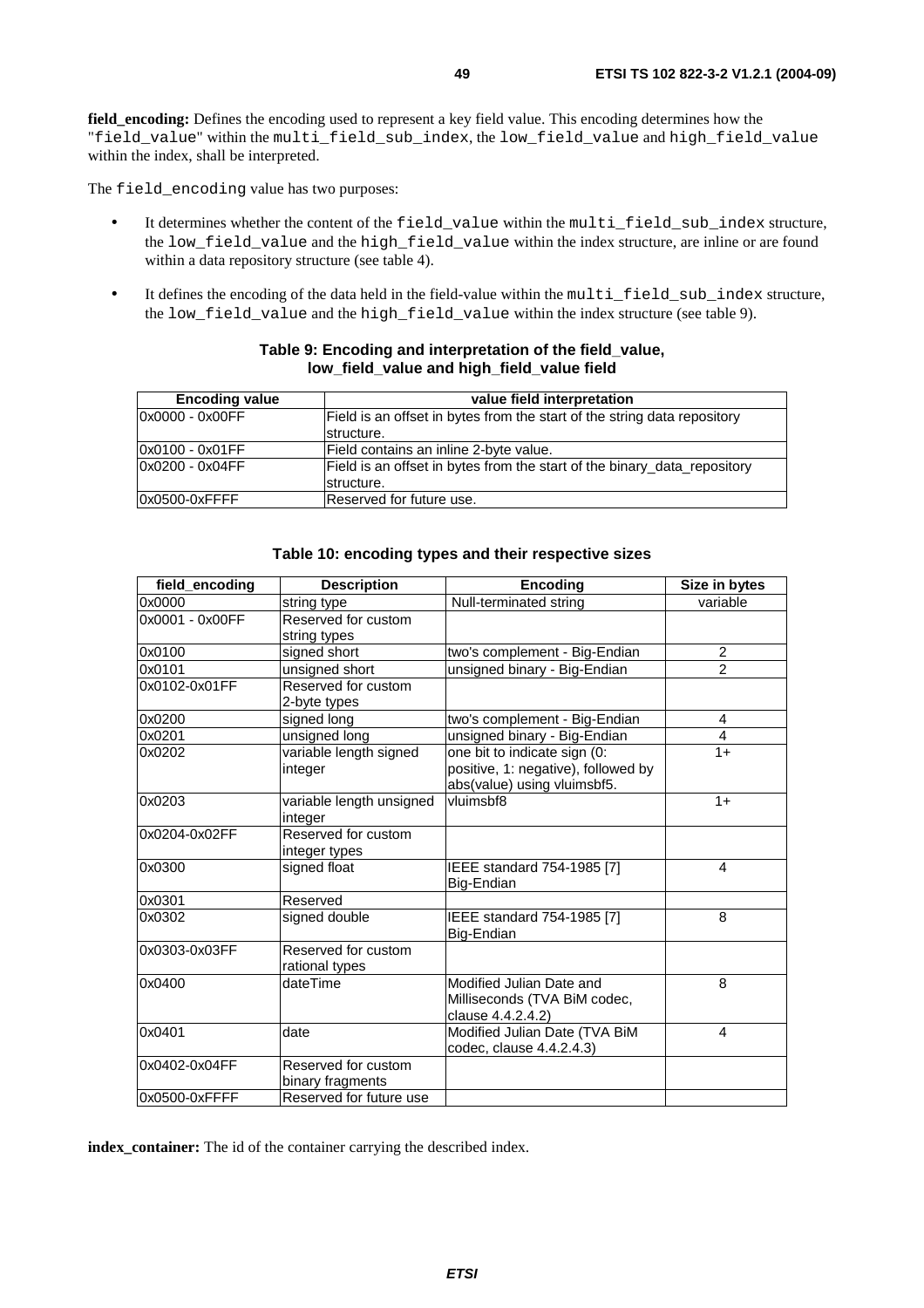**field_encoding:** Defines the encoding used to represent a key field value. This encoding determines how the "field_value" within the multi_field_sub_index, the low_field_value and high_field_value within the index, shall be interpreted.

The field_encoding value has two purposes:

- It determines whether the content of the field_value within the multi_field_sub_index structure, the low_field_value and the high_field_value within the index structure, are inline or are found within a data repository structure (see table 4).
- It defines the encoding of the data held in the field-value within the multi_field_sub_index structure, the low_field_value and the high_field_value within the index structure (see table 9).

**Table 9: Encoding and interpretation of the field_value, low_field_value and high_field_value field**

| Encoding value | value field interpretation |
| --- | --- |
| 0x0000 - 0x00FF | Field is an offset in bytes from the start of the string data repository structure. |
| 0x0100 - 0x01FF | Field contains an inline 2-byte value. |
| 0x0200 - 0x04FF | Field is an offset in bytes from the start of the binary_data_repository structure. |
| 0x0500-0xFFFF | Reserved for future use. |

**Table 10: encoding types and their respective sizes**

| field_encoding | Description | Encoding | Size in bytes |
| --- | --- | --- | --- |
| 0x0000 | string type | Null-terminated string | variable |
| 0x0001 - 0x00FF | Reserved for custom string types | | |
| 0x0100 | signed short | two's complement - Big-Endian | 2 |
| 0x0101 | unsigned short | unsigned binary - Big-Endian | 2 |
| 0x0102-0x01FF | Reserved for custom 2-byte types | | |
| 0x0200 | signed long | two's complement - Big-Endian | 4 |
| 0x0201 | unsigned long | unsigned binary - Big-Endian | 4 |
| 0x0202 | variable length signed integer | one bit to indicate sign (0: positive, 1: negative), followed by abs(value) using vluimsbf5. | 1+ |
| 0x0203 | variable length unsigned integer | vluimsbf8 | 1+ |
| 0x0204-0x02FF | Reserved for custom integer types | | |
| 0x0300 | signed float | IEEE standard 754-1985 [7] Big-Endian | 4 |
| 0x0301 | Reserved | | |
| 0x0302 | signed double | IEEE standard 754-1985 [7] Big-Endian | 8 |
| 0x0303-0x03FF | Reserved for custom rational types | | |
| 0x0400 | dateTime | Modified Julian Date and Milliseconds (TVA BiM codec, clause 4.4.2.4.2) | 8 |
| 0x0401 | date | Modified Julian Date (TVA BiM codec, clause 4.4.2.4.3) | 4 |
| 0x0402-0x04FF | Reserved for custom binary fragments | | |
| 0x0500-0xFFFF | Reserved for future use | | |

**index_container:** The id of the container carrying the described index.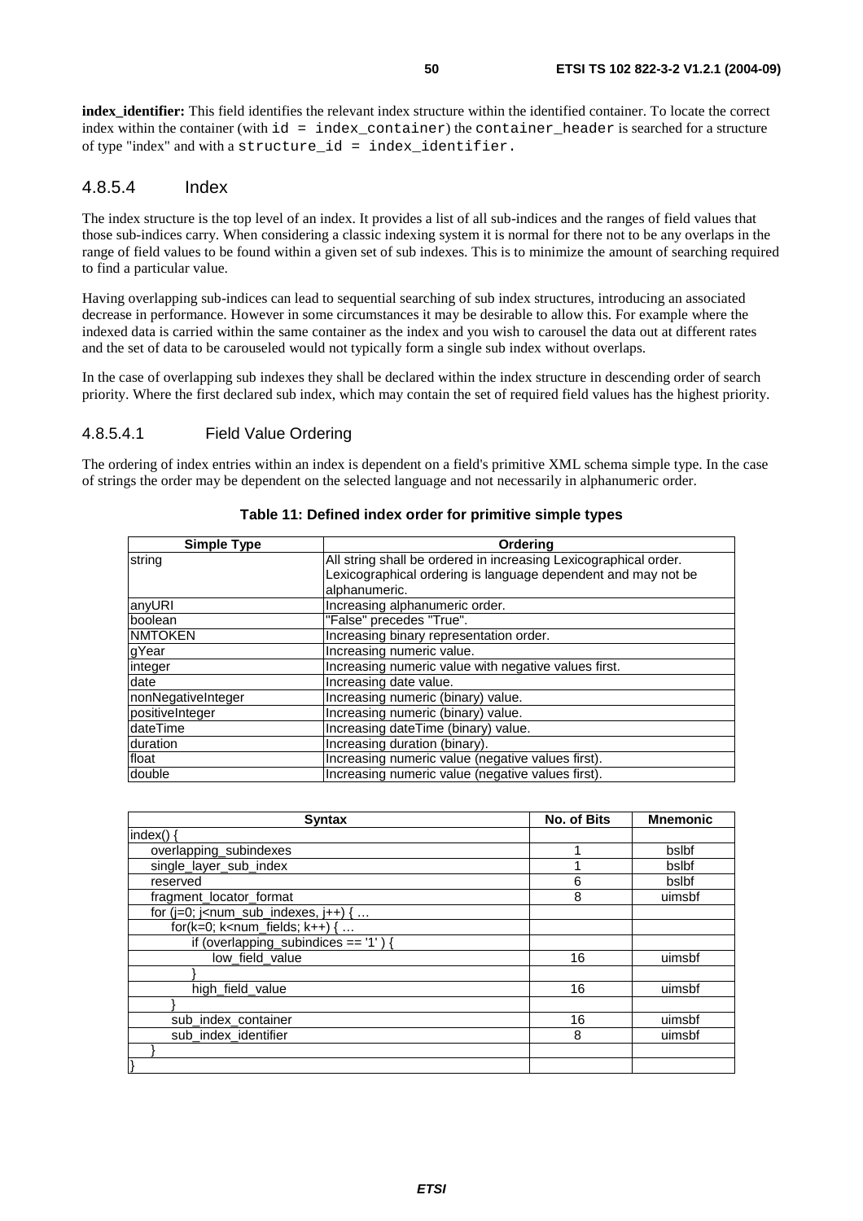**index_identifier:** This field identifies the relevant index structure within the identified container. To locate the correct index within the container (with `id = index_container`) the `container_header` is searched for a structure of type "index" and with a `structure_id = index_identifier.`

### 4.8.5.4 Index

The index structure is the top level of an index. It provides a list of all sub-indices and the ranges of field values that those sub-indices carry. When considering a classic indexing system it is normal for there not to be any overlaps in the range of field values to be found within a given set of sub indexes. This is to minimize the amount of searching required to find a particular value.

Having overlapping sub-indices can lead to sequential searching of sub index structures, introducing an associated decrease in performance. However in some circumstances it may be desirable to allow this. For example where the indexed data is carried within the same container as the index and you wish to carousel the data out at different rates and the set of data to be carouseled would not typically form a single sub index without overlaps.

In the case of overlapping sub indexes they shall be declared within the index structure in descending order of search priority. Where the first declared sub index, which may contain the set of required field values has the highest priority.

#### 4.8.5.4.1 Field Value Ordering

The ordering of index entries within an index is dependent on a field's primitive XML schema simple type. In the case of strings the order may be dependent on the selected language and not necessarily in alphanumeric order.

**Table 11: Defined index order for primitive simple types**

| Simple Type | Ordering |
|---|---|
| string | All string shall be ordered in increasing Lexicographical order. Lexicographical ordering is language dependent and may not be alphanumeric. |
| anyURI | Increasing alphanumeric order. |
| boolean | "False" precedes "True". |
| NMTOKEN | Increasing binary representation order. |
| gYear | Increasing numeric value. |
| integer | Increasing numeric value with negative values first. |
| date | Increasing date value. |
| nonNegativeInteger | Increasing numeric (binary) value. |
| positiveInteger | Increasing numeric (binary) value. |
| dateTime | Increasing dateTime (binary) value. |
| duration | Increasing duration (binary). |
| float | Increasing numeric value (negative values first). |
| double | Increasing numeric value (negative values first). |

| Syntax | No. of Bits | Mnemonic |
|---|---|---|
| index() { | | |
| overlapping_subindexes | 1 | bslbf |
| single_layer_sub_index | 1 | bslbf |
| reserved | 6 | bslbf |
| fragment_locator_format | 8 | uimsbf |
| for (j=0; j<num_sub_indexes, j++) { … | | |
| for(k=0; k<num_fields; k++) { … | | |
| if (overlapping_subindices == '1' ) { | | |
| low_field_value | 16 | uimsbf |
| } | | |
| high_field_value | 16 | uimsbf |
| } | | |
| sub_index_container | 16 | uimsbf |
| sub_index_identifier | 8 | uimsbf |
| } | | |
| } | | |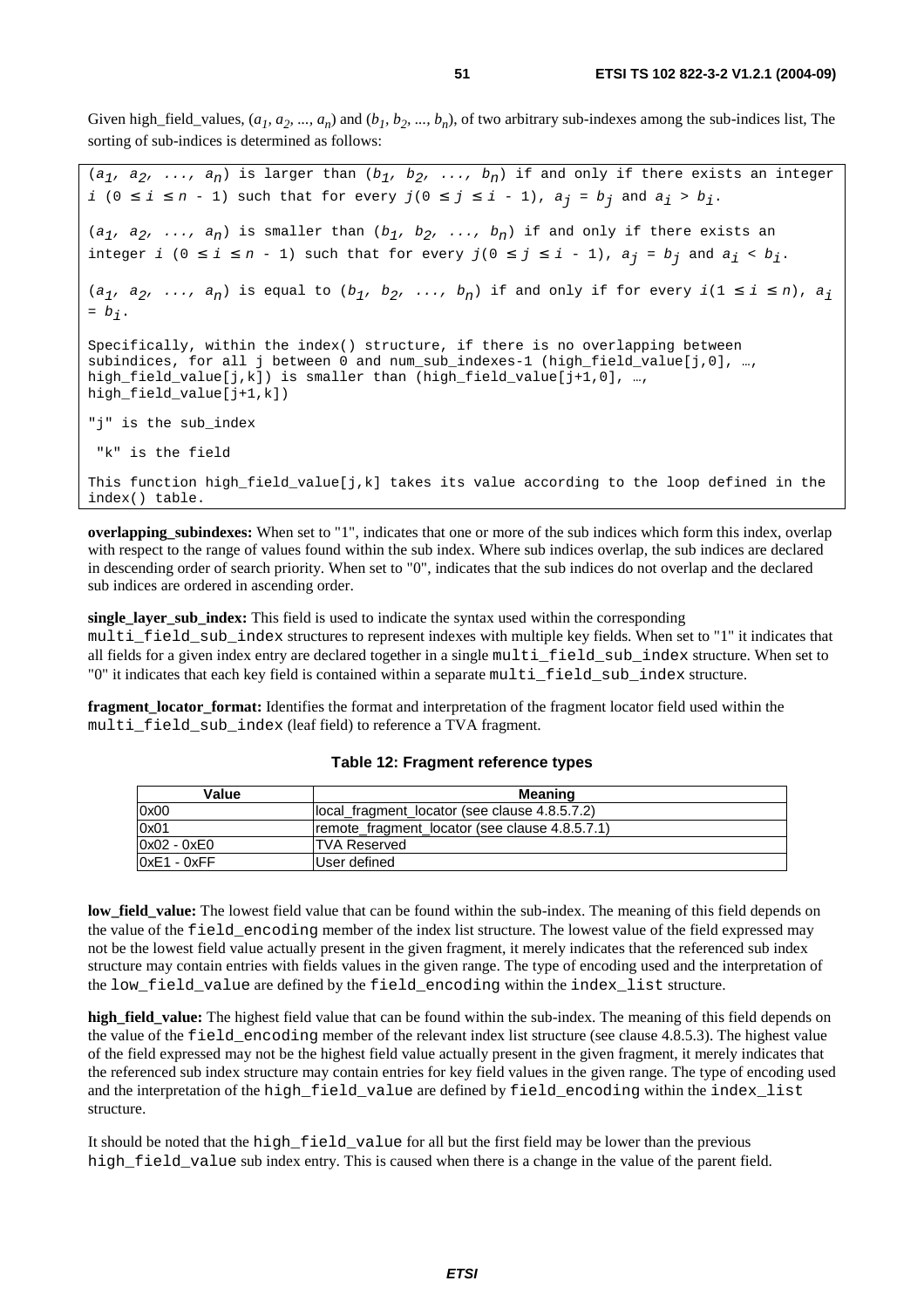Given high_field_values, $(a_1, a_2, ..., a_n)$ and $(b_1, b_2, ..., b_n)$, of two arbitrary sub-indexes among the sub-indices list, The sorting of sub-indices is determined as follows:

> $(a_1, a_2, ..., a_n)$ is larger than $(b_1, b_2, ..., b_n)$ if and only if there exists an integer $i$ ($0 \le i \le n - 1$) such that for every $j$($0 \le j \le i - 1$), $a_j = b_j$ and $a_i > b_i$.
>
> $(a_1, a_2, ..., a_n)$ is smaller than $(b_1, b_2, ..., b_n)$ if and only if there exists an integer $i$ ($0 \le i \le n - 1$) such that for every $j$($0 \le j \le i - 1$), $a_j = b_j$ and $a_i < b_i$.
>
> $(a_1, a_2, ..., a_n)$ is equal to $(b_1, b_2, ..., b_n)$ if and only if for every $i$($1 \le i \le n$), $a_i = b_i$.
>
> Specifically, within the index() structure, if there is no overlapping between subindices, for all j between 0 and num_sub_indexes-1 (high_field_value[j,0], …, high_field_value[j,k]) is smaller than (high_field_value[j+1,0], …, high_field_value[j+1,k])
>
> "j" is the sub_index
>
> "k" is the field
>
> This function high_field_value[j,k] takes its value according to the loop defined in the index() table.

**overlapping_subindexes:** When set to "1", indicates that one or more of the sub indices which form this index, overlap with respect to the range of values found within the sub index. Where sub indices overlap, the sub indices are declared in descending order of search priority. When set to "0", indicates that the sub indices do not overlap and the declared sub indices are ordered in ascending order.

**single_layer_sub_index:** This field is used to indicate the syntax used within the corresponding `multi_field_sub_index` structures to represent indexes with multiple key fields. When set to "1" it indicates that all fields for a given index entry are declared together in a single `multi_field_sub_index` structure. When set to "0" it indicates that each key field is contained within a separate `multi_field_sub_index` structure.

**fragment_locator_format:** Identifies the format and interpretation of the fragment locator field used within the `multi_field_sub_index` (leaf field) to reference a TVA fragment.

**Table 12: Fragment reference types**

| Value | Meaning |
|---|---|
| 0x00 | local_fragment_locator (see clause 4.8.5.7.2) |
| 0x01 | remote_fragment_locator (see clause 4.8.5.7.1) |
| 0x02 - 0xE0 | TVA Reserved |
| 0xE1 - 0xFF | User defined |

**low_field_value:** The lowest field value that can be found within the sub-index. The meaning of this field depends on the value of the `field_encoding` member of the index list structure. The lowest value of the field expressed may not be the lowest field value actually present in the given fragment, it merely indicates that the referenced sub index structure may contain entries with fields values in the given range. The type of encoding used and the interpretation of the `low_field_value` are defined by the `field_encoding` within the `index_list` structure.

**high_field_value:** The highest field value that can be found within the sub-index. The meaning of this field depends on the value of the `field_encoding` member of the relevant index list structure (see clause 4.8.5.3). The highest value of the field expressed may not be the highest field value actually present in the given fragment, it merely indicates that the referenced sub index structure may contain entries for key field values in the given range. The type of encoding used and the interpretation of the `high_field_value` are defined by `field_encoding` within the `index_list` structure.

It should be noted that the `high_field_value` for all but the first field may be lower than the previous `high_field_value` sub index entry. This is caused when there is a change in the value of the parent field.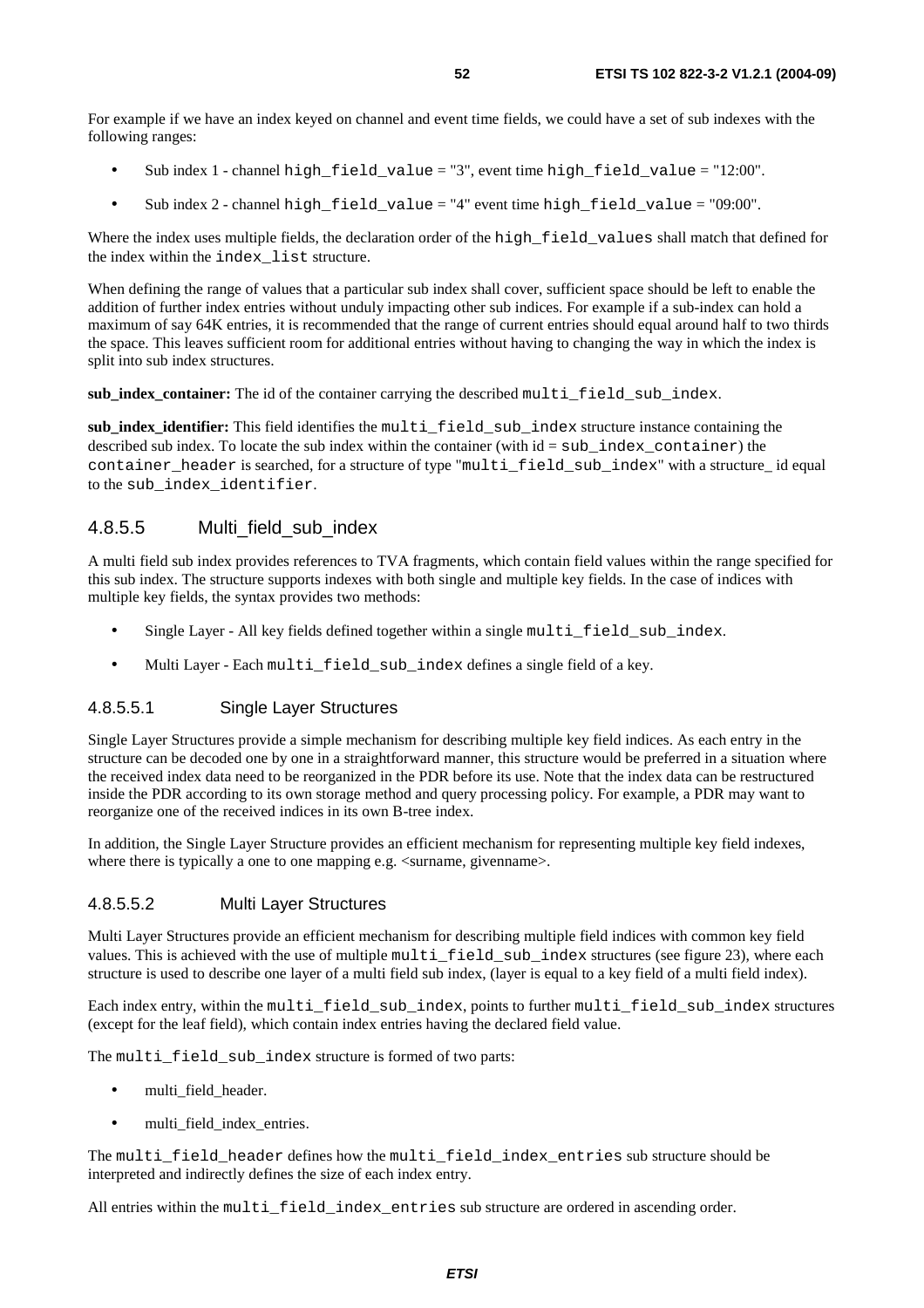For example if we have an index keyed on channel and event time fields, we could have a set of sub indexes with the following ranges:

- Sub index 1 - channel `high_field_value` = "3", event time `high_field_value` = "12:00".
- Sub index 2 - channel `high_field_value` = "4" event time `high_field_value` = "09:00".

Where the index uses multiple fields, the declaration order of the `high_field_values` shall match that defined for the index within the `index_list` structure.

When defining the range of values that a particular sub index shall cover, sufficient space should be left to enable the addition of further index entries without unduly impacting other sub indices. For example if a sub-index can hold a maximum of say 64K entries, it is recommended that the range of current entries should equal around half to two thirds the space. This leaves sufficient room for additional entries without having to changing the way in which the index is split into sub index structures.

**sub_index_container:** The id of the container carrying the described `multi_field_sub_index`.

**sub_index_identifier:** This field identifies the `multi_field_sub_index` structure instance containing the described sub index. To locate the sub index within the container (with id = `sub_index_container`) the `container_header` is searched, for a structure of type "`multi_field_sub_index`" with a structure_ id equal to the `sub_index_identifier`.

### 4.8.5.5 Multi_field_sub_index

A multi field sub index provides references to TVA fragments, which contain field values within the range specified for this sub index. The structure supports indexes with both single and multiple key fields. In the case of indices with multiple key fields, the syntax provides two methods:

- Single Layer - All key fields defined together within a single `multi_field_sub_index`.
- Multi Layer - Each `multi_field_sub_index` defines a single field of a key.

#### 4.8.5.5.1 Single Layer Structures

Single Layer Structures provide a simple mechanism for describing multiple key field indices. As each entry in the structure can be decoded one by one in a straightforward manner, this structure would be preferred in a situation where the received index data need to be reorganized in the PDR before its use. Note that the index data can be restructured inside the PDR according to its own storage method and query processing policy. For example, a PDR may want to reorganize one of the received indices in its own B-tree index.

In addition, the Single Layer Structure provides an efficient mechanism for representing multiple key field indexes, where there is typically a one to one mapping e.g. <surname, givenname>.

#### 4.8.5.5.2 Multi Layer Structures

Multi Layer Structures provide an efficient mechanism for describing multiple field indices with common key field values. This is achieved with the use of multiple `multi_field_sub_index` structures (see figure 23), where each structure is used to describe one layer of a multi field sub index, (layer is equal to a key field of a multi field index).

Each index entry, within the `multi_field_sub_index`, points to further `multi_field_sub_index` structures (except for the leaf field), which contain index entries having the declared field value.

The `multi_field_sub_index` structure is formed of two parts:

- multi_field_header.
- multi_field_index_entries.

The `multi_field_header` defines how the `multi_field_index_entries` sub structure should be interpreted and indirectly defines the size of each index entry.

All entries within the `multi_field_index_entries` sub structure are ordered in ascending order.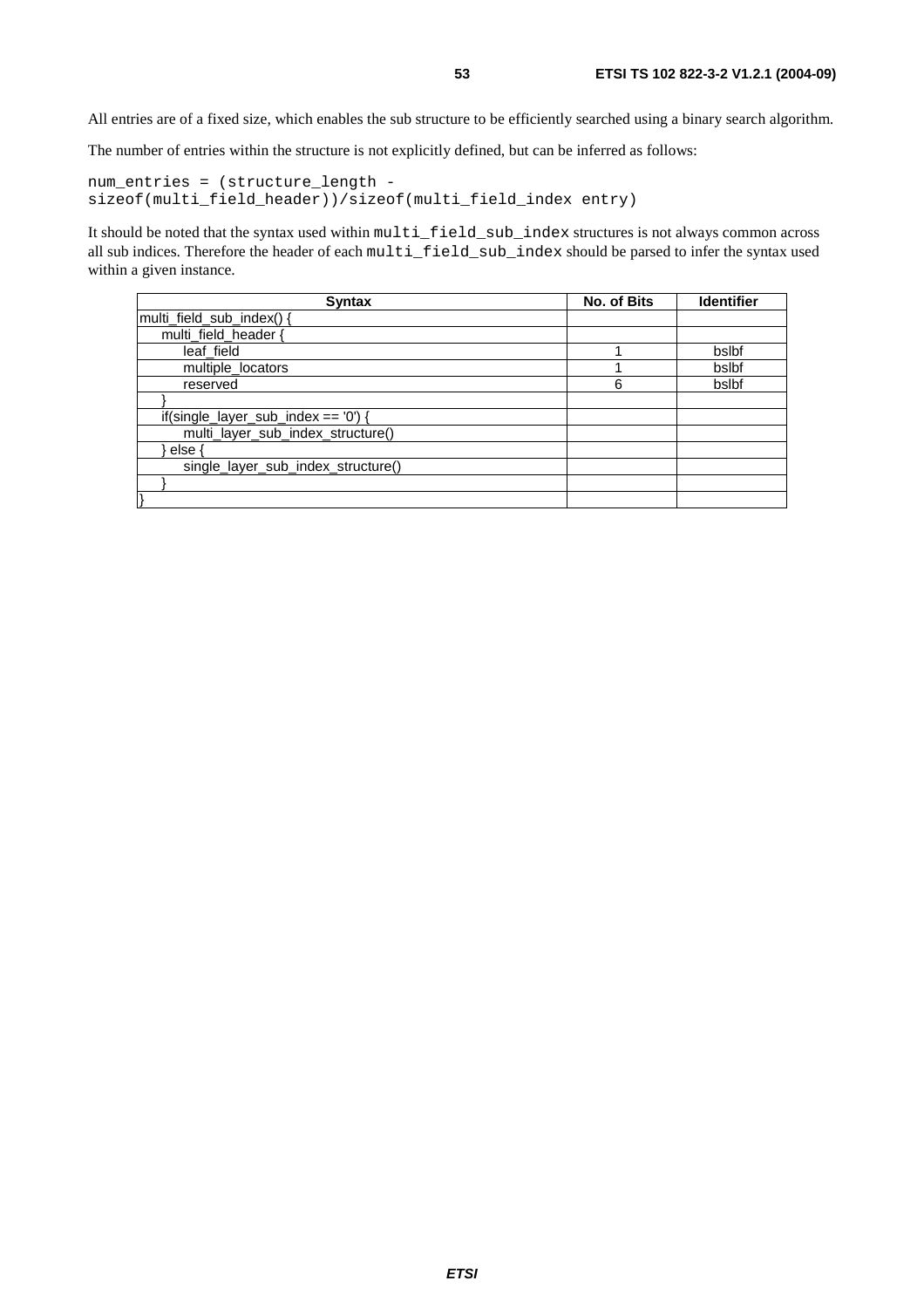All entries are of a fixed size, which enables the sub structure to be efficiently searched using a binary search algorithm.

The number of entries within the structure is not explicitly defined, but can be inferred as follows:

```
num_entries = (structure_length -
sizeof(multi_field_header))/sizeof(multi_field_index entry)
```

It should be noted that the syntax used within `multi_field_sub_index` structures is not always common across all sub indices. Therefore the header of each `multi_field_sub_index` should be parsed to infer the syntax used within a given instance.

| Syntax | No. of Bits | Identifier |
|---|---|---|
| multi_field_sub_index() { | | |
| &nbsp;&nbsp;&nbsp;&nbsp;multi_field_header { | | |
| &nbsp;&nbsp;&nbsp;&nbsp;&nbsp;&nbsp;&nbsp;&nbsp;leaf_field | 1 | bslbf |
| &nbsp;&nbsp;&nbsp;&nbsp;&nbsp;&nbsp;&nbsp;&nbsp;multiple_locators | 1 | bslbf |
| &nbsp;&nbsp;&nbsp;&nbsp;&nbsp;&nbsp;&nbsp;&nbsp;reserved | 6 | bslbf |
| &nbsp;&nbsp;&nbsp;&nbsp;} | | |
| &nbsp;&nbsp;&nbsp;&nbsp;if(single_layer_sub_index == '0') { | | |
| &nbsp;&nbsp;&nbsp;&nbsp;&nbsp;&nbsp;&nbsp;&nbsp;multi_layer_sub_index_structure() | | |
| &nbsp;&nbsp;&nbsp;&nbsp;} else { | | |
| &nbsp;&nbsp;&nbsp;&nbsp;&nbsp;&nbsp;&nbsp;&nbsp;single_layer_sub_index_structure() | | |
| &nbsp;&nbsp;&nbsp;&nbsp;} | | |
| } | | |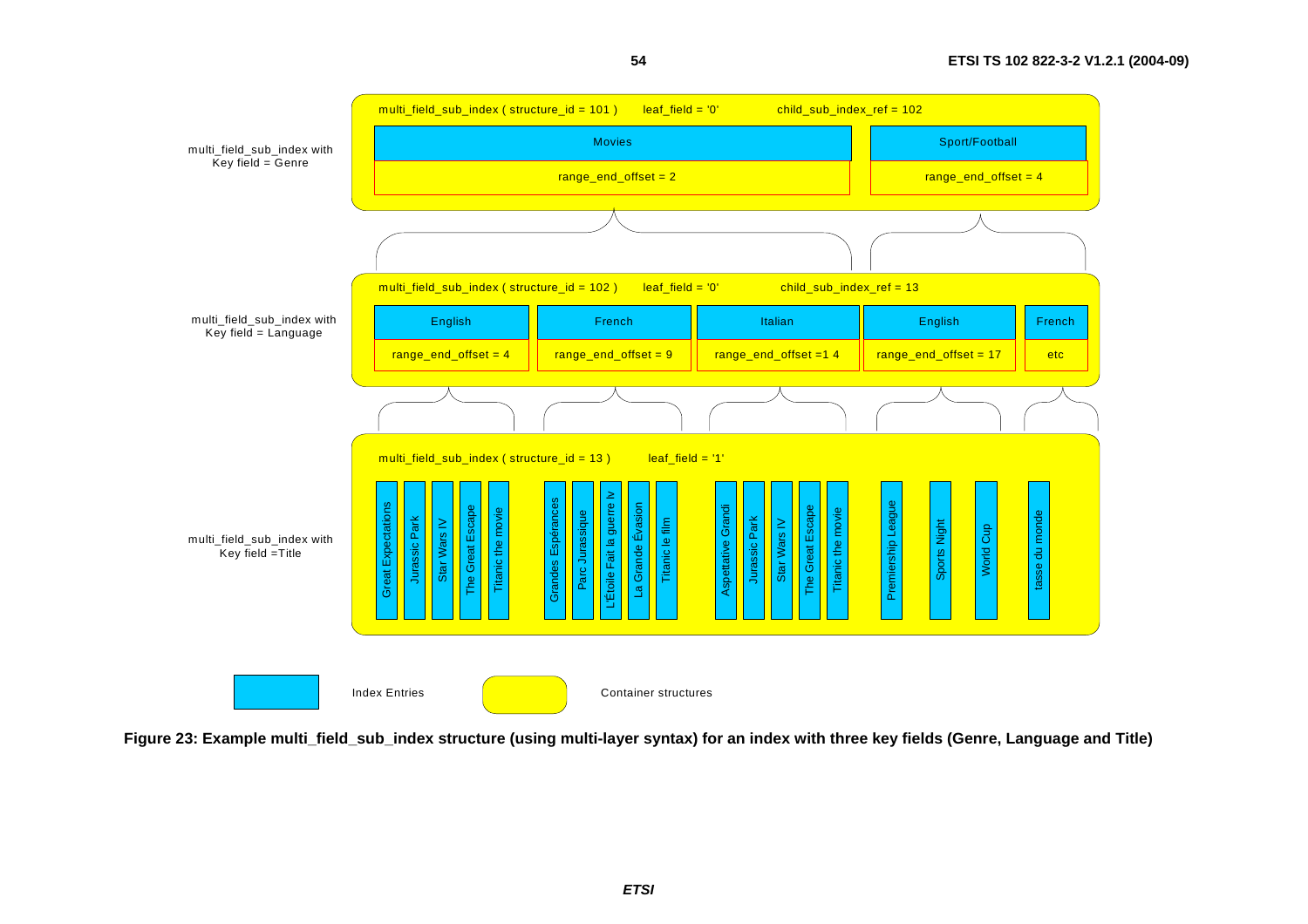multi_field_sub_index with Key field = Genre

multi_field_sub_index ( structure_id = 101 ) leaf_field = '0' child_sub_index_ref = 102

| Movies | Sport/Football |
|---|---|
| range_end_offset = 2 | range_end_offset = 4 |

multi_field_sub_index with Key field = Language

multi_field_sub_index ( structure_id = 102 ) leaf_field = '0' child_sub_index_ref = 13

| English | French | Italian | English | French |
|---|---|---|---|---|
| range_end_offset = 4 | range_end_offset = 9 | range_end_offset =1 4 | range_end_offset = 17 | etc |

multi_field_sub_index with Key field =Title

multi_field_sub_index ( structure_id = 13 ) leaf_field = '1'

Great Expectations, Jurassic Park, Star Wars IV, The Great Escape, Titanic the movie, Grandes Espérances, Parc Jurassique, L'Étoile Fait la guerre Iv, La Grande Évasion, Titanic le film, Aspettative Grandi, Jurassic Park, Star Wars IV, The Great Escape, Titanic the movie, Premiership League, Sports Night, World Cup, tasse du monde

Index Entries

Container structures

**Figure 23: Example multi_field_sub_index structure (using multi-layer syntax) for an index with three key fields (Genre, Language and Title)**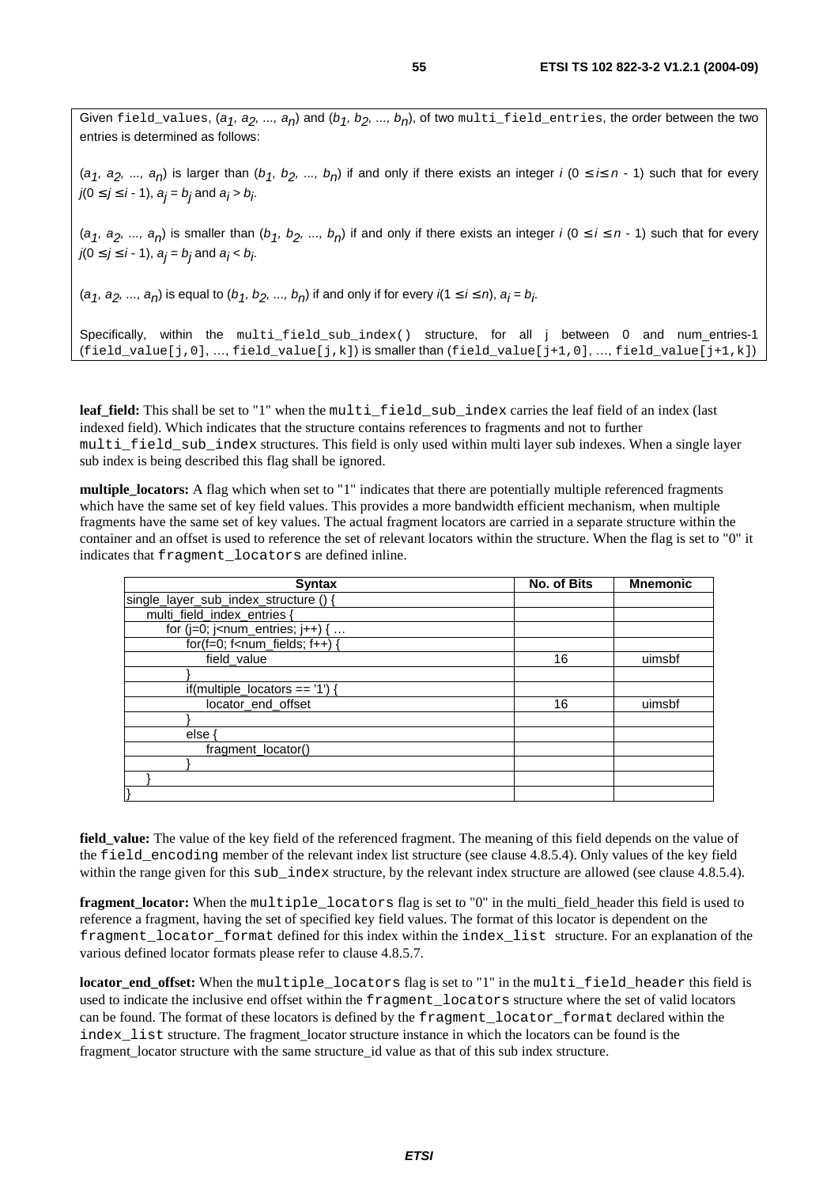Given field_values, $(a_1, a_2, ..., a_n)$ and $(b_1, b_2, ..., b_n)$, of two multi_field_entries, the order between the two entries is determined as follows:

$(a_1, a_2, ..., a_n)$ is larger than $(b_1, b_2, ..., b_n)$ if and only if there exists an integer $i$ $(0 \le i \le n - 1)$ such that for every $j(0 \le j \le i - 1)$, $a_j = b_j$ and $a_i > b_i$.

$(a_1, a_2, ..., a_n)$ is smaller than $(b_1, b_2, ..., b_n)$ if and only if there exists an integer $i$ $(0 \le i \le n - 1)$ such that for every $j(0 \le j \le i - 1)$, $a_j = b_j$ and $a_i < b_i$.

$(a_1, a_2, ..., a_n)$ is equal to $(b_1, b_2, ..., b_n)$ if and only if for every $i(1 \le i \le n)$, $a_i = b_i$.

Specifically, within the multi_field_sub_index() structure, for all j between 0 and num_entries-1 (field_value[j,0], ..., field_value[j,k]) is smaller than (field_value[j+1,0], ..., field_value[j+1,k])

**leaf_field:** This shall be set to "1" when the multi_field_sub_index carries the leaf field of an index (last indexed field). Which indicates that the structure contains references to fragments and not to further multi_field_sub_index structures. This field is only used within multi layer sub indexes. When a single layer sub index is being described this flag shall be ignored.

**multiple_locators:** A flag which when set to "1" indicates that there are potentially multiple referenced fragments which have the same set of key field values. This provides a more bandwidth efficient mechanism, when multiple fragments have the same set of key values. The actual fragment locators are carried in a separate structure within the container and an offset is used to reference the set of relevant locators within the structure. When the flag is set to "0" it indicates that fragment_locators are defined inline.

| Syntax | No. of Bits | Mnemonic |
|---|---|---|
| single_layer_sub_index_structure () { | | |
| multi_field_index_entries { | | |
| for (j=0; j<num_entries; j++) { ... | | |
| for(f=0; f<num_fields; f++) { | | |
| field_value | 16 | uimsbf |
| } | | |
| if(multiple_locators == '1') { | | |
| locator_end_offset | 16 | uimsbf |
| } | | |
| else { | | |
| fragment_locator() | | |
| } | | |
| } | | |
| } | | |

**field_value:** The value of the key field of the referenced fragment. The meaning of this field depends on the value of the field_encoding member of the relevant index list structure (see clause 4.8.5.4). Only values of the key field within the range given for this sub_index structure, by the relevant index structure are allowed (see clause 4.8.5.4).

**fragment_locator:** When the multiple_locators flag is set to "0" in the multi_field_header this field is used to reference a fragment, having the set of specified key field values. The format of this locator is dependent on the fragment_locator_format defined for this index within the index_list structure. For an explanation of the various defined locator formats please refer to clause 4.8.5.7.

**locator_end_offset:** When the multiple_locators flag is set to "1" in the multi_field_header this field is used to indicate the inclusive end offset within the fragment_locators structure where the set of valid locators can be found. The format of these locators is defined by the fragment_locator_format declared within the index_list structure. The fragment_locator structure instance in which the locators can be found is the fragment_locator structure with the same structure_id value as that of this sub index structure.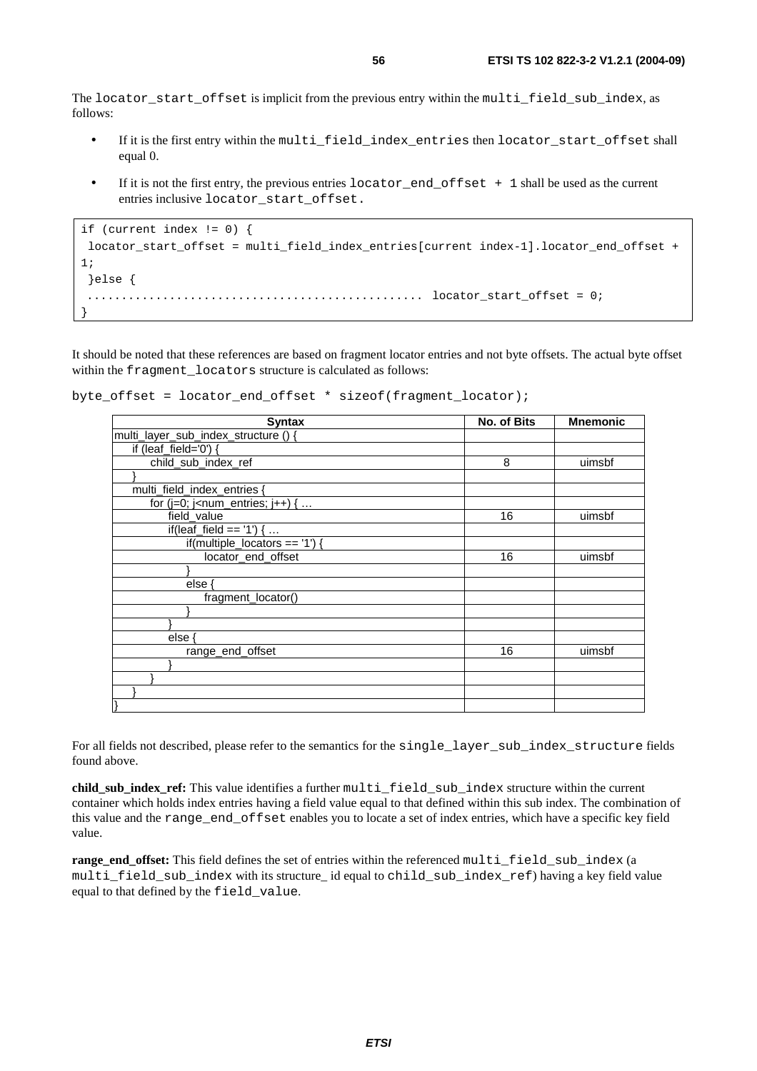The `locator_start_offset` is implicit from the previous entry within the `multi_field_sub_index`, as follows:

- If it is the first entry within the `multi_field_index_entries` then `locator_start_offset` shall equal 0.
- If it is not the first entry, the previous entries `locator_end_offset + 1` shall be used as the current entries inclusive `locator_start_offset.`

```
if (current index != 0) {
 locator_start_offset = multi_field_index_entries[current index-1].locator_end_offset +
1;
 }else {
 ................................................ locator_start_offset = 0;
}
```

It should be noted that these references are based on fragment locator entries and not byte offsets. The actual byte offset within the `fragment_locators` structure is calculated as follows:

```
byte_offset = locator_end_offset * sizeof(fragment_locator);
```

| Syntax | No. of Bits | Mnemonic |
|---|---|---|
| multi_layer_sub_index_structure () { | | |
| &nbsp;&nbsp;&nbsp;&nbsp;if (leaf_field='0') { | | |
| &nbsp;&nbsp;&nbsp;&nbsp;&nbsp;&nbsp;&nbsp;&nbsp;child_sub_index_ref | 8 | uimsbf |
| &nbsp;&nbsp;&nbsp;&nbsp;} | | |
| &nbsp;&nbsp;&nbsp;&nbsp;multi_field_index_entries { | | |
| &nbsp;&nbsp;&nbsp;&nbsp;&nbsp;&nbsp;&nbsp;&nbsp;for (j=0; j<num_entries; j++) { … | | |
| &nbsp;&nbsp;&nbsp;&nbsp;&nbsp;&nbsp;&nbsp;&nbsp;&nbsp;&nbsp;&nbsp;&nbsp;field_value | 16 | uimsbf |
| &nbsp;&nbsp;&nbsp;&nbsp;&nbsp;&nbsp;&nbsp;&nbsp;&nbsp;&nbsp;&nbsp;&nbsp;if(leaf_field == '1') { … | | |
| &nbsp;&nbsp;&nbsp;&nbsp;&nbsp;&nbsp;&nbsp;&nbsp;&nbsp;&nbsp;&nbsp;&nbsp;&nbsp;&nbsp;&nbsp;&nbsp;if(multiple_locators == '1') { | | |
| &nbsp;&nbsp;&nbsp;&nbsp;&nbsp;&nbsp;&nbsp;&nbsp;&nbsp;&nbsp;&nbsp;&nbsp;&nbsp;&nbsp;&nbsp;&nbsp;&nbsp;&nbsp;&nbsp;&nbsp;locator_end_offset | 16 | uimsbf |
| &nbsp;&nbsp;&nbsp;&nbsp;&nbsp;&nbsp;&nbsp;&nbsp;&nbsp;&nbsp;&nbsp;&nbsp;&nbsp;&nbsp;&nbsp;&nbsp;} | | |
| &nbsp;&nbsp;&nbsp;&nbsp;&nbsp;&nbsp;&nbsp;&nbsp;&nbsp;&nbsp;&nbsp;&nbsp;&nbsp;&nbsp;&nbsp;&nbsp;else { | | |
| &nbsp;&nbsp;&nbsp;&nbsp;&nbsp;&nbsp;&nbsp;&nbsp;&nbsp;&nbsp;&nbsp;&nbsp;&nbsp;&nbsp;&nbsp;&nbsp;&nbsp;&nbsp;&nbsp;&nbsp;fragment_locator() | | |
| &nbsp;&nbsp;&nbsp;&nbsp;&nbsp;&nbsp;&nbsp;&nbsp;&nbsp;&nbsp;&nbsp;&nbsp;&nbsp;&nbsp;&nbsp;&nbsp;} | | |
| &nbsp;&nbsp;&nbsp;&nbsp;&nbsp;&nbsp;&nbsp;&nbsp;&nbsp;&nbsp;&nbsp;&nbsp;} | | |
| &nbsp;&nbsp;&nbsp;&nbsp;&nbsp;&nbsp;&nbsp;&nbsp;&nbsp;&nbsp;&nbsp;&nbsp;else { | | |
| &nbsp;&nbsp;&nbsp;&nbsp;&nbsp;&nbsp;&nbsp;&nbsp;&nbsp;&nbsp;&nbsp;&nbsp;&nbsp;&nbsp;&nbsp;&nbsp;range_end_offset | 16 | uimsbf |
| &nbsp;&nbsp;&nbsp;&nbsp;&nbsp;&nbsp;&nbsp;&nbsp;&nbsp;&nbsp;&nbsp;&nbsp;} | | |
| &nbsp;&nbsp;&nbsp;&nbsp;&nbsp;&nbsp;&nbsp;&nbsp;} | | |
| &nbsp;&nbsp;&nbsp;&nbsp;} | | |
| } | | |

For all fields not described, please refer to the semantics for the `single_layer_sub_index_structure` fields found above.

**child_sub_index_ref:** This value identifies a further `multi_field_sub_index` structure within the current container which holds index entries having a field value equal to that defined within this sub index. The combination of this value and the `range_end_offset` enables you to locate a set of index entries, which have a specific key field value.

**range_end_offset:** This field defines the set of entries within the referenced `multi_field_sub_index` (a `multi_field_sub_index` with its structure_ id equal to `child_sub_index_ref`) having a key field value equal to that defined by the `field_value`.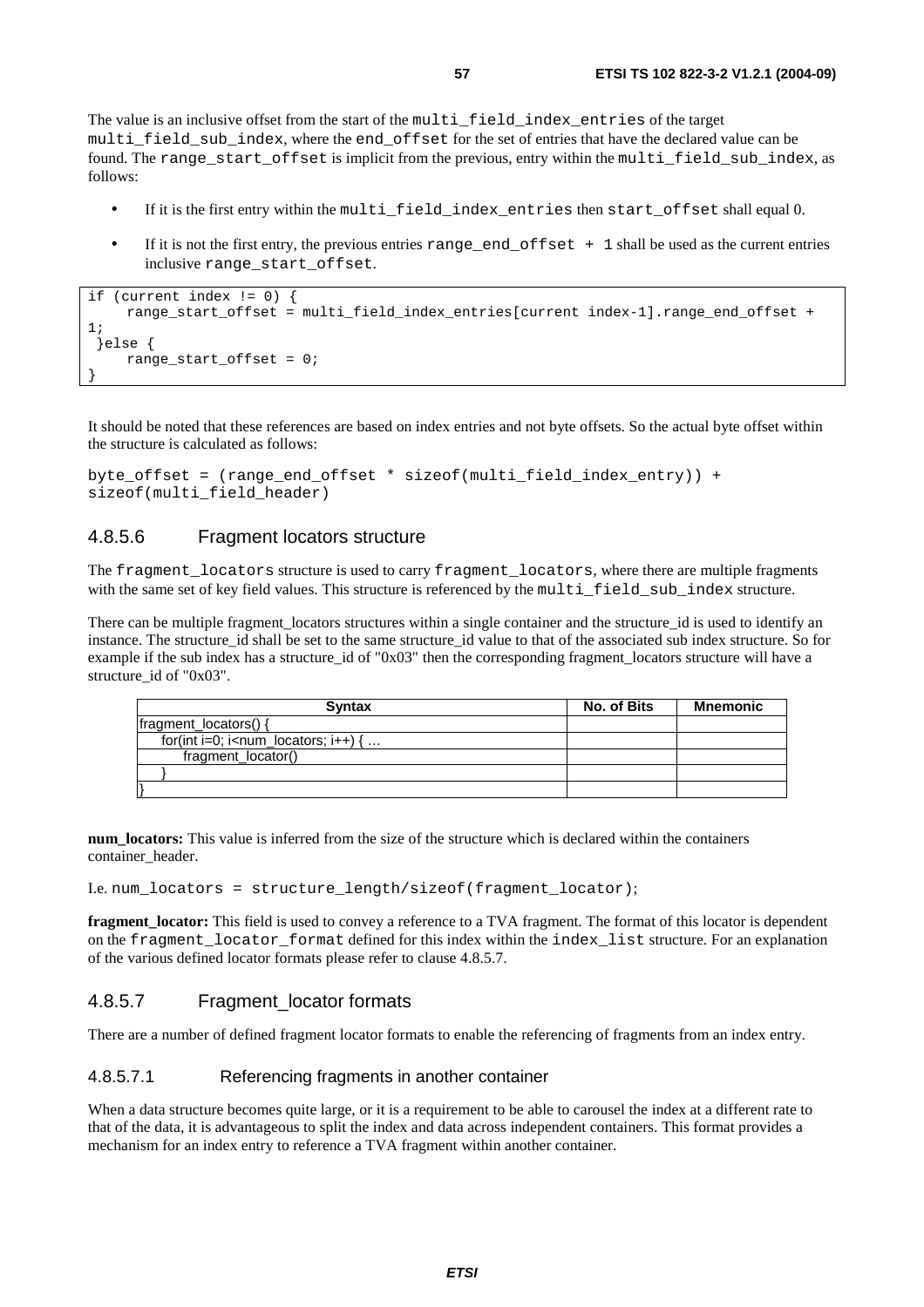The value is an inclusive offset from the start of the multi_field_index_entries of the target multi_field_sub_index, where the end_offset for the set of entries that have the declared value can be found. The range_start_offset is implicit from the previous, entry within the multi_field_sub_index, as follows:

- If it is the first entry within the multi_field_index_entries then start_offset shall equal 0.
- If it is not the first entry, the previous entries range_end_offset + 1 shall be used as the current entries inclusive range_start_offset.

```
if (current index != 0) {
     range_start_offset = multi_field_index_entries[current index-1].range_end_offset + 1;
 }else {
     range_start_offset = 0;
}
```

It should be noted that these references are based on index entries and not byte offsets. So the actual byte offset within the structure is calculated as follows:

```
byte_offset = (range_end_offset * sizeof(multi_field_index_entry)) + sizeof(multi_field_header)
```

### 4.8.5.6 Fragment locators structure

The fragment_locators structure is used to carry fragment_locators, where there are multiple fragments with the same set of key field values. This structure is referenced by the multi_field_sub_index structure.

There can be multiple fragment_locators structures within a single container and the structure_id is used to identify an instance. The structure_id shall be set to the same structure_id value to that of the associated sub index structure. So for example if the sub index has a structure_id of "0x03" then the corresponding fragment_locators structure will have a structure_id of "0x03".

| Syntax | No. of Bits | Mnemonic |
|---|---|---|
| fragment_locators() { | | |
| for(int i=0; i<num_locators; i++) { … | | |
| fragment_locator() | | |
| } | | |
| } | | |

**num_locators:** This value is inferred from the size of the structure which is declared within the containers container_header.

I.e. num_locators = structure_length/sizeof(fragment_locator);

**fragment_locator:** This field is used to convey a reference to a TVA fragment. The format of this locator is dependent on the fragment_locator_format defined for this index within the index_list structure. For an explanation of the various defined locator formats please refer to clause 4.8.5.7.

### 4.8.5.7 Fragment_locator formats

There are a number of defined fragment locator formats to enable the referencing of fragments from an index entry.

#### 4.8.5.7.1 Referencing fragments in another container

When a data structure becomes quite large, or it is a requirement to be able to carousel the index at a different rate to that of the data, it is advantageous to split the index and data across independent containers. This format provides a mechanism for an index entry to reference a TVA fragment within another container.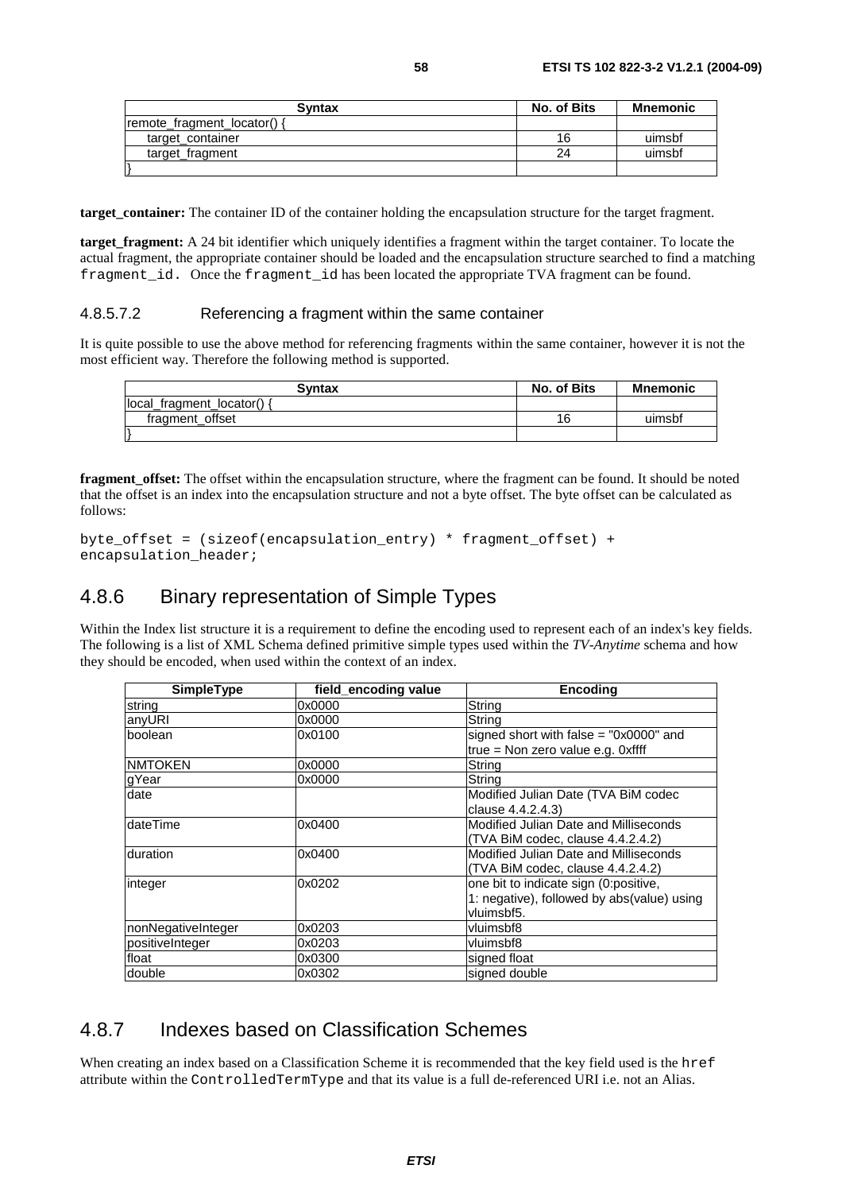| Syntax | No. of Bits | Mnemonic |
| --- | --- | --- |
| remote_fragment_locator() { | | |
| target_container | 16 | uimsbf |
| target_fragment | 24 | uimsbf |
| } | | |

**target_container:** The container ID of the container holding the encapsulation structure for the target fragment.

**target_fragment:** A 24 bit identifier which uniquely identifies a fragment within the target container. To locate the actual fragment, the appropriate container should be loaded and the encapsulation structure searched to find a matching `fragment_id`. Once the `fragment_id` has been located the appropriate TVA fragment can be found.

#### 4.8.5.7.2 Referencing a fragment within the same container

It is quite possible to use the above method for referencing fragments within the same container, however it is not the most efficient way. Therefore the following method is supported.

| Syntax | No. of Bits | Mnemonic |
| --- | --- | --- |
| local_fragment_locator() { | | |
| fragment_offset | 16 | uimsbf |
| } | | |

**fragment_offset:** The offset within the encapsulation structure, where the fragment can be found. It should be noted that the offset is an index into the encapsulation structure and not a byte offset. The byte offset can be calculated as follows:

```
byte_offset = (sizeof(encapsulation_entry) * fragment_offset) + 
encapsulation_header;
```

## 4.8.6 Binary representation of Simple Types

Within the Index list structure it is a requirement to define the encoding used to represent each of an index's key fields. The following is a list of XML Schema defined primitive simple types used within the *TV-Anytime* schema and how they should be encoded, when used within the context of an index.

| SimpleType | field_encoding value | Encoding |
| --- | --- | --- |
| string | 0x0000 | String |
| anyURI | 0x0000 | String |
| boolean | 0x0100 | signed short with false = "0x0000" and true = Non zero value e.g. 0xffff |
| NMTOKEN | 0x0000 | String |
| gYear | 0x0000 | String |
| date | | Modified Julian Date (TVA BiM codec clause 4.4.2.4.3) |
| dateTime | 0x0400 | Modified Julian Date and Milliseconds (TVA BiM codec, clause 4.4.2.4.2) |
| duration | 0x0400 | Modified Julian Date and Milliseconds (TVA BiM codec, clause 4.4.2.4.2) |
| integer | 0x0202 | one bit to indicate sign (0:positive, 1: negative), followed by abs(value) using vluimsbf5. |
| nonNegativeInteger | 0x0203 | vluimsbf8 |
| positiveInteger | 0x0203 | vluimsbf8 |
| float | 0x0300 | signed float |
| double | 0x0302 | signed double |

## 4.8.7 Indexes based on Classification Schemes

When creating an index based on a Classification Scheme it is recommended that the key field used is the `href` attribute within the `ControlledTermType` and that its value is a full de-referenced URI i.e. not an Alias.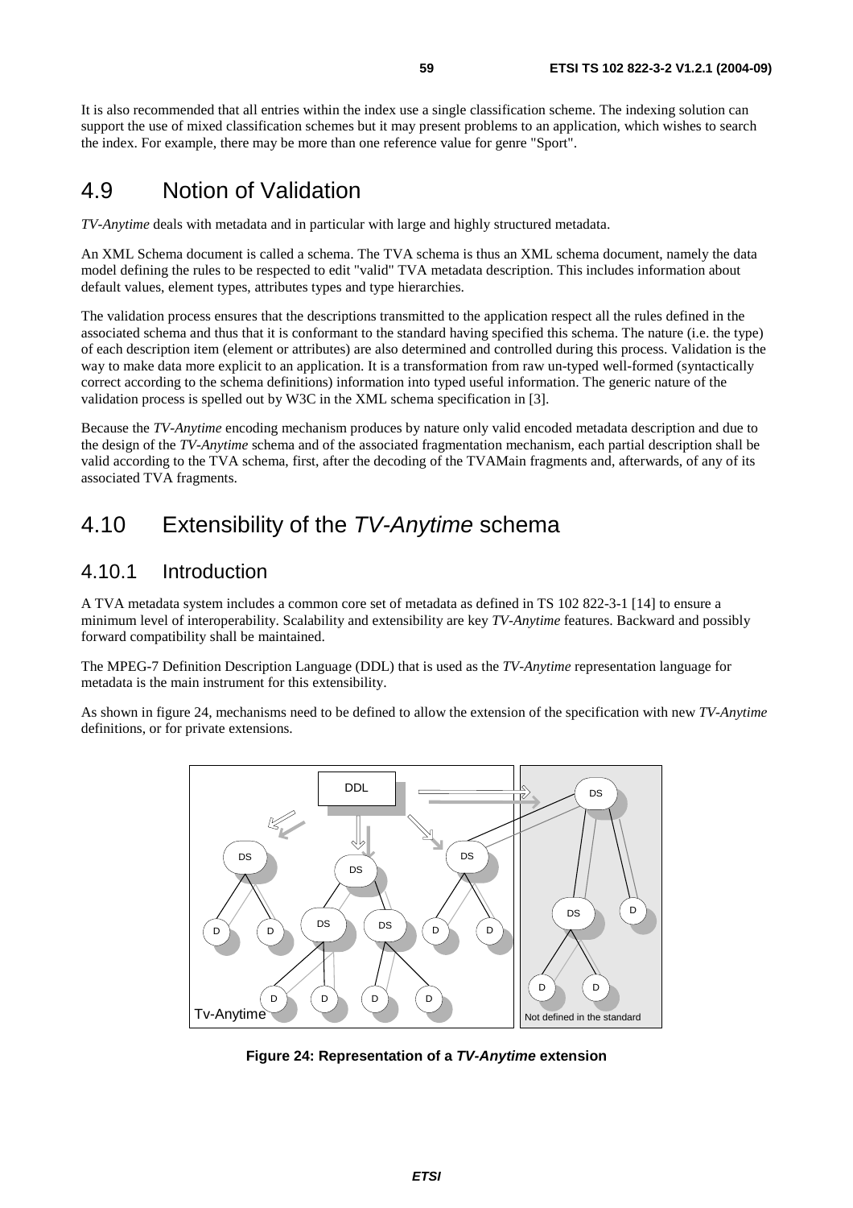It is also recommended that all entries within the index use a single classification scheme. The indexing solution can support the use of mixed classification schemes but it may present problems to an application, which wishes to search the index. For example, there may be more than one reference value for genre "Sport".

## 4.9 Notion of Validation

*TV-Anytime* deals with metadata and in particular with large and highly structured metadata.

An XML Schema document is called a schema. The TVA schema is thus an XML schema document, namely the data model defining the rules to be respected to edit "valid" TVA metadata description. This includes information about default values, element types, attributes types and type hierarchies.

The validation process ensures that the descriptions transmitted to the application respect all the rules defined in the associated schema and thus that it is conformant to the standard having specified this schema. The nature (i.e. the type) of each description item (element or attributes) are also determined and controlled during this process. Validation is the way to make data more explicit to an application. It is a transformation from raw un-typed well-formed (syntactically correct according to the schema definitions) information into typed useful information. The generic nature of the validation process is spelled out by W3C in the XML schema specification in [3].

Because the *TV-Anytime* encoding mechanism produces by nature only valid encoded metadata description and due to the design of the *TV-Anytime* schema and of the associated fragmentation mechanism, each partial description shall be valid according to the TVA schema, first, after the decoding of the TVAMain fragments and, afterwards, of any of its associated TVA fragments.

## 4.10 Extensibility of the *TV-Anytime* schema

### 4.10.1 Introduction

A TVA metadata system includes a common core set of metadata as defined in TS 102 822-3-1 [14] to ensure a minimum level of interoperability. Scalability and extensibility are key *TV-Anytime* features. Backward and possibly forward compatibility shall be maintained.

The MPEG-7 Definition Description Language (DDL) that is used as the *TV-Anytime* representation language for metadata is the main instrument for this extensibility.

As shown in figure 24, mechanisms need to be defined to allow the extension of the specification with new *TV-Anytime* definitions, or for private extensions.

**Figure 24: Representation of a *TV-Anytime* extension**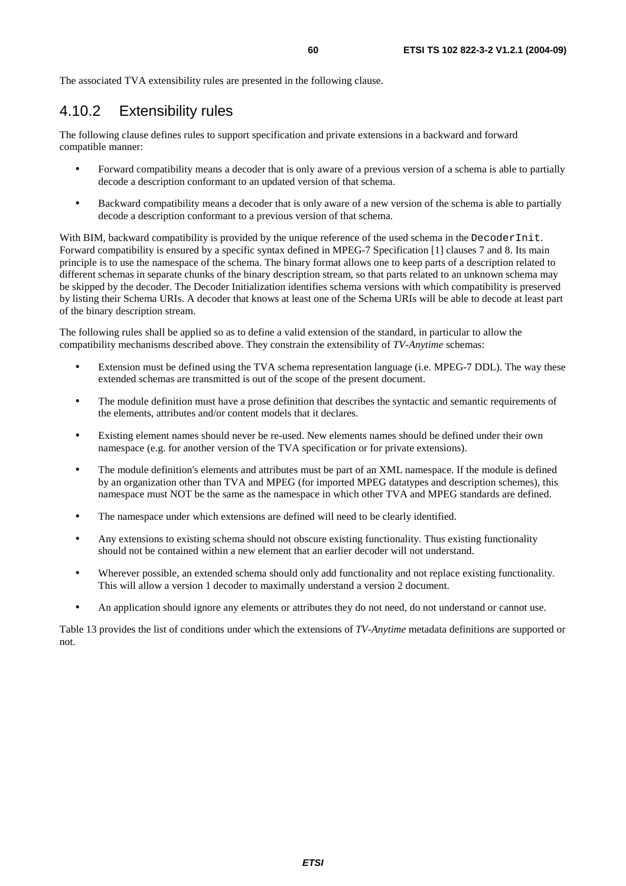The associated TVA extensibility rules are presented in the following clause.

### 4.10.2 Extensibility rules

The following clause defines rules to support specification and private extensions in a backward and forward compatible manner:

- Forward compatibility means a decoder that is only aware of a previous version of a schema is able to partially decode a description conformant to an updated version of that schema.
- Backward compatibility means a decoder that is only aware of a new version of the schema is able to partially decode a description conformant to a previous version of that schema.

With BIM, backward compatibility is provided by the unique reference of the used schema in the `DecoderInit`. Forward compatibility is ensured by a specific syntax defined in MPEG-7 Specification [1] clauses 7 and 8. Its main principle is to use the namespace of the schema. The binary format allows one to keep parts of a description related to different schemas in separate chunks of the binary description stream, so that parts related to an unknown schema may be skipped by the decoder. The Decoder Initialization identifies schema versions with which compatibility is preserved by listing their Schema URIs. A decoder that knows at least one of the Schema URIs will be able to decode at least part of the binary description stream.

The following rules shall be applied so as to define a valid extension of the standard, in particular to allow the compatibility mechanisms described above. They constrain the extensibility of *TV-Anytime* schemas:

- Extension must be defined using the TVA schema representation language (i.e. MPEG-7 DDL). The way these extended schemas are transmitted is out of the scope of the present document.
- The module definition must have a prose definition that describes the syntactic and semantic requirements of the elements, attributes and/or content models that it declares.
- Existing element names should never be re-used. New elements names should be defined under their own namespace (e.g. for another version of the TVA specification or for private extensions).
- The module definition's elements and attributes must be part of an XML namespace. If the module is defined by an organization other than TVA and MPEG (for imported MPEG datatypes and description schemes), this namespace must NOT be the same as the namespace in which other TVA and MPEG standards are defined.
- The namespace under which extensions are defined will need to be clearly identified.
- Any extensions to existing schema should not obscure existing functionality. Thus existing functionality should not be contained within a new element that an earlier decoder will not understand.
- Wherever possible, an extended schema should only add functionality and not replace existing functionality. This will allow a version 1 decoder to maximally understand a version 2 document.
- An application should ignore any elements or attributes they do not need, do not understand or cannot use.

Table 13 provides the list of conditions under which the extensions of *TV-Anytime* metadata definitions are supported or not.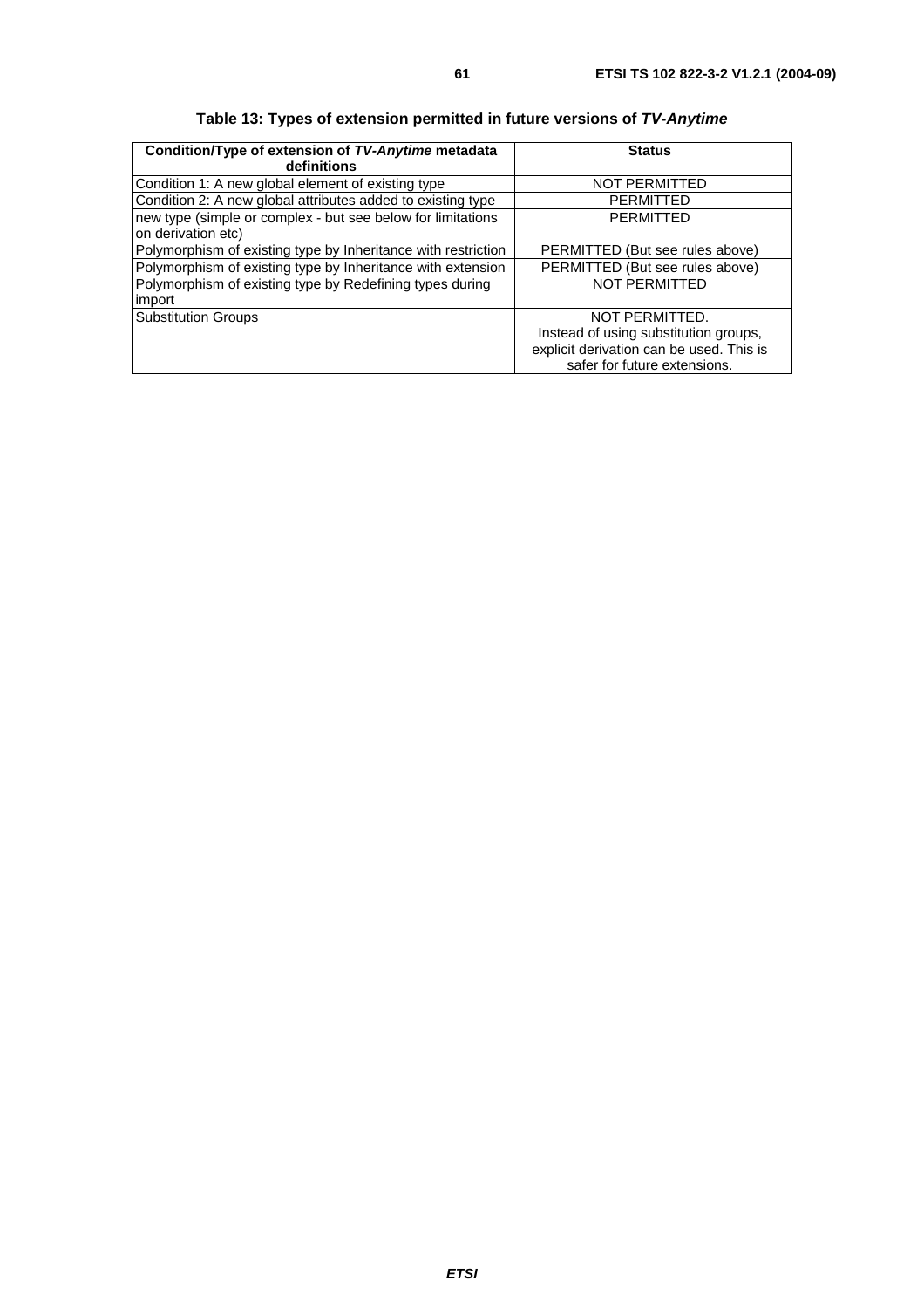**Table 13: Types of extension permitted in future versions of *TV-Anytime***

| Condition/Type of extension of *TV-Anytime* metadata definitions | Status |
| --- | --- |
| Condition 1: A new global element of existing type | NOT PERMITTED |
| Condition 2: A new global attributes added to existing type | PERMITTED |
| new type (simple or complex - but see below for limitations on derivation etc) | PERMITTED |
| Polymorphism of existing type by Inheritance with restriction | PERMITTED (But see rules above) |
| Polymorphism of existing type by Inheritance with extension | PERMITTED (But see rules above) |
| Polymorphism of existing type by Redefining types during import | NOT PERMITTED |
| Substitution Groups | NOT PERMITTED. Instead of using substitution groups, explicit derivation can be used. This is safer for future extensions. |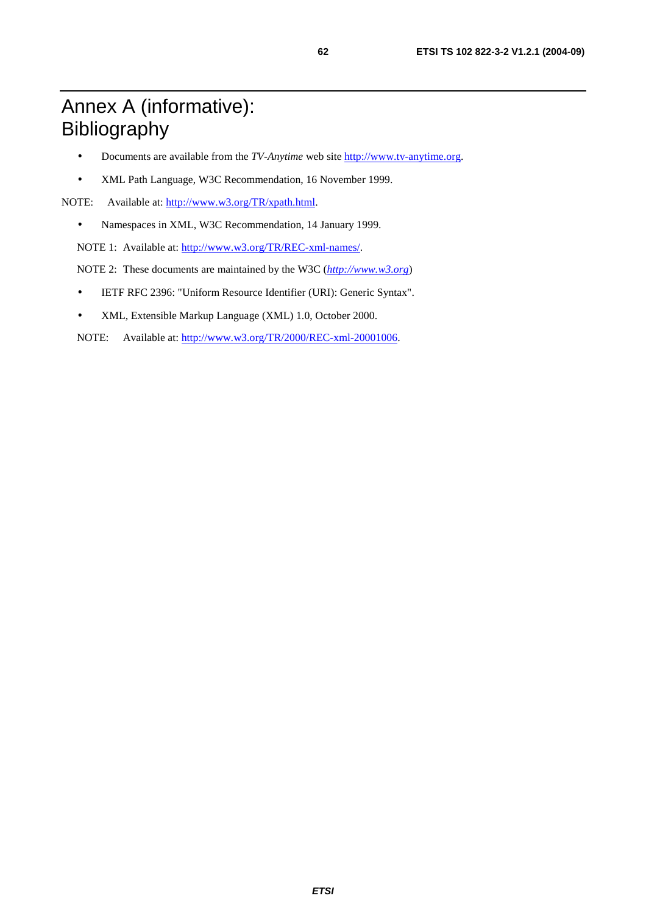# Annex A (informative): Bibliography

- Documents are available from the *TV-Anytime* web site http://www.tv-anytime.org.
- XML Path Language, W3C Recommendation, 16 November 1999.

NOTE: Available at: http://www.w3.org/TR/xpath.html.

- Namespaces in XML, W3C Recommendation, 14 January 1999.

NOTE 1: Available at: http://www.w3.org/TR/REC-xml-names/.

NOTE 2: These documents are maintained by the W3C (*http://www.w3.org*)

- IETF RFC 2396: "Uniform Resource Identifier (URI): Generic Syntax".
- XML, Extensible Markup Language (XML) 1.0, October 2000.

NOTE: Available at: http://www.w3.org/TR/2000/REC-xml-20001006.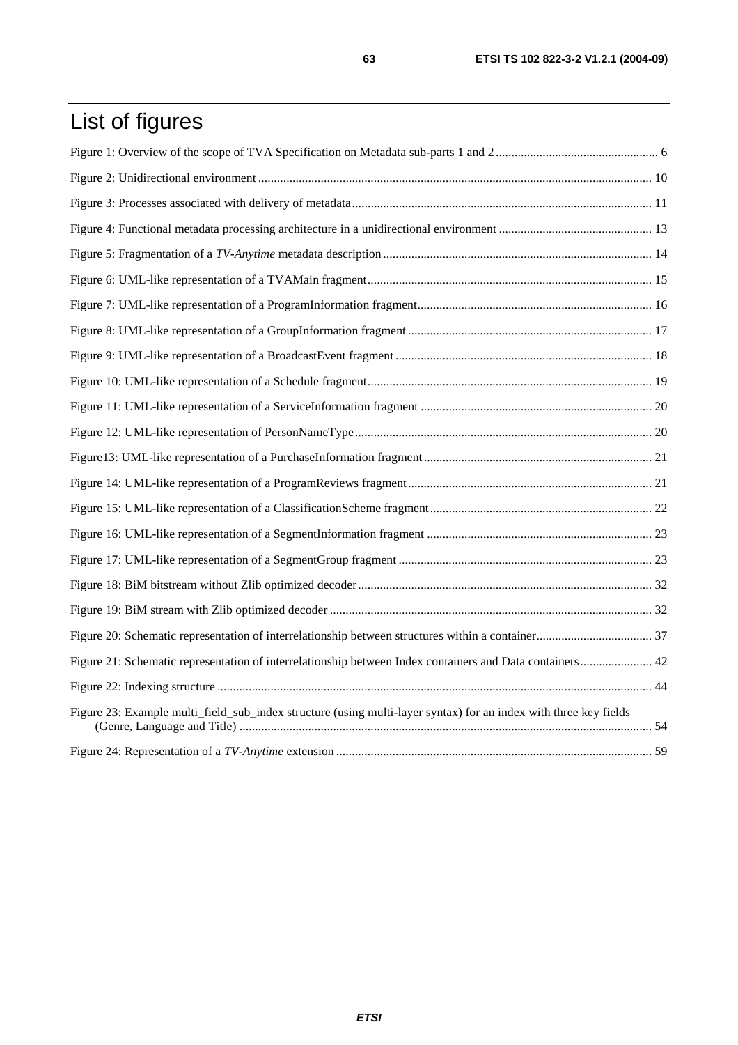# List of figures

Figure 1: Overview of the scope of TVA Specification on Metadata sub-parts 1 and 2 .................................................... 6

Figure 2: Unidirectional environment ............................................................................................................... 10

Figure 3: Processes associated with delivery of metadata ................................................................................. 11

Figure 4: Functional metadata processing architecture in a unidirectional environment ................................................. 13

Figure 5: Fragmentation of a *TV-Anytime* metadata description ..................................................................... 14

Figure 6: UML-like representation of a TVAMain fragment .......................................................................... 15

Figure 7: UML-like representation of a ProgramInformation fragment .......................................................... 16

Figure 8: UML-like representation of a GroupInformation fragment ............................................................. 17

Figure 9: UML-like representation of a BroadcastEvent fragment ................................................................. 18

Figure 10: UML-like representation of a Schedule fragment .......................................................................... 19

Figure 11: UML-like representation of a ServiceInformation fragment ......................................................... 20

Figure 12: UML-like representation of PersonNameType ............................................................................... 20

Figure13: UML-like representation of a PurchaseInformation fragment ........................................................ 21

Figure 14: UML-like representation of a ProgramReviews fragment ............................................................. 21

Figure 15: UML-like representation of a ClassificationScheme fragment ...................................................... 22

Figure 16: UML-like representation of a SegmentInformation fragment ....................................................... 23

Figure 17: UML-like representation of a SegmentGroup fragment ................................................................ 23

Figure 18: BiM bitstream without Zlib optimized decoder .............................................................................. 32

Figure 19: BiM stream with Zlib optimized decoder ....................................................................................... 32

Figure 20: Schematic representation of interrelationship between structures within a container ..................................... 37

Figure 21: Schematic representation of interrelationship between Index containers and Data containers ....................... 42

Figure 22: Indexing structure ........................................................................................................................... 44

Figure 23: Example multi_field_sub_index structure (using multi-layer syntax) for an index with three key fields (Genre, Language and Title) ........................................................................................................................... 54

Figure 24: Representation of a *TV-Anytime* extension .................................................................................. 59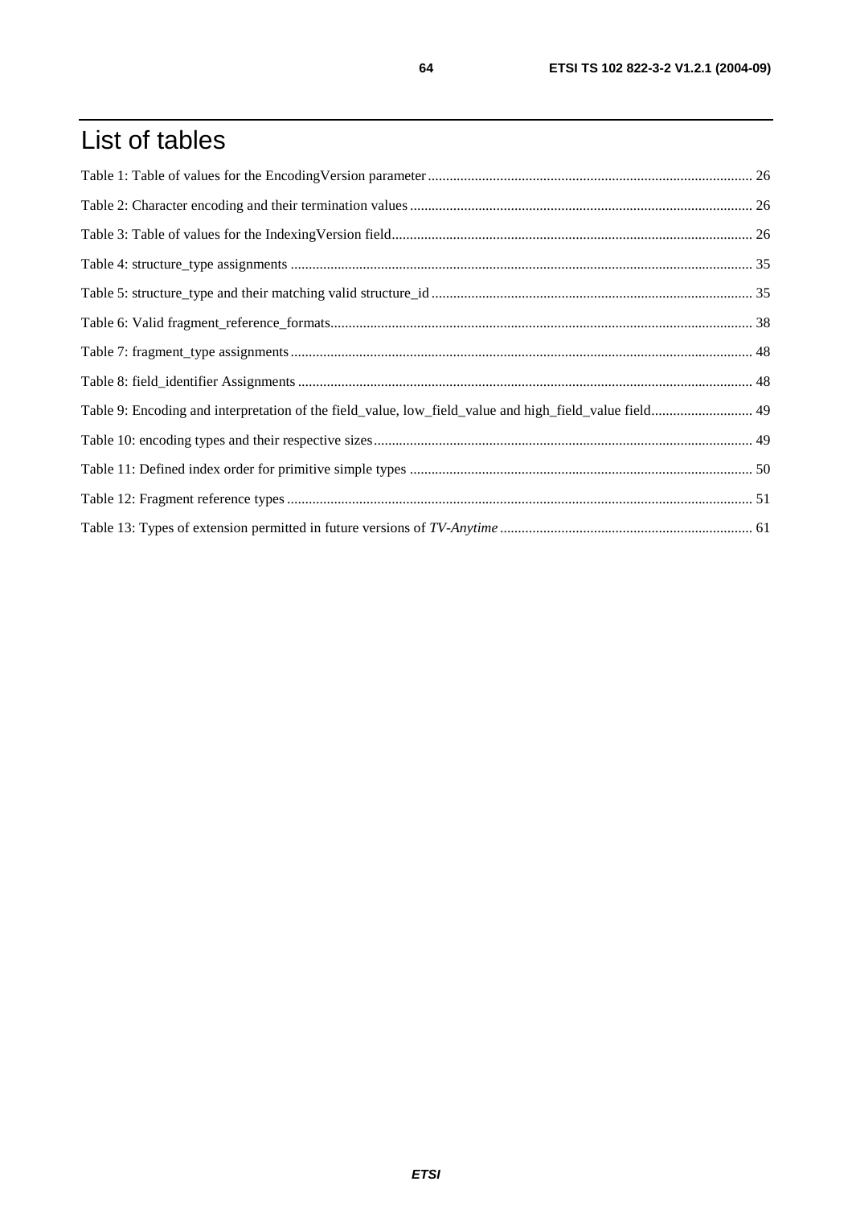# List of tables

Table 1: Table of values for the EncodingVersion parameter ........................................................................................... 26

Table 2: Character encoding and their termination values ............................................................................................... 26

Table 3: Table of values for the IndexingVersion field.................................................................................................... 26

Table 4: structure_type assignments ................................................................................................................................ 35

Table 5: structure_type and their matching valid structure_id ......................................................................................... 35

Table 6: Valid fragment_reference_formats..................................................................................................................... 38

Table 7: fragment_type assignments ................................................................................................................................ 48

Table 8: field_identifier Assignments .............................................................................................................................. 48

Table 9: Encoding and interpretation of the field_value, low_field_value and high_field_value field............................ 49

Table 10: encoding types and their respective sizes......................................................................................................... 49

Table 11: Defined index order for primitive simple types ............................................................................................... 50

Table 12: Fragment reference types ................................................................................................................................. 51

Table 13: Types of extension permitted in future versions of *TV-Anytime* ...................................................................... 61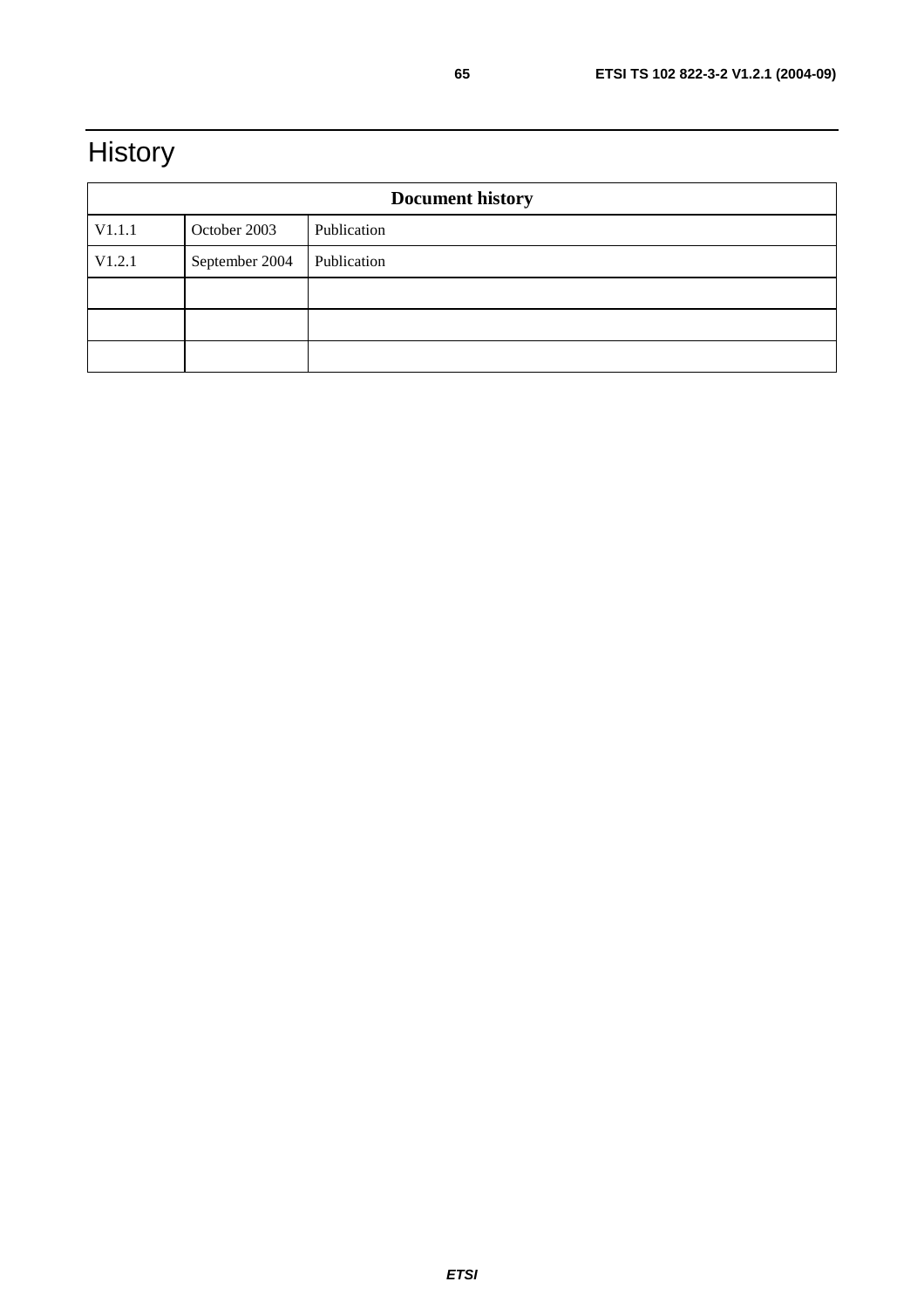# History

| Document history | | |
|---|---|---|
| V1.1.1 | October 2003 | Publication |
| V1.2.1 | September 2004 | Publication |
| | | |
| | | |
| | | |